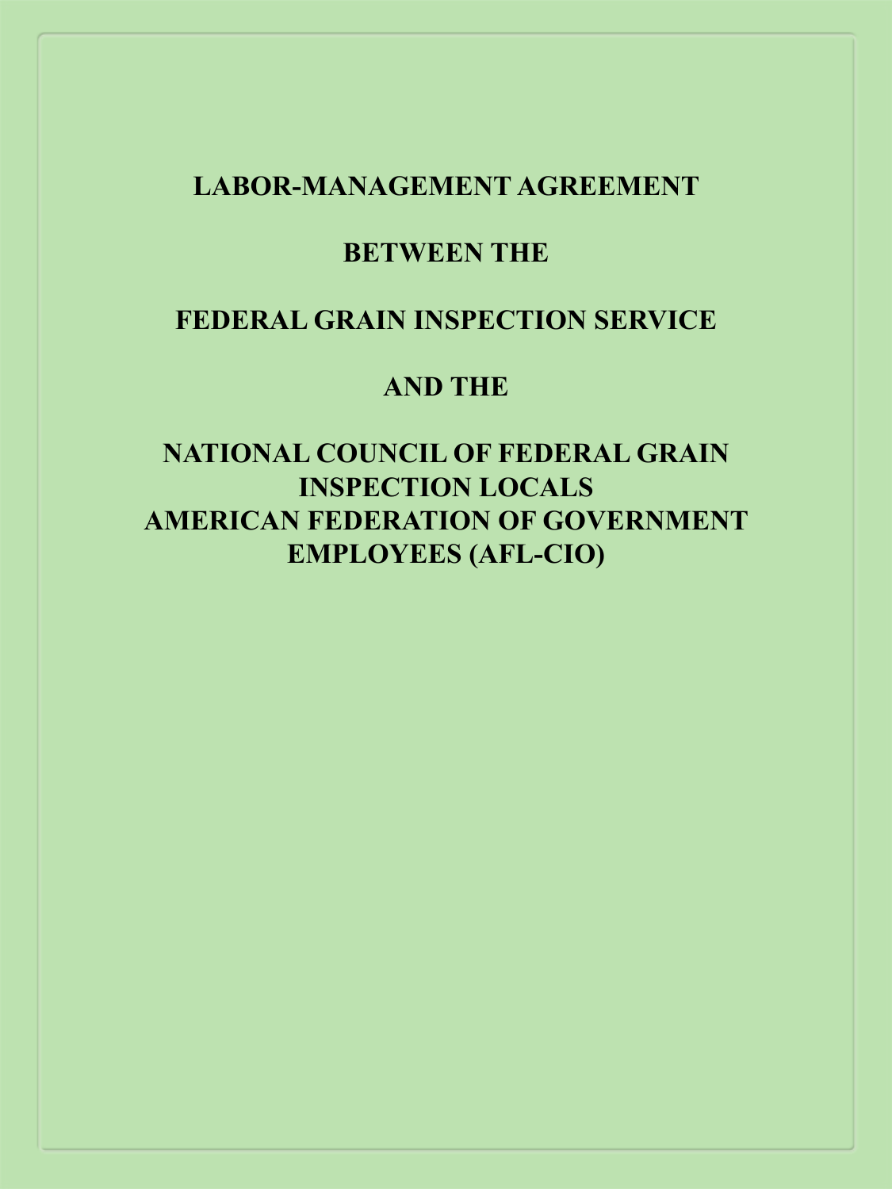# LABOR-MANAGEMENT AGREEMENT

## BETWEEN THE

## FEDERAL GRAIN INSPECTION SERVICE

## AND THE

## NATIONAL COUNCIL OF FEDERAL GRAIN INSPECTION LOCALS AMERICAN FEDERATION OF GOVERNMENT EMPLOYEES (AFL-CIO)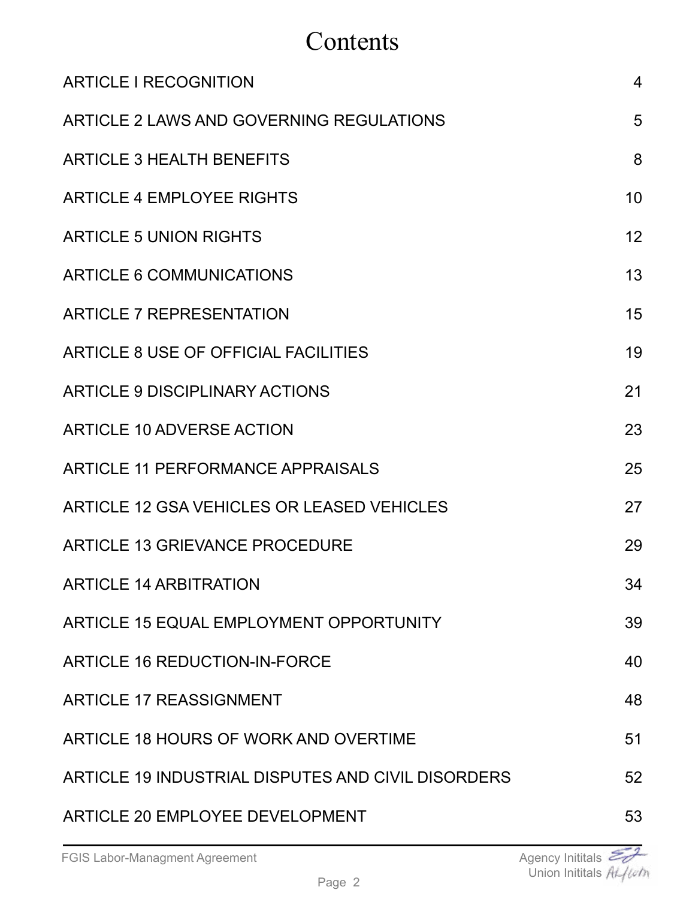# Contents

| | |
|---|---|
| ARTICLE I RECOGNITION | 4 |
| ARTICLE 2 LAWS AND GOVERNING REGULATIONS | 5 |
| ARTICLE 3 HEALTH BENEFITS | 8 |
| ARTICLE 4 EMPLOYEE RIGHTS | 10 |
| ARTICLE 5 UNION RIGHTS | 12 |
| ARTICLE 6 COMMUNICATIONS | 13 |
| ARTICLE 7 REPRESENTATION | 15 |
| ARTICLE 8 USE OF OFFICIAL FACILITIES | 19 |
| ARTICLE 9 DISCIPLINARY ACTIONS | 21 |
| ARTICLE 10 ADVERSE ACTION | 23 |
| ARTICLE 11 PERFORMANCE APPRAISALS | 25 |
| ARTICLE 12 GSA VEHICLES OR LEASED VEHICLES | 27 |
| ARTICLE 13 GRIEVANCE PROCEDURE | 29 |
| ARTICLE 14 ARBITRATION | 34 |
| ARTICLE 15 EQUAL EMPLOYMENT OPPORTUNITY | 39 |
| ARTICLE 16 REDUCTION-IN-FORCE | 40 |
| ARTICLE 17 REASSIGNMENT | 48 |
| ARTICLE 18 HOURS OF WORK AND OVERTIME | 51 |
| ARTICLE 19 INDUSTRIAL DISPUTES AND CIVIL DISORDERS | 52 |
| ARTICLE 20 EMPLOYEE DEVELOPMENT | 53 |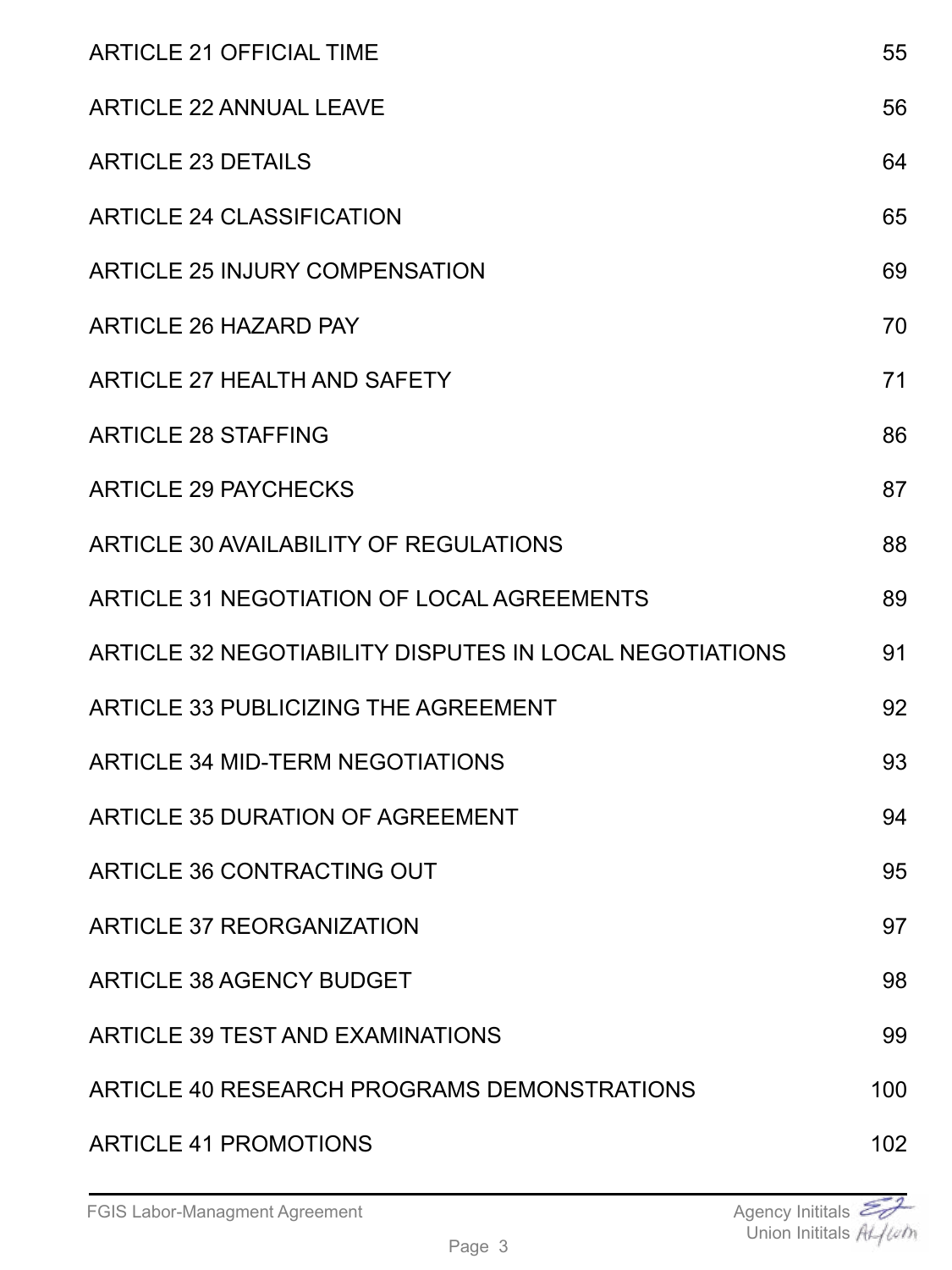| | |
|---|---|
| ARTICLE 21 OFFICIAL TIME | 55 |
| ARTICLE 22 ANNUAL LEAVE | 56 |
| ARTICLE 23 DETAILS | 64 |
| ARTICLE 24 CLASSIFICATION | 65 |
| ARTICLE 25 INJURY COMPENSATION | 69 |
| ARTICLE 26 HAZARD PAY | 70 |
| ARTICLE 27 HEALTH AND SAFETY | 71 |
| ARTICLE 28 STAFFING | 86 |
| ARTICLE 29 PAYCHECKS | 87 |
| ARTICLE 30 AVAILABILITY OF REGULATIONS | 88 |
| ARTICLE 31 NEGOTIATION OF LOCAL AGREEMENTS | 89 |
| ARTICLE 32 NEGOTIABILITY DISPUTES IN LOCAL NEGOTIATIONS | 91 |
| ARTICLE 33 PUBLICIZING THE AGREEMENT | 92 |
| ARTICLE 34 MID-TERM NEGOTIATIONS | 93 |
| ARTICLE 35 DURATION OF AGREEMENT | 94 |
| ARTICLE 36 CONTRACTING OUT | 95 |
| ARTICLE 37 REORGANIZATION | 97 |
| ARTICLE 38 AGENCY BUDGET | 98 |
| ARTICLE 39 TEST AND EXAMINATIONS | 99 |
| ARTICLE 40 RESEARCH PROGRAMS DEMONSTRATIONS | 100 |
| ARTICLE 41 PROMOTIONS | 102 |

Agency Inititals

Union Inititals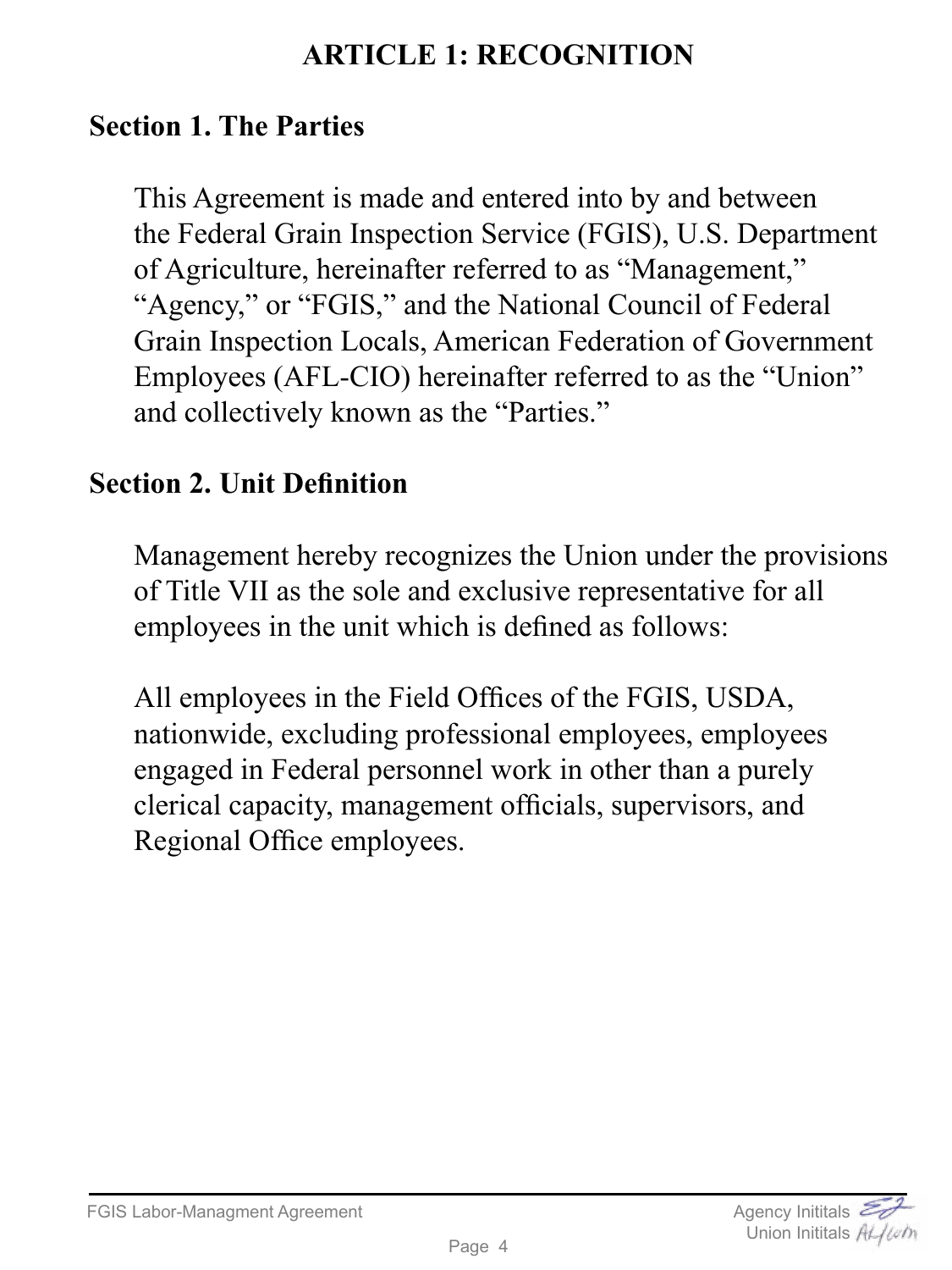# ARTICLE 1: RECOGNITION

## Section 1. The Parties

This Agreement is made and entered into by and between the Federal Grain Inspection Service (FGIS), U.S. Department of Agriculture, hereinafter referred to as "Management," "Agency," or "FGIS," and the National Council of Federal Grain Inspection Locals, American Federation of Government Employees (AFL-CIO) hereinafter referred to as the "Union" and collectively known as the "Parties."

## Section 2. Unit Definition

Management hereby recognizes the Union under the provisions of Title VII as the sole and exclusive representative for all employees in the unit which is defined as follows:

All employees in the Field Offices of the FGIS, USDA, nationwide, excluding professional employees, employees engaged in Federal personnel work in other than a purely clerical capacity, management officials, supervisors, and Regional Office employees.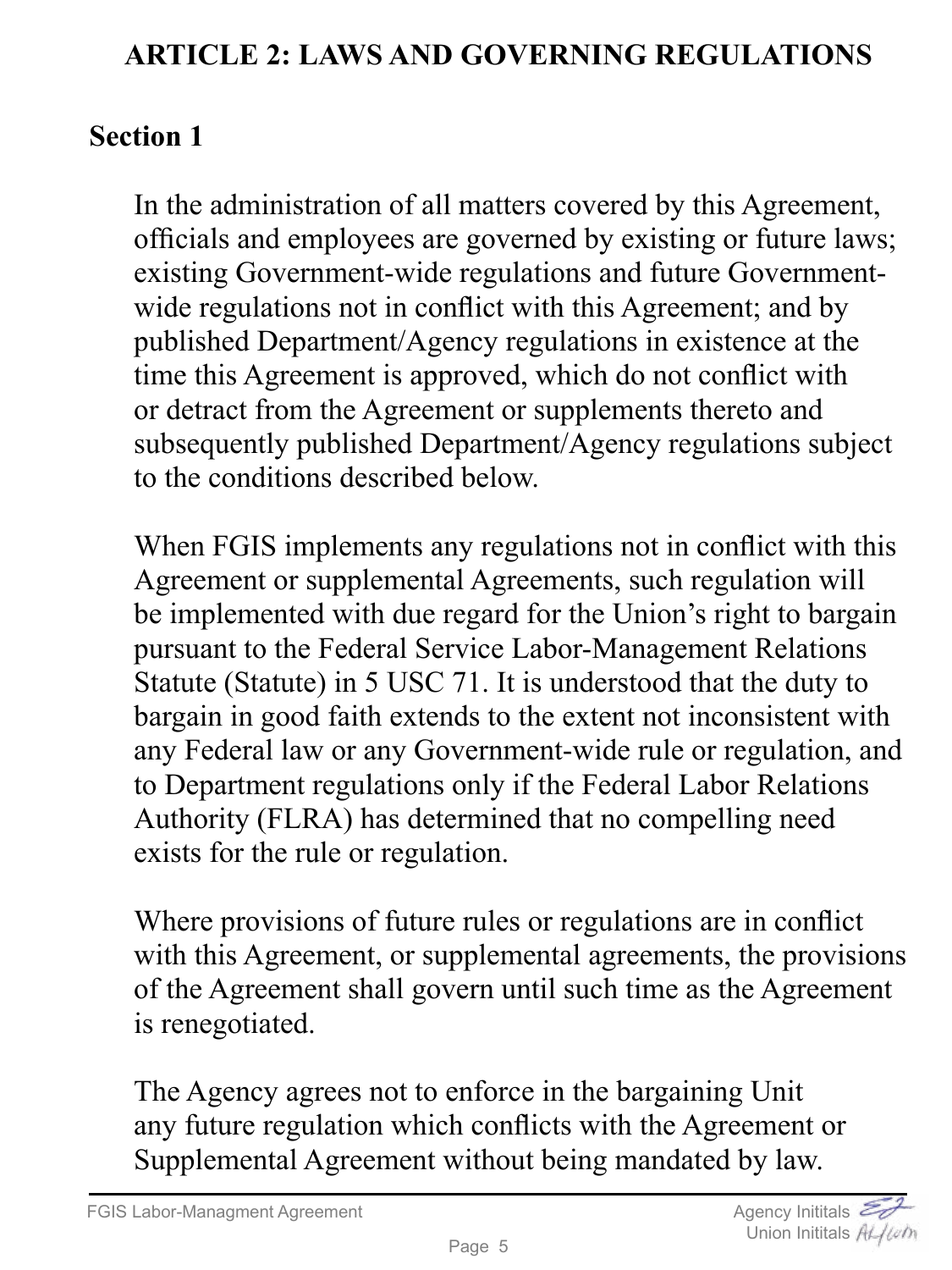## ARTICLE 2: LAWS AND GOVERNING REGULATIONS

### Section 1

In the administration of all matters covered by this Agreement, officials and employees are governed by existing or future laws; existing Government-wide regulations and future Government-wide regulations not in conflict with this Agreement; and by published Department/Agency regulations in existence at the time this Agreement is approved, which do not conflict with or detract from the Agreement or supplements thereto and subsequently published Department/Agency regulations subject to the conditions described below.

When FGIS implements any regulations not in conflict with this Agreement or supplemental Agreements, such regulation will be implemented with due regard for the Union's right to bargain pursuant to the Federal Service Labor-Management Relations Statute (Statute) in 5 USC 71. It is understood that the duty to bargain in good faith extends to the extent not inconsistent with any Federal law or any Government-wide rule or regulation, and to Department regulations only if the Federal Labor Relations Authority (FLRA) has determined that no compelling need exists for the rule or regulation.

Where provisions of future rules or regulations are in conflict with this Agreement, or supplemental agreements, the provisions of the Agreement shall govern until such time as the Agreement is renegotiated.

The Agency agrees not to enforce in the bargaining Unit any future regulation which conflicts with the Agreement or Supplemental Agreement without being mandated by law.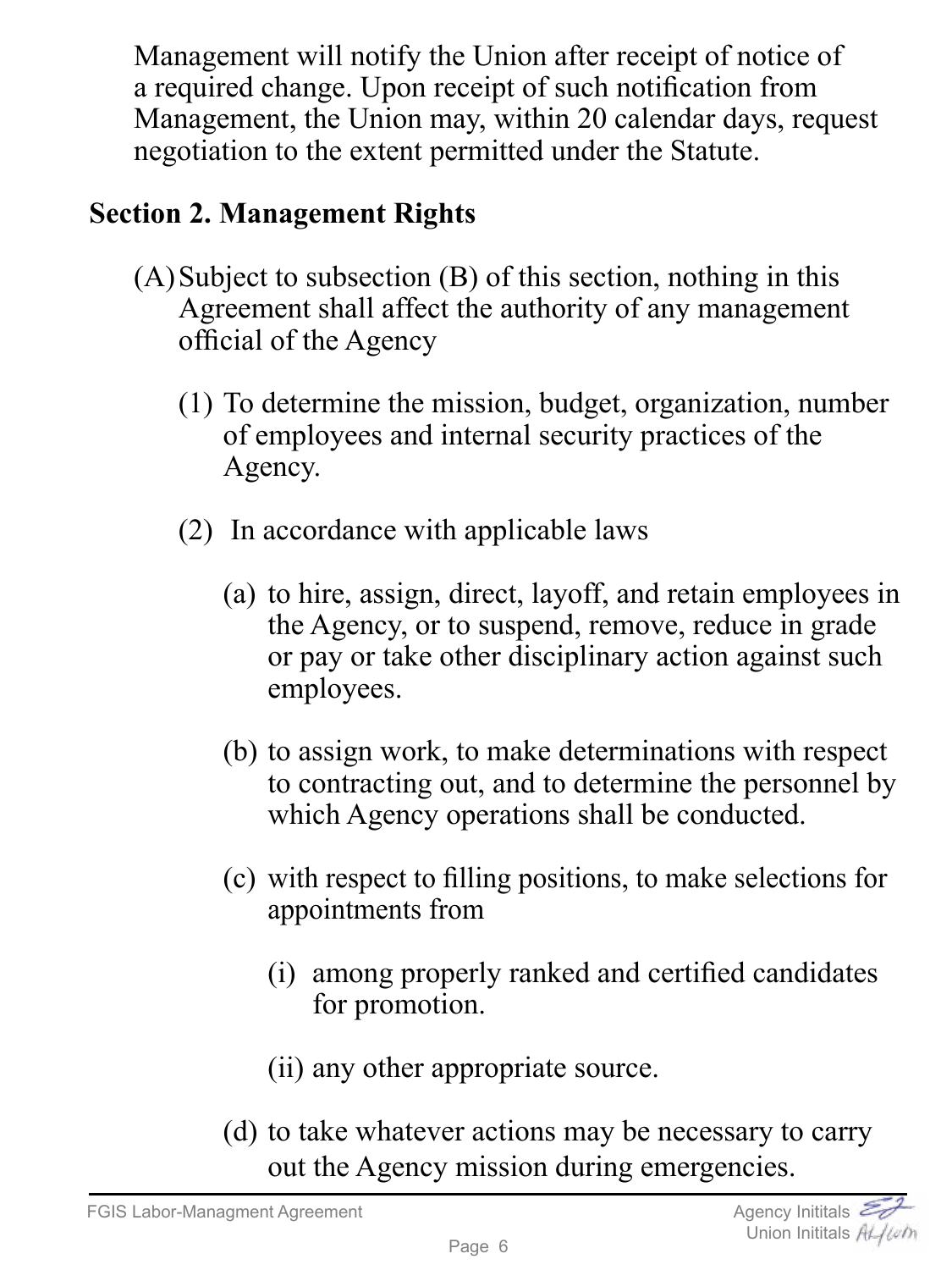Management will notify the Union after receipt of notice of a required change. Upon receipt of such notification from Management, the Union may, within 20 calendar days, request negotiation to the extent permitted under the Statute.

## Section 2. Management Rights

(A) Subject to subsection (B) of this section, nothing in this Agreement shall affect the authority of any management official of the Agency

(1) To determine the mission, budget, organization, number of employees and internal security practices of the Agency.

(2) In accordance with applicable laws

(a) to hire, assign, direct, layoff, and retain employees in the Agency, or to suspend, remove, reduce in grade or pay or take other disciplinary action against such employees.

(b) to assign work, to make determinations with respect to contracting out, and to determine the personnel by which Agency operations shall be conducted.

(c) with respect to filling positions, to make selections for appointments from

(i) among properly ranked and certified candidates for promotion.

(ii) any other appropriate source.

(d) to take whatever actions may be necessary to carry out the Agency mission during emergencies.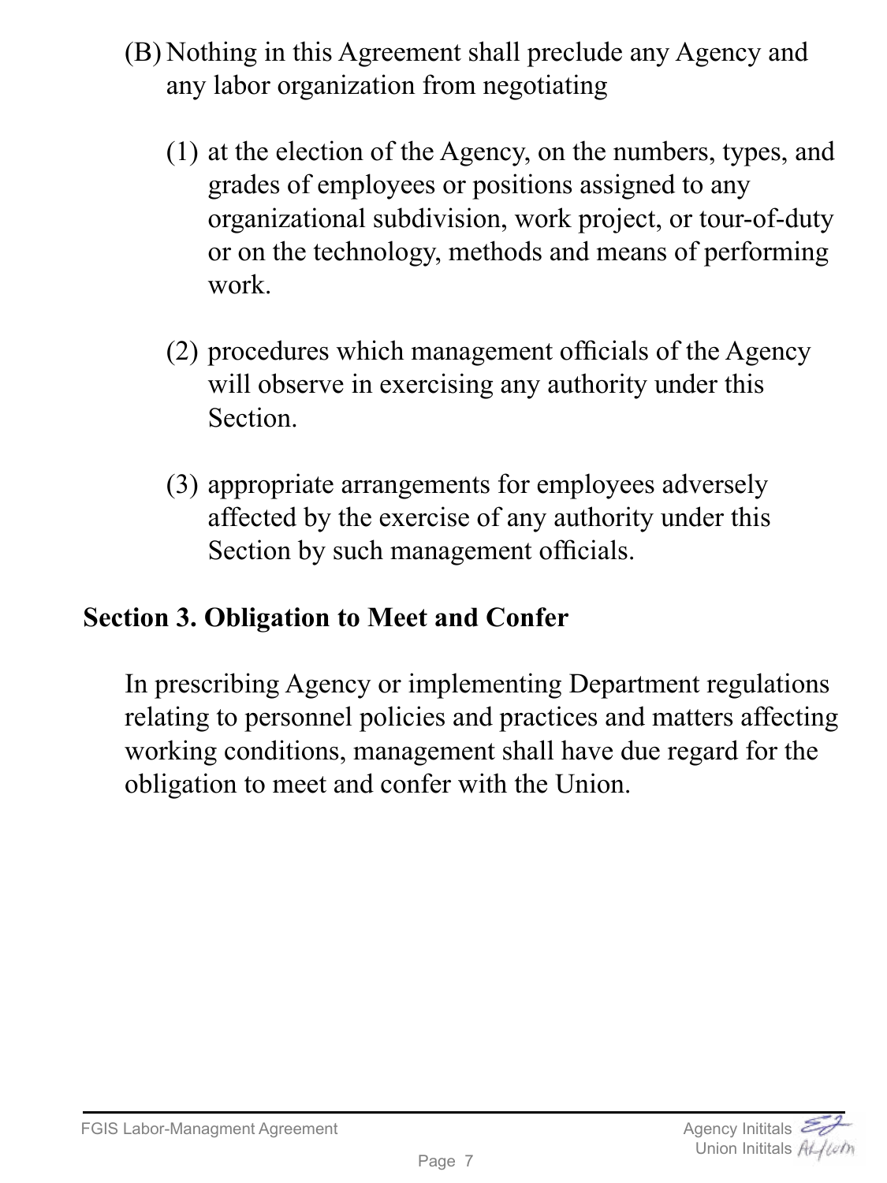(B) Nothing in this Agreement shall preclude any Agency and any labor organization from negotiating

(1) at the election of the Agency, on the numbers, types, and grades of employees or positions assigned to any organizational subdivision, work project, or tour-of-duty or on the technology, methods and means of performing work.

(2) procedures which management officials of the Agency will observe in exercising any authority under this Section.

(3) appropriate arrangements for employees adversely affected by the exercise of any authority under this Section by such management officials.

## Section 3. Obligation to Meet and Confer

In prescribing Agency or implementing Department regulations relating to personnel policies and practices and matters affecting working conditions, management shall have due regard for the obligation to meet and confer with the Union.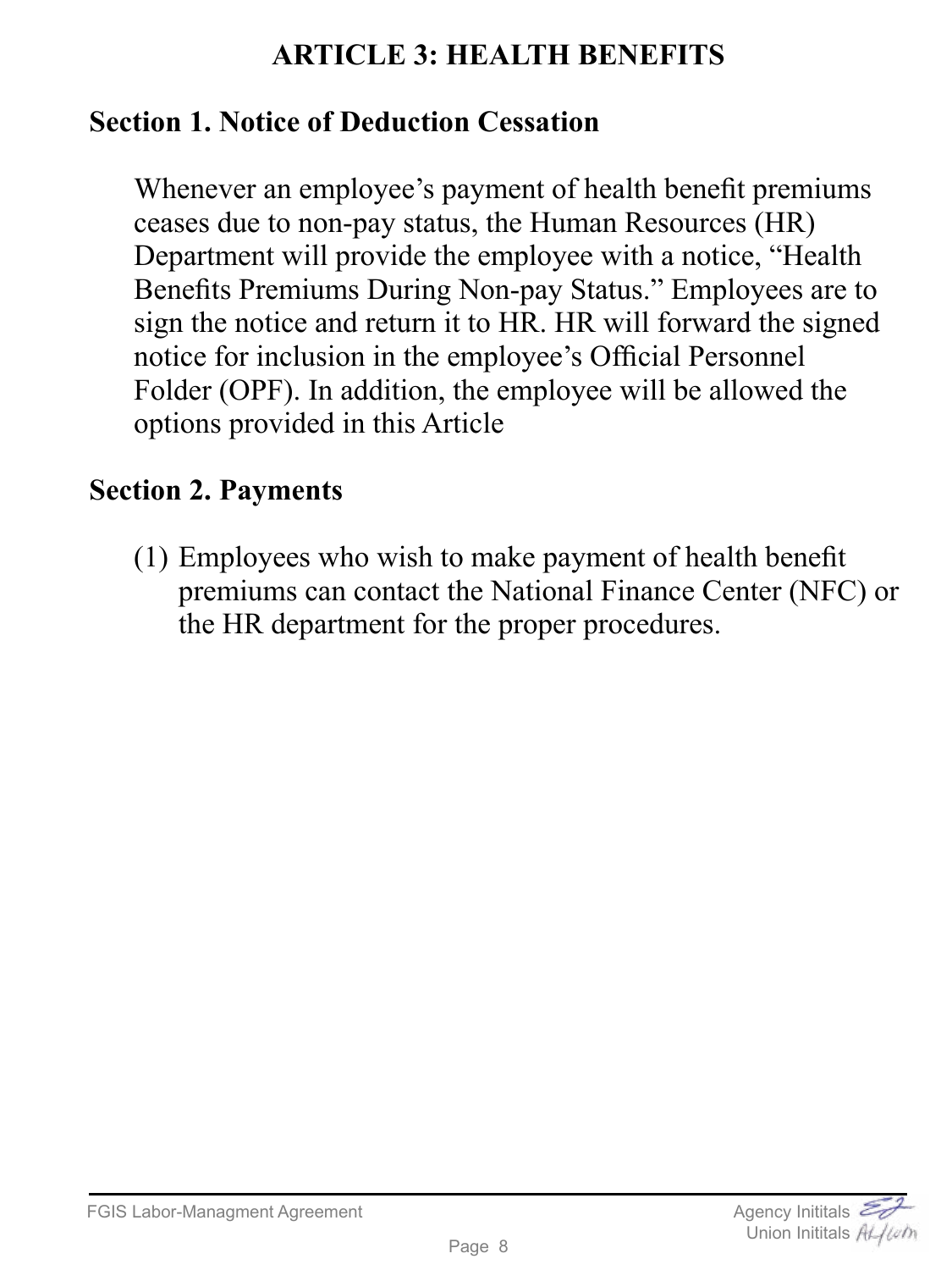# ARTICLE 3: HEALTH BENEFITS

## Section 1. Notice of Deduction Cessation

Whenever an employee's payment of health benefit premiums ceases due to non-pay status, the Human Resources (HR) Department will provide the employee with a notice, "Health Benefits Premiums During Non-pay Status." Employees are to sign the notice and return it to HR. HR will forward the signed notice for inclusion in the employee's Official Personnel Folder (OPF). In addition, the employee will be allowed the options provided in this Article

## Section 2. Payments

(1) Employees who wish to make payment of health benefit premiums can contact the National Finance Center (NFC) or the HR department for the proper procedures.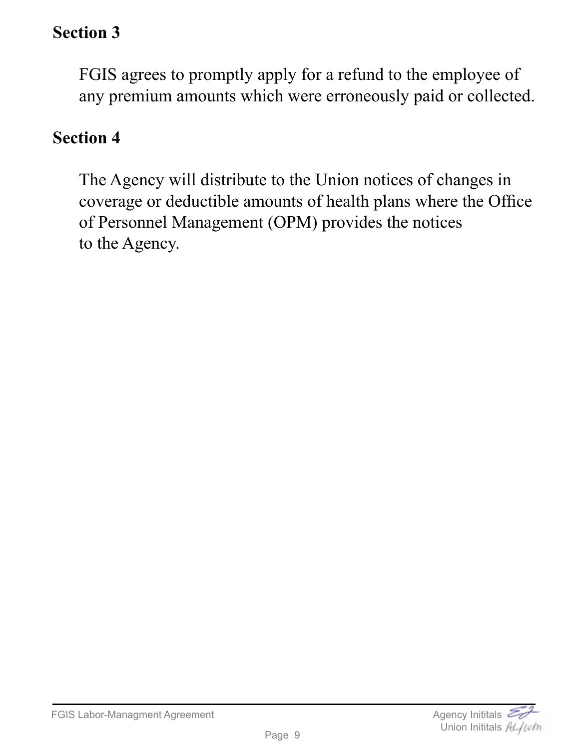## Section 3

FGIS agrees to promptly apply for a refund to the employee of any premium amounts which were erroneously paid or collected.

## Section 4

The Agency will distribute to the Union notices of changes in coverage or deductible amounts of health plans where the Office of Personnel Management (OPM) provides the notices to the Agency.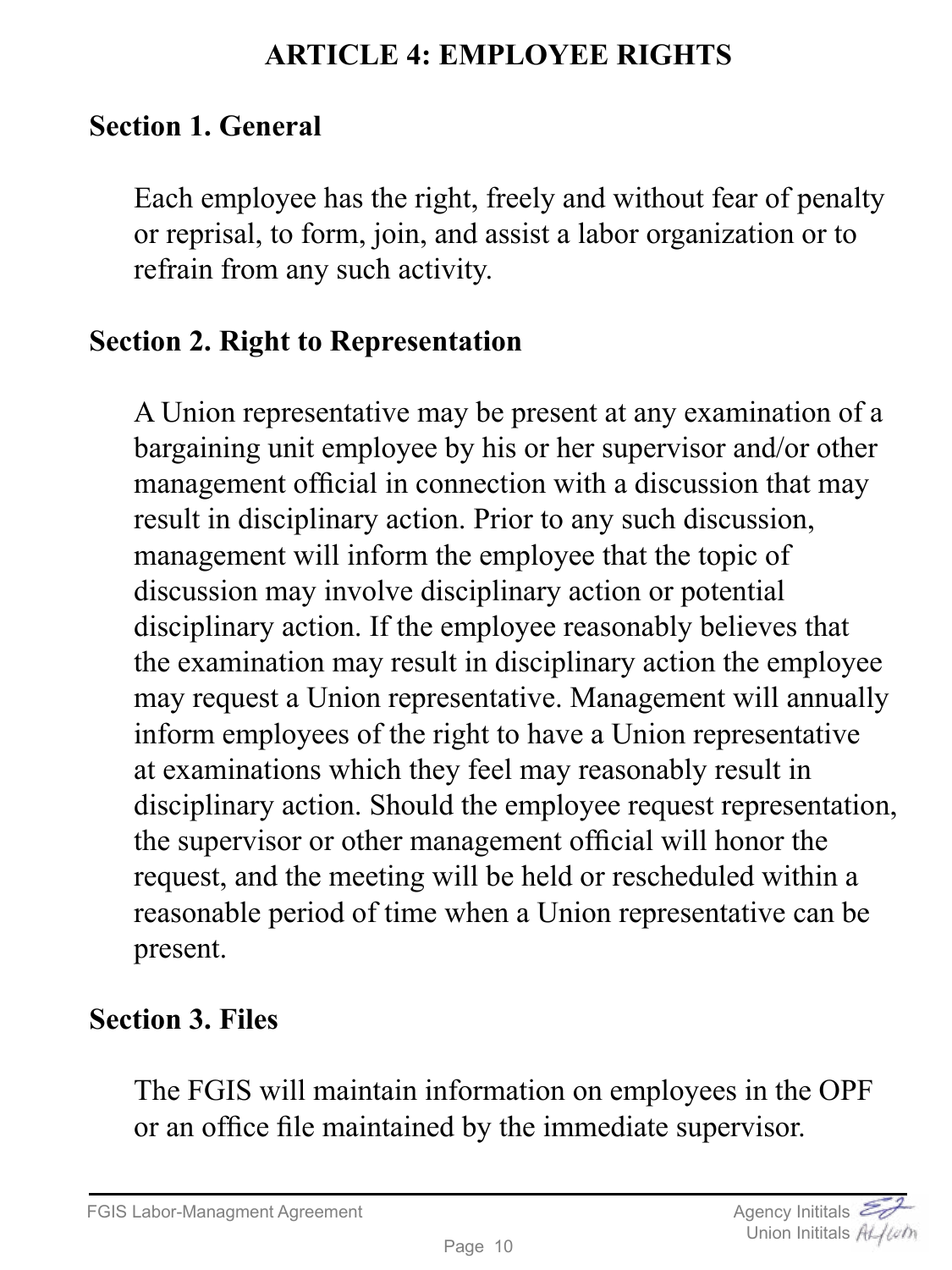# ARTICLE 4: EMPLOYEE RIGHTS

## Section 1. General

Each employee has the right, freely and without fear of penalty or reprisal, to form, join, and assist a labor organization or to refrain from any such activity.

## Section 2. Right to Representation

A Union representative may be present at any examination of a bargaining unit employee by his or her supervisor and/or other management official in connection with a discussion that may result in disciplinary action. Prior to any such discussion, management will inform the employee that the topic of discussion may involve disciplinary action or potential disciplinary action. If the employee reasonably believes that the examination may result in disciplinary action the employee may request a Union representative. Management will annually inform employees of the right to have a Union representative at examinations which they feel may reasonably result in disciplinary action. Should the employee request representation, the supervisor or other management official will honor the request, and the meeting will be held or rescheduled within a reasonable period of time when a Union representative can be present.

## Section 3. Files

The FGIS will maintain information on employees in the OPF or an office file maintained by the immediate supervisor.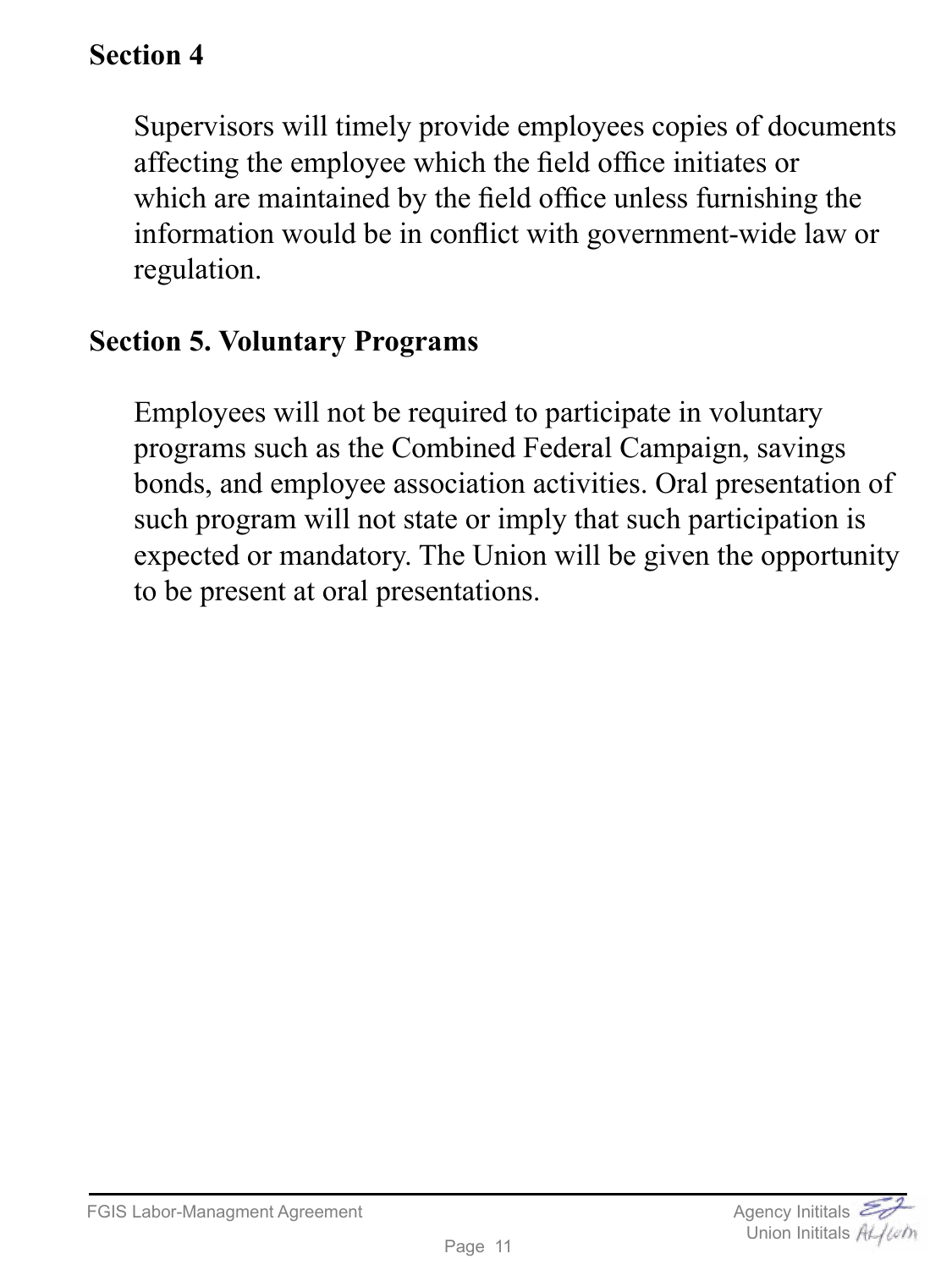## Section 4

Supervisors will timely provide employees copies of documents affecting the employee which the field office initiates or which are maintained by the field office unless furnishing the information would be in conflict with government-wide law or regulation.

## Section 5. Voluntary Programs

Employees will not be required to participate in voluntary programs such as the Combined Federal Campaign, savings bonds, and employee association activities. Oral presentation of such program will not state or imply that such participation is expected or mandatory. The Union will be given the opportunity to be present at oral presentations.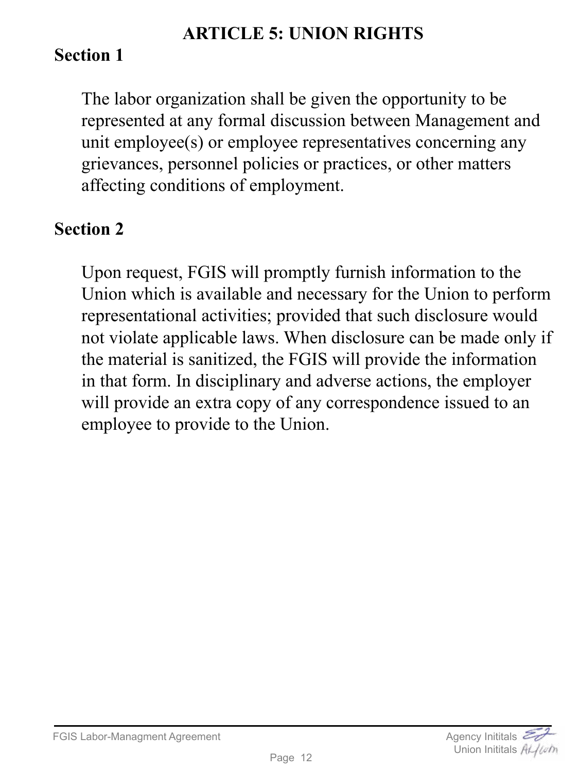# ARTICLE 5: UNION RIGHTS

## Section 1

The labor organization shall be given the opportunity to be represented at any formal discussion between Management and unit employee(s) or employee representatives concerning any grievances, personnel policies or practices, or other matters affecting conditions of employment.

## Section 2

Upon request, FGIS will promptly furnish information to the Union which is available and necessary for the Union to perform representational activities; provided that such disclosure would not violate applicable laws. When disclosure can be made only if the material is sanitized, the FGIS will provide the information in that form. In disciplinary and adverse actions, the employer will provide an extra copy of any correspondence issued to an employee to provide to the Union.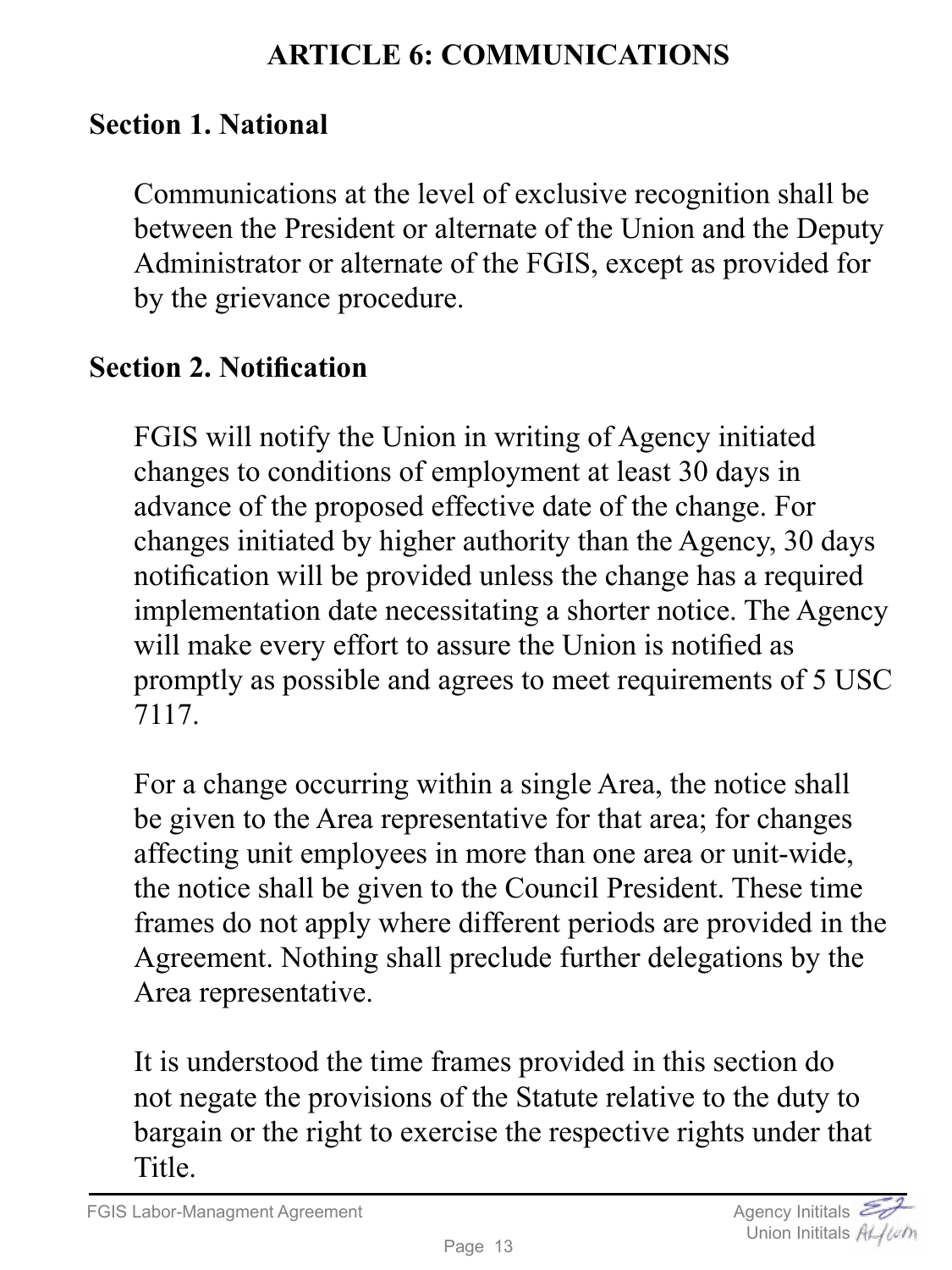## ARTICLE 6: COMMUNICATIONS

### Section 1. National

Communications at the level of exclusive recognition shall be between the President or alternate of the Union and the Deputy Administrator or alternate of the FGIS, except as provided for by the grievance procedure.

### Section 2. Notification

FGIS will notify the Union in writing of Agency initiated changes to conditions of employment at least 30 days in advance of the proposed effective date of the change. For changes initiated by higher authority than the Agency, 30 days notification will be provided unless the change has a required implementation date necessitating a shorter notice. The Agency will make every effort to assure the Union is notified as promptly as possible and agrees to meet requirements of 5 USC 7117.

For a change occurring within a single Area, the notice shall be given to the Area representative for that area; for changes affecting unit employees in more than one area or unit-wide, the notice shall be given to the Council President. These time frames do not apply where different periods are provided in the Agreement. Nothing shall preclude further delegations by the Area representative.

It is understood the time frames provided in this section do not negate the provisions of the Statute relative to the duty to bargain or the right to exercise the respective rights under that Title.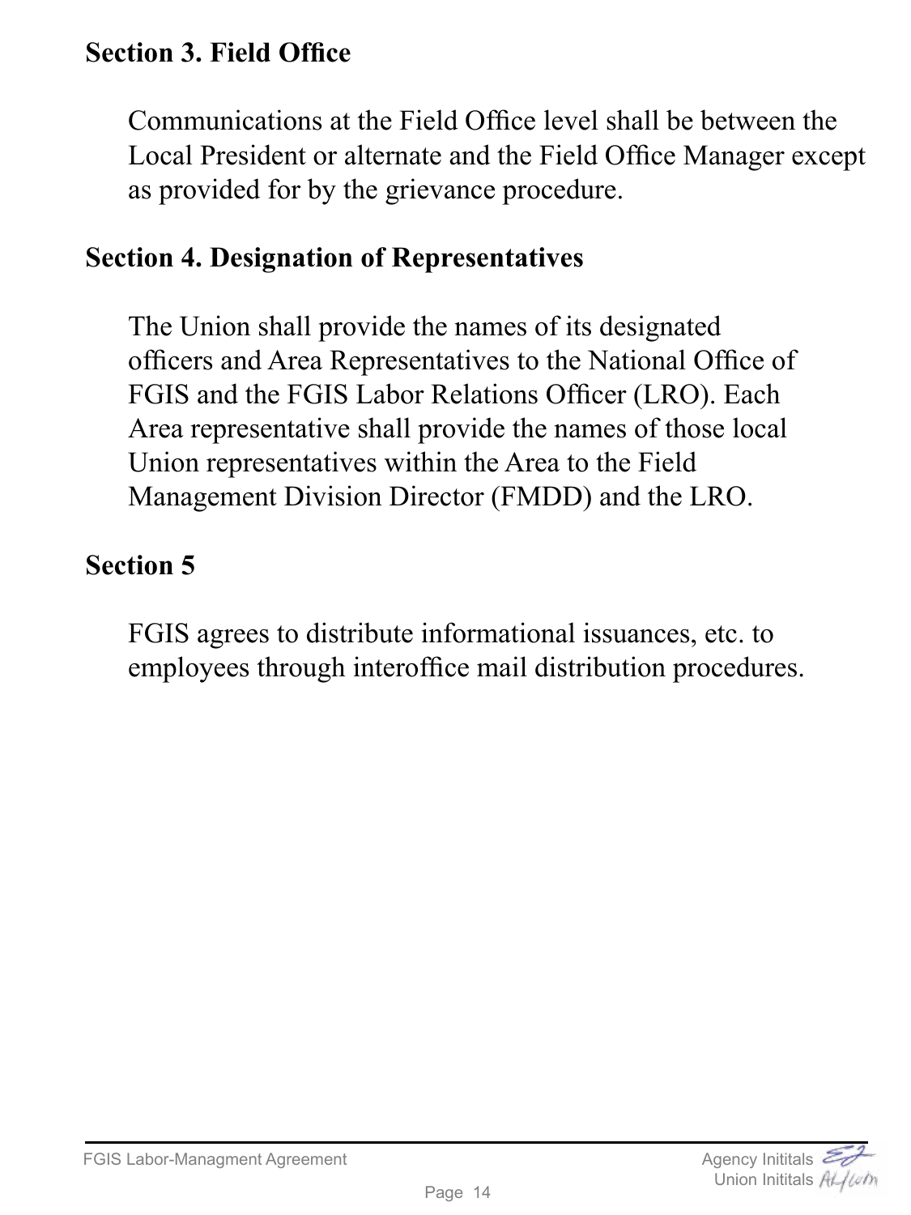## Section 3. Field Office

Communications at the Field Office level shall be between the Local President or alternate and the Field Office Manager except as provided for by the grievance procedure.

## Section 4. Designation of Representatives

The Union shall provide the names of its designated officers and Area Representatives to the National Office of FGIS and the FGIS Labor Relations Officer (LRO). Each Area representative shall provide the names of those local Union representatives within the Area to the Field Management Division Director (FMDD) and the LRO.

## Section 5

FGIS agrees to distribute informational issuances, etc. to employees through interoffice mail distribution procedures.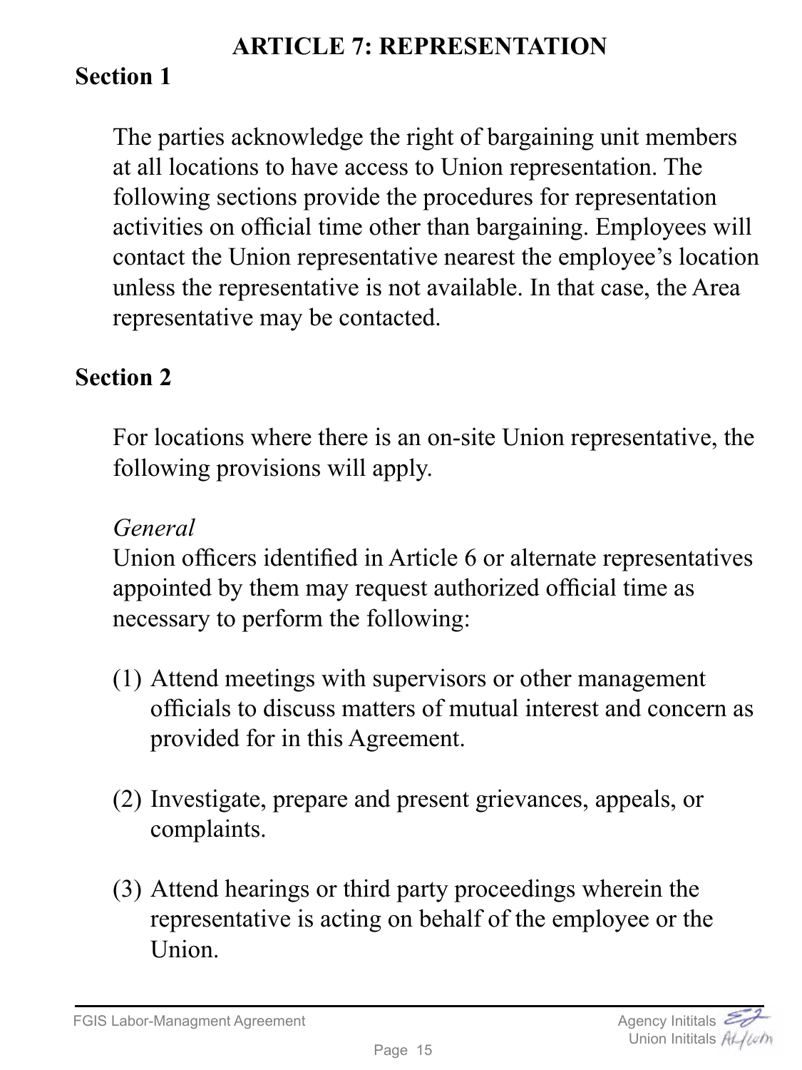## ARTICLE 7: REPRESENTATION

### Section 1

The parties acknowledge the right of bargaining unit members at all locations to have access to Union representation. The following sections provide the procedures for representation activities on official time other than bargaining. Employees will contact the Union representative nearest the employee's location unless the representative is not available. In that case, the Area representative may be contacted.

### Section 2

For locations where there is an on-site Union representative, the following provisions will apply.

*General*

Union officers identified in Article 6 or alternate representatives appointed by them may request authorized official time as necessary to perform the following:

(1) Attend meetings with supervisors or other management officials to discuss matters of mutual interest and concern as provided for in this Agreement.

(2) Investigate, prepare and present grievances, appeals, or complaints.

(3) Attend hearings or third party proceedings wherein the representative is acting on behalf of the employee or the Union.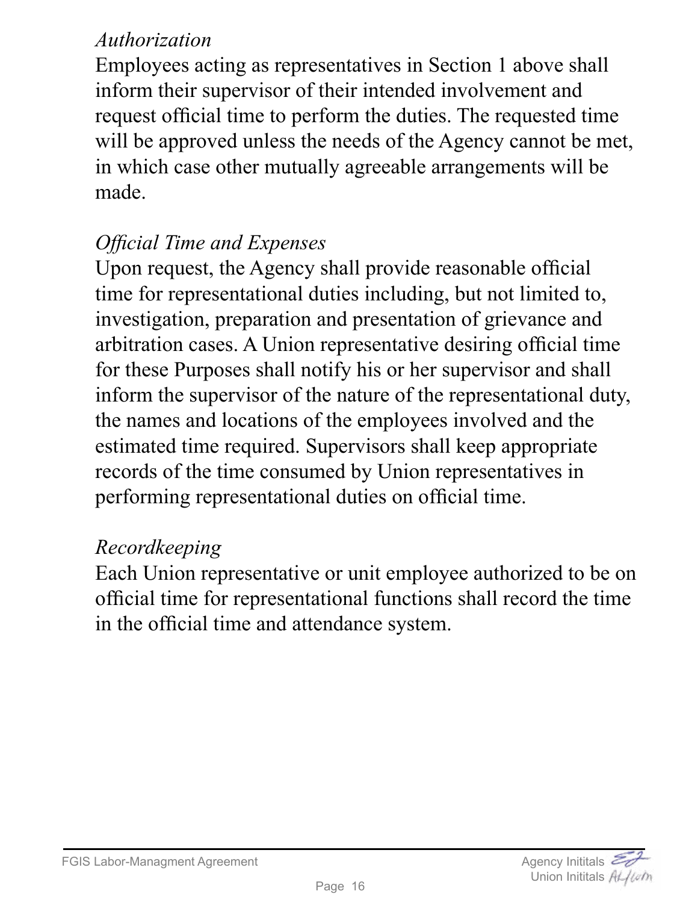*Authorization*

Employees acting as representatives in Section 1 above shall inform their supervisor of their intended involvement and request official time to perform the duties. The requested time will be approved unless the needs of the Agency cannot be met, in which case other mutually agreeable arrangements will be made.

*Official Time and Expenses*

Upon request, the Agency shall provide reasonable official time for representational duties including, but not limited to, investigation, preparation and presentation of grievance and arbitration cases. A Union representative desiring official time for these Purposes shall notify his or her supervisor and shall inform the supervisor of the nature of the representational duty, the names and locations of the employees involved and the estimated time required. Supervisors shall keep appropriate records of the time consumed by Union representatives in performing representational duties on official time.

*Recordkeeping*

Each Union representative or unit employee authorized to be on official time for representational functions shall record the time in the official time and attendance system.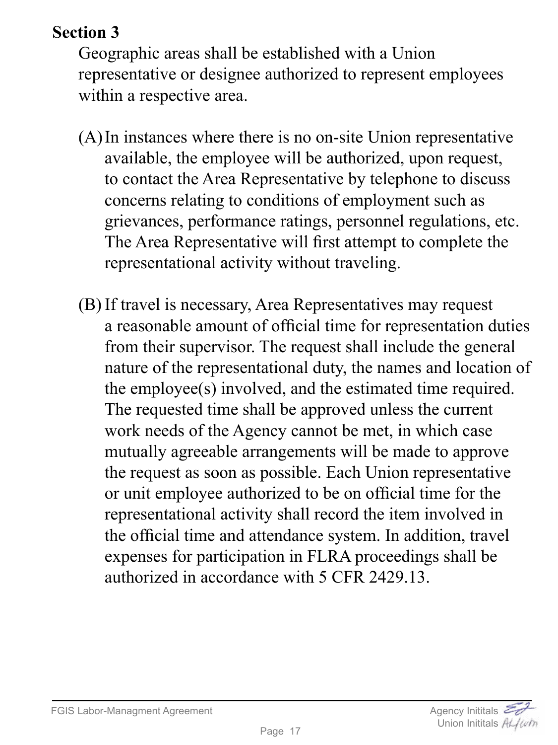**Section 3**

Geographic areas shall be established with a Union representative or designee authorized to represent employees within a respective area.

(A) In instances where there is no on-site Union representative available, the employee will be authorized, upon request, to contact the Area Representative by telephone to discuss concerns relating to conditions of employment such as grievances, performance ratings, personnel regulations, etc. The Area Representative will first attempt to complete the representational activity without traveling.

(B) If travel is necessary, Area Representatives may request a reasonable amount of official time for representation duties from their supervisor. The request shall include the general nature of the representational duty, the names and location of the employee(s) involved, and the estimated time required. The requested time shall be approved unless the current work needs of the Agency cannot be met, in which case mutually agreeable arrangements will be made to approve the request as soon as possible. Each Union representative or unit employee authorized to be on official time for the representational activity shall record the item involved in the official time and attendance system. In addition, travel expenses for participation in FLRA proceedings shall be authorized in accordance with 5 CFR 2429.13.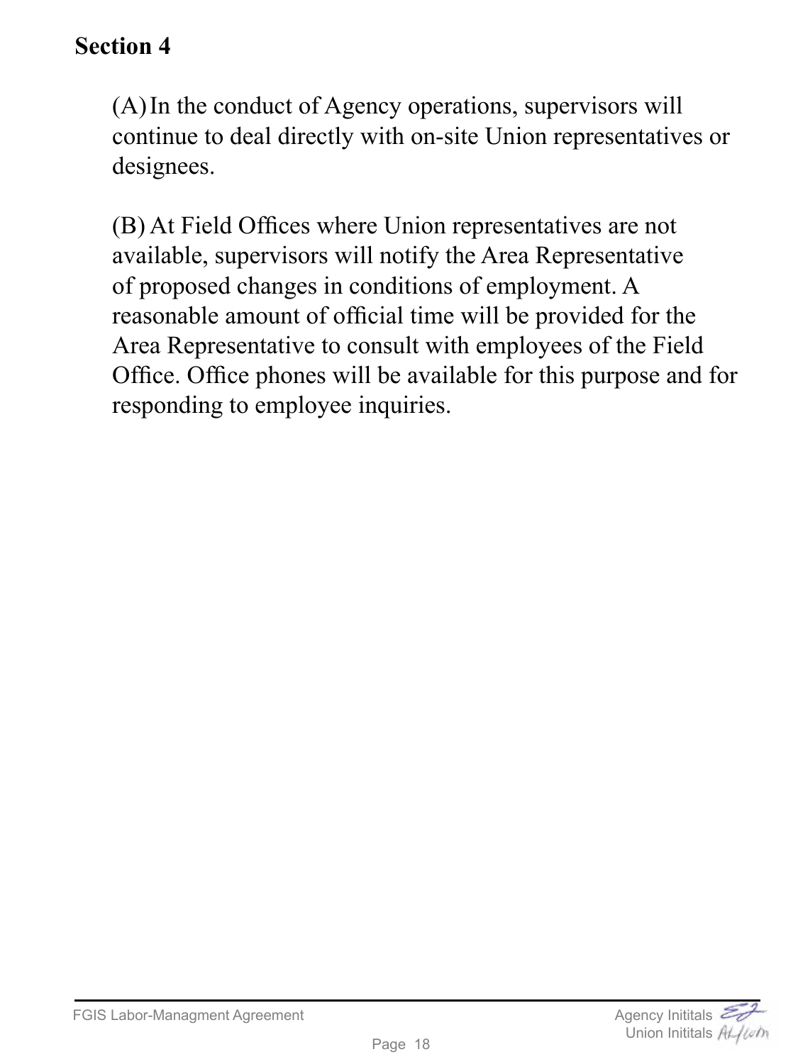## Section 4

(A) In the conduct of Agency operations, supervisors will continue to deal directly with on-site Union representatives or designees.

(B) At Field Offices where Union representatives are not available, supervisors will notify the Area Representative of proposed changes in conditions of employment. A reasonable amount of official time will be provided for the Area Representative to consult with employees of the Field Office. Office phones will be available for this purpose and for responding to employee inquiries.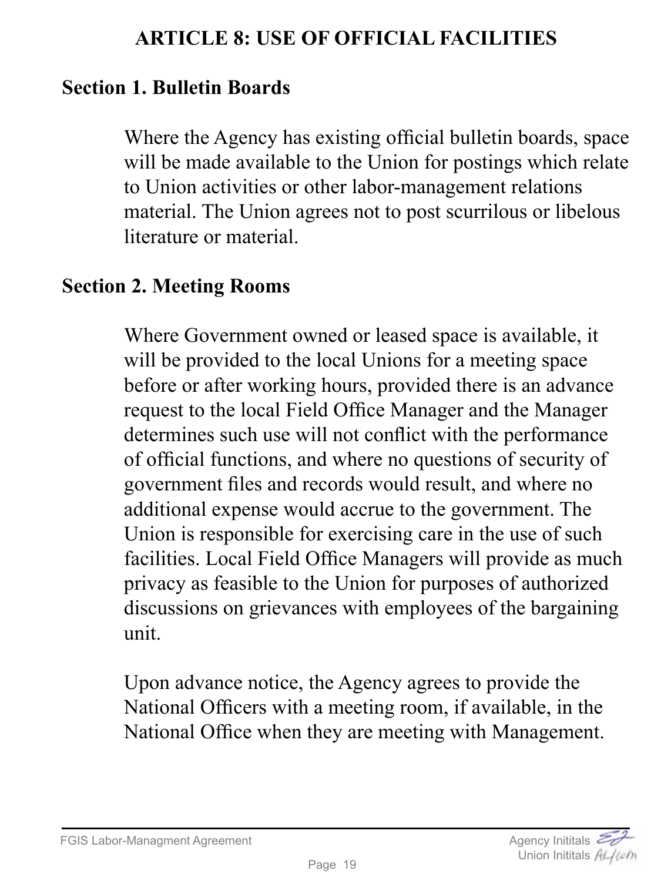# ARTICLE 8: USE OF OFFICIAL FACILITIES

## Section 1. Bulletin Boards

Where the Agency has existing official bulletin boards, space will be made available to the Union for postings which relate to Union activities or other labor-management relations material. The Union agrees not to post scurrilous or libelous literature or material.

## Section 2. Meeting Rooms

Where Government owned or leased space is available, it will be provided to the local Unions for a meeting space before or after working hours, provided there is an advance request to the local Field Office Manager and the Manager determines such use will not conflict with the performance of official functions, and where no questions of security of government files and records would result, and where no additional expense would accrue to the government. The Union is responsible for exercising care in the use of such facilities. Local Field Office Managers will provide as much privacy as feasible to the Union for purposes of authorized discussions on grievances with employees of the bargaining unit.

Upon advance notice, the Agency agrees to provide the National Officers with a meeting room, if available, in the National Office when they are meeting with Management.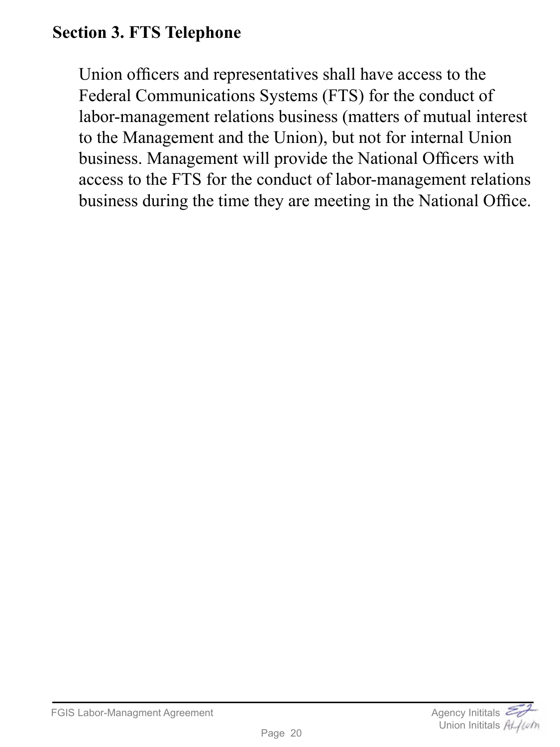**Section 3. FTS Telephone**

Union officers and representatives shall have access to the Federal Communications Systems (FTS) for the conduct of labor-management relations business (matters of mutual interest to the Management and the Union), but not for internal Union business. Management will provide the National Officers with access to the FTS for the conduct of labor-management relations business during the time they are meeting in the National Office.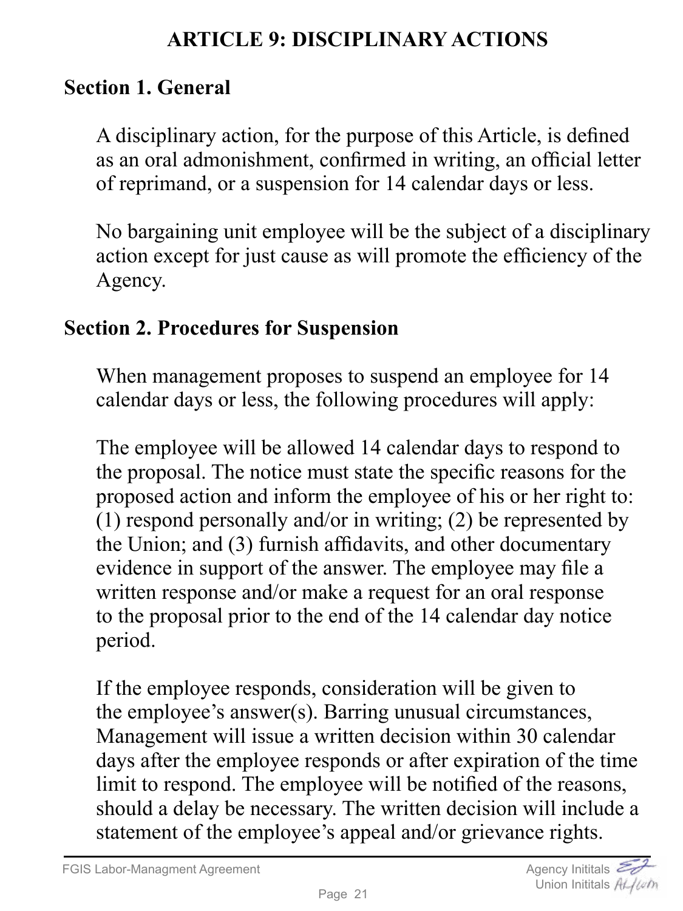# ARTICLE 9: DISCIPLINARY ACTIONS

## Section 1. General

A disciplinary action, for the purpose of this Article, is defined as an oral admonishment, confirmed in writing, an official letter of reprimand, or a suspension for 14 calendar days or less.

No bargaining unit employee will be the subject of a disciplinary action except for just cause as will promote the efficiency of the Agency.

## Section 2. Procedures for Suspension

When management proposes to suspend an employee for 14 calendar days or less, the following procedures will apply:

The employee will be allowed 14 calendar days to respond to the proposal. The notice must state the specific reasons for the proposed action and inform the employee of his or her right to: (1) respond personally and/or in writing; (2) be represented by the Union; and (3) furnish affidavits, and other documentary evidence in support of the answer. The employee may file a written response and/or make a request for an oral response to the proposal prior to the end of the 14 calendar day notice period.

If the employee responds, consideration will be given to the employee's answer(s). Barring unusual circumstances, Management will issue a written decision within 30 calendar days after the employee responds or after expiration of the time limit to respond. The employee will be notified of the reasons, should a delay be necessary. The written decision will include a statement of the employee's appeal and/or grievance rights.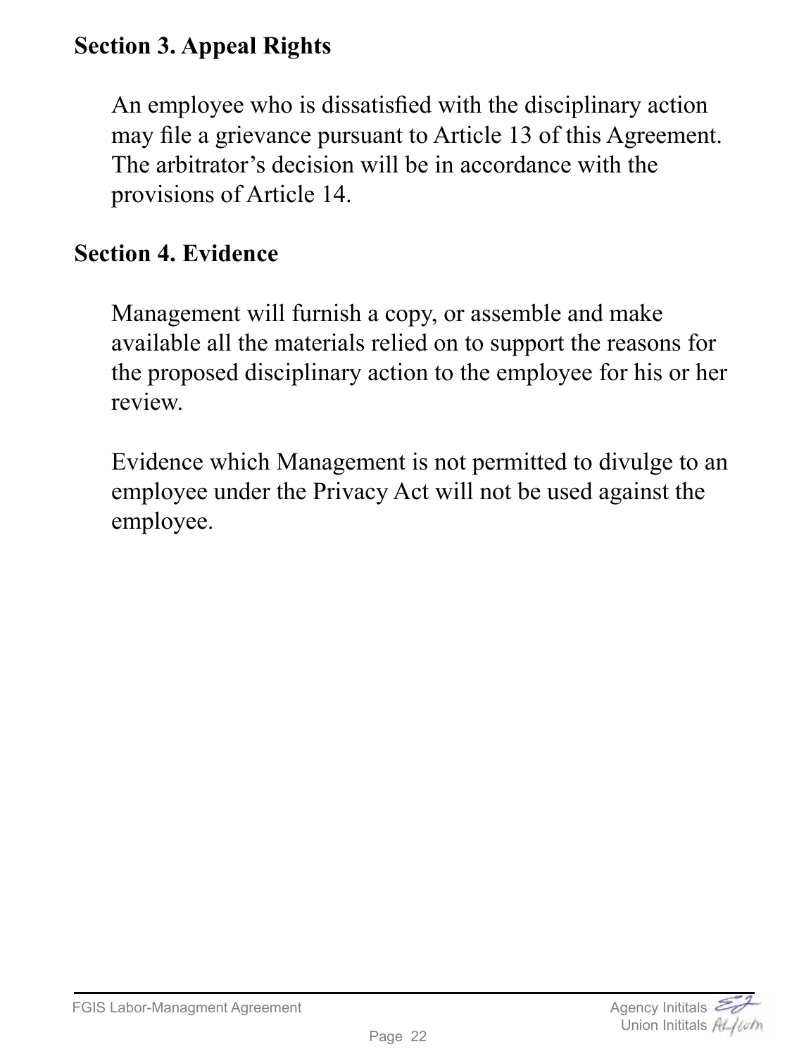## Section 3. Appeal Rights

An employee who is dissatisfied with the disciplinary action may file a grievance pursuant to Article 13 of this Agreement. The arbitrator's decision will be in accordance with the provisions of Article 14.

## Section 4. Evidence

Management will furnish a copy, or assemble and make available all the materials relied on to support the reasons for the proposed disciplinary action to the employee for his or her review.

Evidence which Management is not permitted to divulge to an employee under the Privacy Act will not be used against the employee.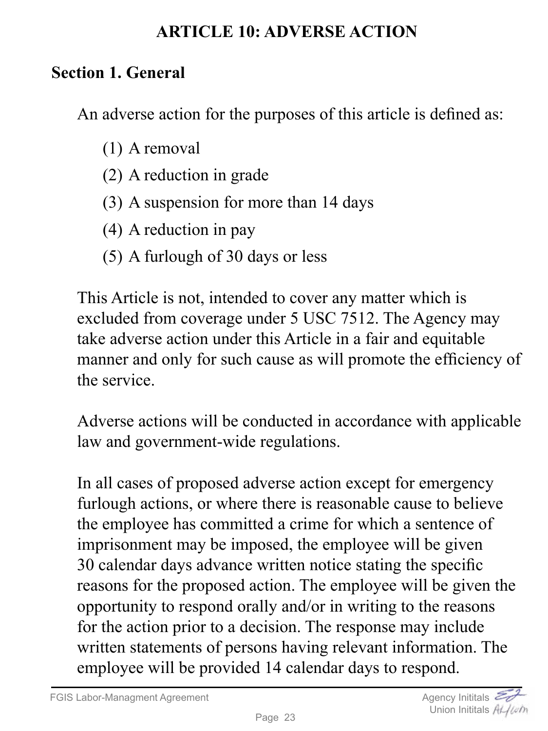# ARTICLE 10: ADVERSE ACTION

## Section 1. General

An adverse action for the purposes of this article is defined as:

(1) A removal

(2) A reduction in grade

(3) A suspension for more than 14 days

(4) A reduction in pay

(5) A furlough of 30 days or less

This Article is not, intended to cover any matter which is excluded from coverage under 5 USC 7512. The Agency may take adverse action under this Article in a fair and equitable manner and only for such cause as will promote the efficiency of the service.

Adverse actions will be conducted in accordance with applicable law and government-wide regulations.

In all cases of proposed adverse action except for emergency furlough actions, or where there is reasonable cause to believe the employee has committed a crime for which a sentence of imprisonment may be imposed, the employee will be given 30 calendar days advance written notice stating the specific reasons for the proposed action. The employee will be given the opportunity to respond orally and/or in writing to the reasons for the action prior to a decision. The response may include written statements of persons having relevant information. The employee will be provided 14 calendar days to respond.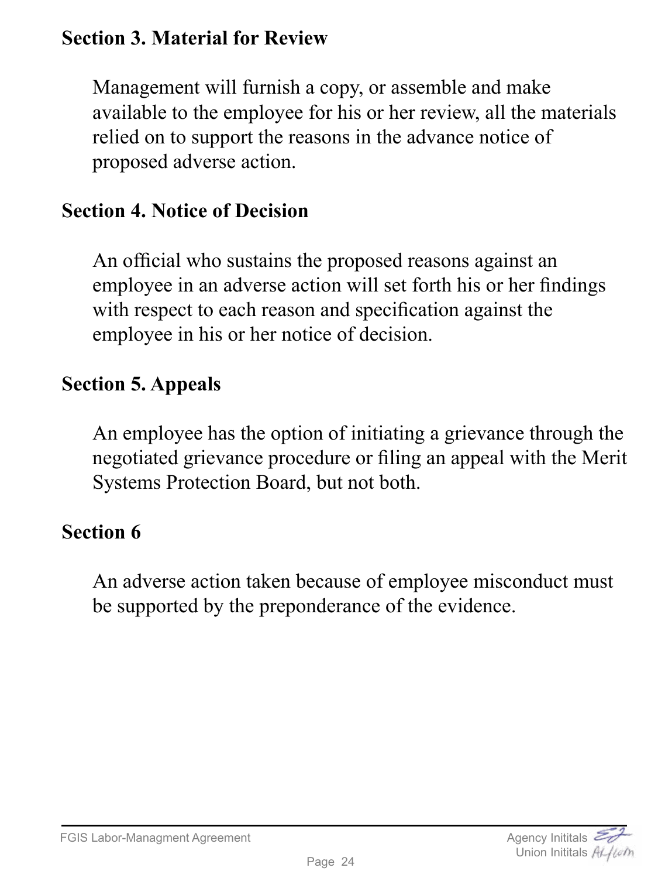### Section 3. Material for Review

Management will furnish a copy, or assemble and make available to the employee for his or her review, all the materials relied on to support the reasons in the advance notice of proposed adverse action.

### Section 4. Notice of Decision

An official who sustains the proposed reasons against an employee in an adverse action will set forth his or her findings with respect to each reason and specification against the employee in his or her notice of decision.

### Section 5. Appeals

An employee has the option of initiating a grievance through the negotiated grievance procedure or filing an appeal with the Merit Systems Protection Board, but not both.

### Section 6

An adverse action taken because of employee misconduct must be supported by the preponderance of the evidence.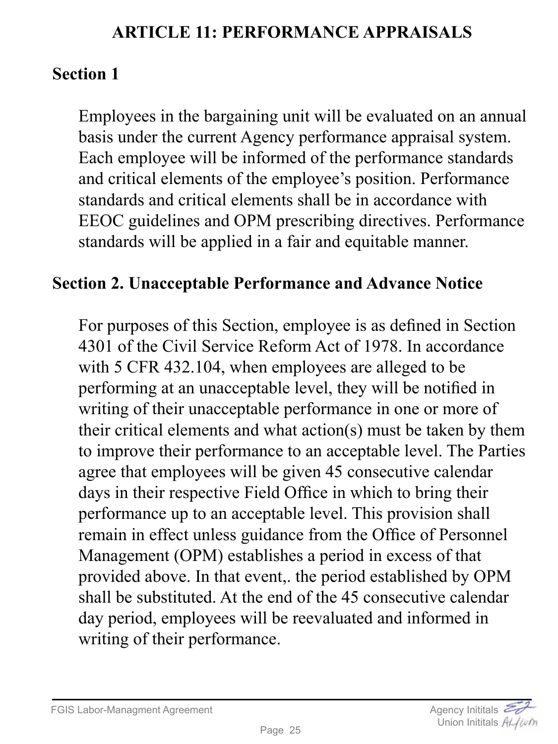# ARTICLE 11: PERFORMANCE APPRAISALS

## Section 1

Employees in the bargaining unit will be evaluated on an annual basis under the current Agency performance appraisal system. Each employee will be informed of the performance standards and critical elements of the employee's position. Performance standards and critical elements shall be in accordance with EEOC guidelines and OPM prescribing directives. Performance standards will be applied in a fair and equitable manner.

## Section 2. Unacceptable Performance and Advance Notice

For purposes of this Section, employee is as defined in Section 4301 of the Civil Service Reform Act of 1978. In accordance with 5 CFR 432.104, when employees are alleged to be performing at an unacceptable level, they will be notified in writing of their unacceptable performance in one or more of their critical elements and what action(s) must be taken by them to improve their performance to an acceptable level. The Parties agree that employees will be given 45 consecutive calendar days in their respective Field Office in which to bring their performance up to an acceptable level. This provision shall remain in effect unless guidance from the Office of Personnel Management (OPM) establishes a period in excess of that provided above. In that event,. the period established by OPM shall be substituted. At the end of the 45 consecutive calendar day period, employees will be reevaluated and informed in writing of their performance.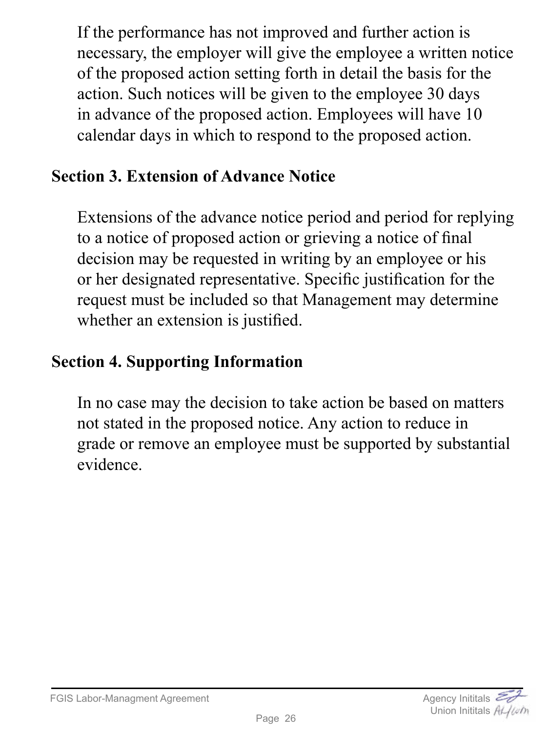If the performance has not improved and further action is necessary, the employer will give the employee a written notice of the proposed action setting forth in detail the basis for the action. Such notices will be given to the employee 30 days in advance of the proposed action. Employees will have 10 calendar days in which to respond to the proposed action.

**Section 3. Extension of Advance Notice**

Extensions of the advance notice period and period for replying to a notice of proposed action or grieving a notice of final decision may be requested in writing by an employee or his or her designated representative. Specific justification for the request must be included so that Management may determine whether an extension is justified.

**Section 4. Supporting Information**

In no case may the decision to take action be based on matters not stated in the proposed notice. Any action to reduce in grade or remove an employee must be supported by substantial evidence.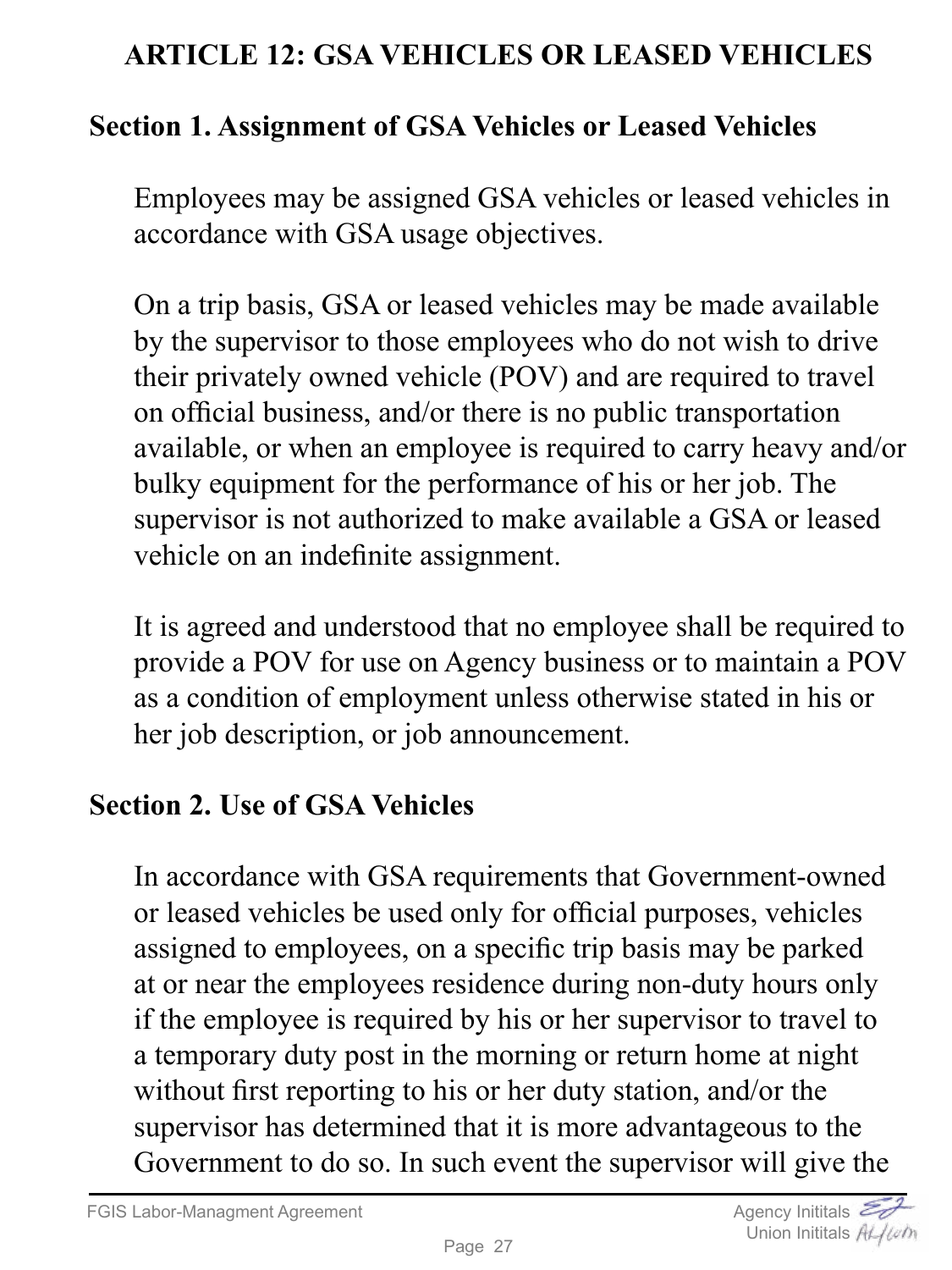# ARTICLE 12: GSA VEHICLES OR LEASED VEHICLES

## Section 1. Assignment of GSA Vehicles or Leased Vehicles

Employees may be assigned GSA vehicles or leased vehicles in accordance with GSA usage objectives.

On a trip basis, GSA or leased vehicles may be made available by the supervisor to those employees who do not wish to drive their privately owned vehicle (POV) and are required to travel on official business, and/or there is no public transportation available, or when an employee is required to carry heavy and/or bulky equipment for the performance of his or her job. The supervisor is not authorized to make available a GSA or leased vehicle on an indefinite assignment.

It is agreed and understood that no employee shall be required to provide a POV for use on Agency business or to maintain a POV as a condition of employment unless otherwise stated in his or her job description, or job announcement.

## Section 2. Use of GSA Vehicles

In accordance with GSA requirements that Government-owned or leased vehicles be used only for official purposes, vehicles assigned to employees, on a specific trip basis may be parked at or near the employees residence during non-duty hours only if the employee is required by his or her supervisor to travel to a temporary duty post in the morning or return home at night without first reporting to his or her duty station, and/or the supervisor has determined that it is more advantageous to the Government to do so. In such event the supervisor will give the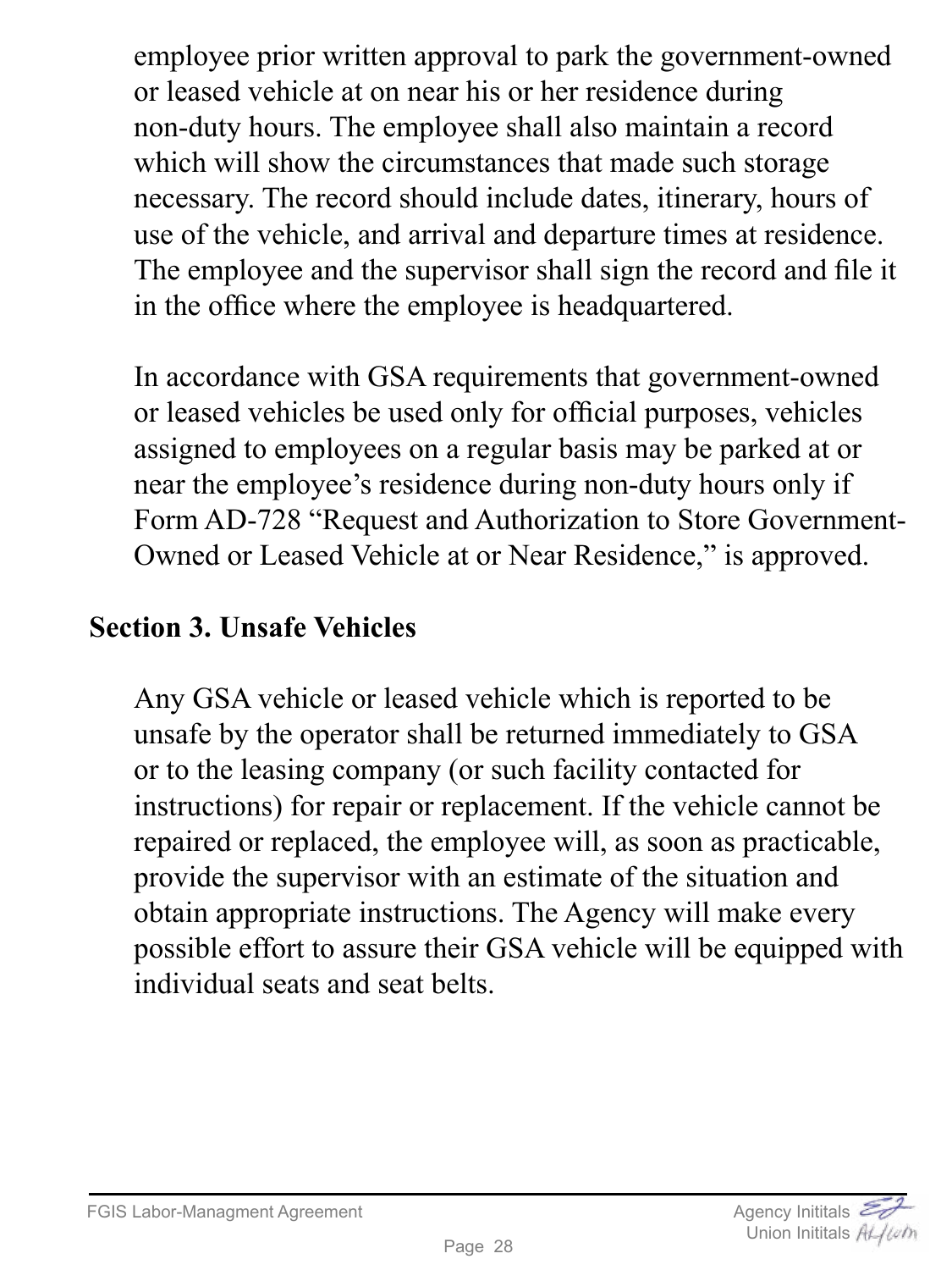employee prior written approval to park the government-owned or leased vehicle at on near his or her residence during non-duty hours. The employee shall also maintain a record which will show the circumstances that made such storage necessary. The record should include dates, itinerary, hours of use of the vehicle, and arrival and departure times at residence. The employee and the supervisor shall sign the record and file it in the office where the employee is headquartered.

In accordance with GSA requirements that government-owned or leased vehicles be used only for official purposes, vehicles assigned to employees on a regular basis may be parked at or near the employee's residence during non-duty hours only if Form AD-728 "Request and Authorization to Store Government-Owned or Leased Vehicle at or Near Residence," is approved.

## Section 3. Unsafe Vehicles

Any GSA vehicle or leased vehicle which is reported to be unsafe by the operator shall be returned immediately to GSA or to the leasing company (or such facility contacted for instructions) for repair or replacement. If the vehicle cannot be repaired or replaced, the employee will, as soon as practicable, provide the supervisor with an estimate of the situation and obtain appropriate instructions. The Agency will make every possible effort to assure their GSA vehicle will be equipped with individual seats and seat belts.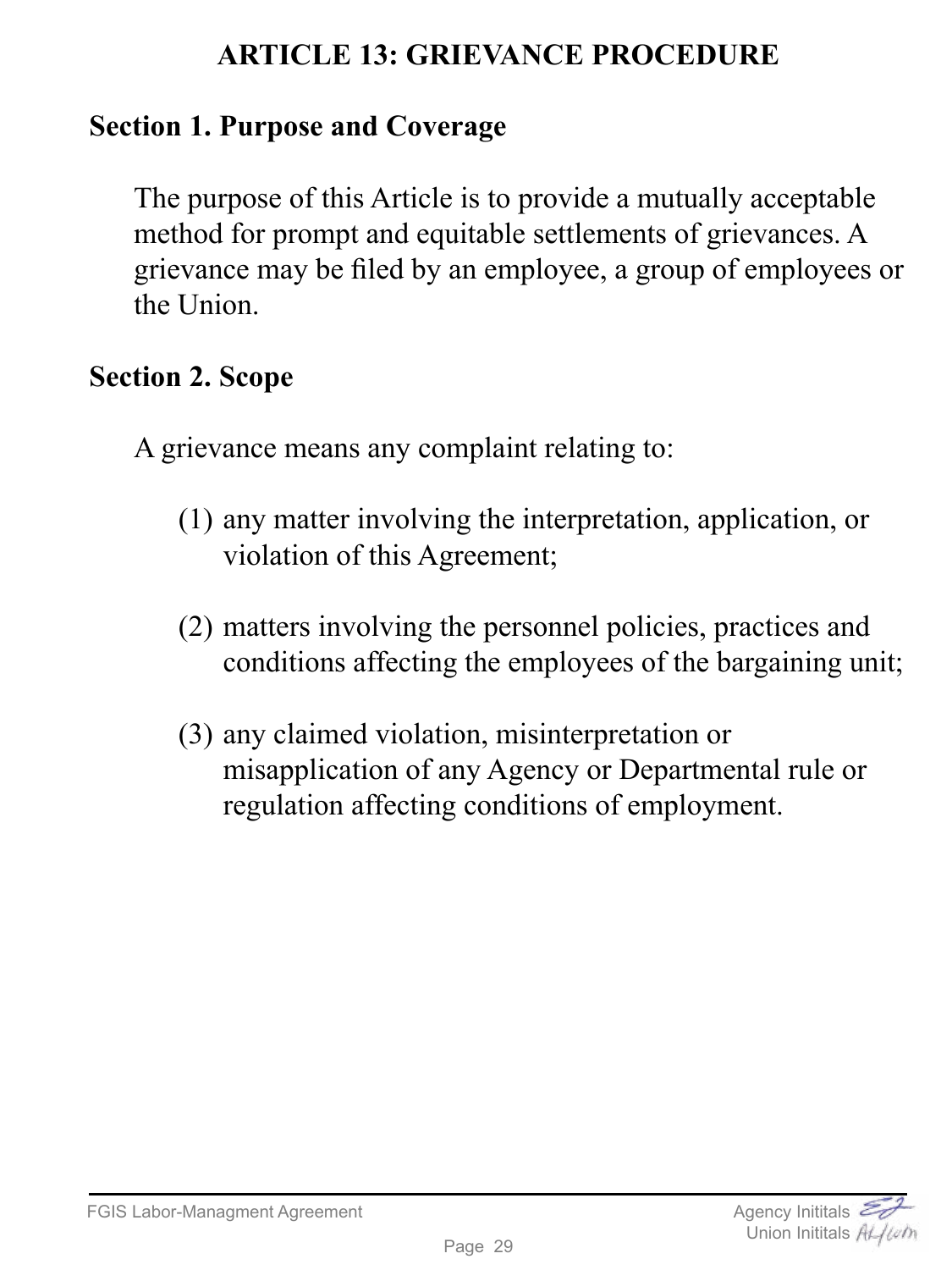# ARTICLE 13: GRIEVANCE PROCEDURE

## Section 1. Purpose and Coverage

The purpose of this Article is to provide a mutually acceptable method for prompt and equitable settlements of grievances. A grievance may be filed by an employee, a group of employees or the Union.

## Section 2. Scope

A grievance means any complaint relating to:

(1) any matter involving the interpretation, application, or violation of this Agreement;

(2) matters involving the personnel policies, practices and conditions affecting the employees of the bargaining unit;

(3) any claimed violation, misinterpretation or misapplication of any Agency or Departmental rule or regulation affecting conditions of employment.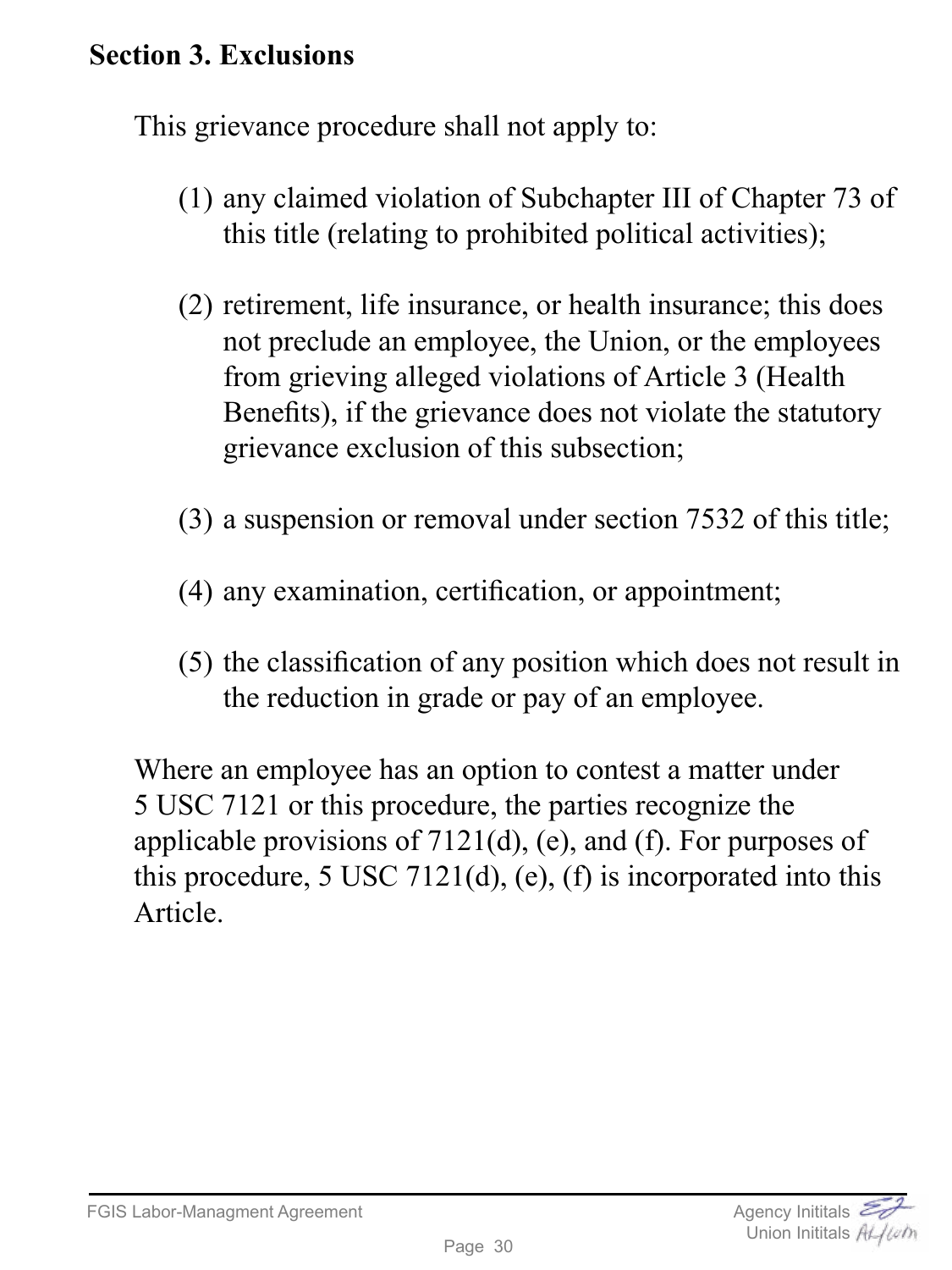**Section 3. Exclusions**

This grievance procedure shall not apply to:

(1) any claimed violation of Subchapter III of Chapter 73 of this title (relating to prohibited political activities);

(2) retirement, life insurance, or health insurance; this does not preclude an employee, the Union, or the employees from grieving alleged violations of Article 3 (Health Benefits), if the grievance does not violate the statutory grievance exclusion of this subsection;

(3) a suspension or removal under section 7532 of this title;

(4) any examination, certification, or appointment;

(5) the classification of any position which does not result in the reduction in grade or pay of an employee.

Where an employee has an option to contest a matter under 5 USC 7121 or this procedure, the parties recognize the applicable provisions of 7121(d), (e), and (f). For purposes of this procedure, 5 USC 7121(d), (e), (f) is incorporated into this Article.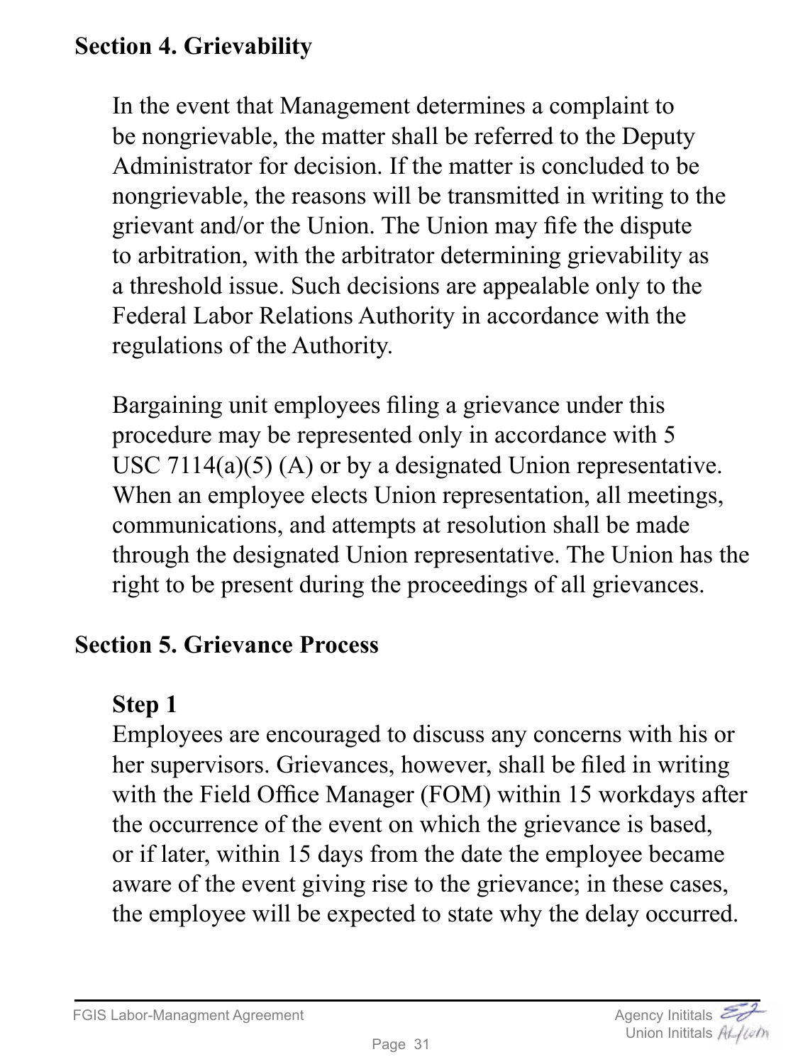## Section 4. Grievability

In the event that Management determines a complaint to be nongrievable, the matter shall be referred to the Deputy Administrator for decision. If the matter is concluded to be nongrievable, the reasons will be transmitted in writing to the grievant and/or the Union. The Union may fife the dispute to arbitration, with the arbitrator determining grievability as a threshold issue. Such decisions are appealable only to the Federal Labor Relations Authority in accordance with the regulations of the Authority.

Bargaining unit employees filing a grievance under this procedure may be represented only in accordance with 5 USC 7114(a)(5) (A) or by a designated Union representative. When an employee elects Union representation, all meetings, communications, and attempts at resolution shall be made through the designated Union representative. The Union has the right to be present during the proceedings of all grievances.

## Section 5. Grievance Process

### Step 1

Employees are encouraged to discuss any concerns with his or her supervisors. Grievances, however, shall be filed in writing with the Field Office Manager (FOM) within 15 workdays after the occurrence of the event on which the grievance is based, or if later, within 15 days from the date the employee became aware of the event giving rise to the grievance; in these cases, the employee will be expected to state why the delay occurred.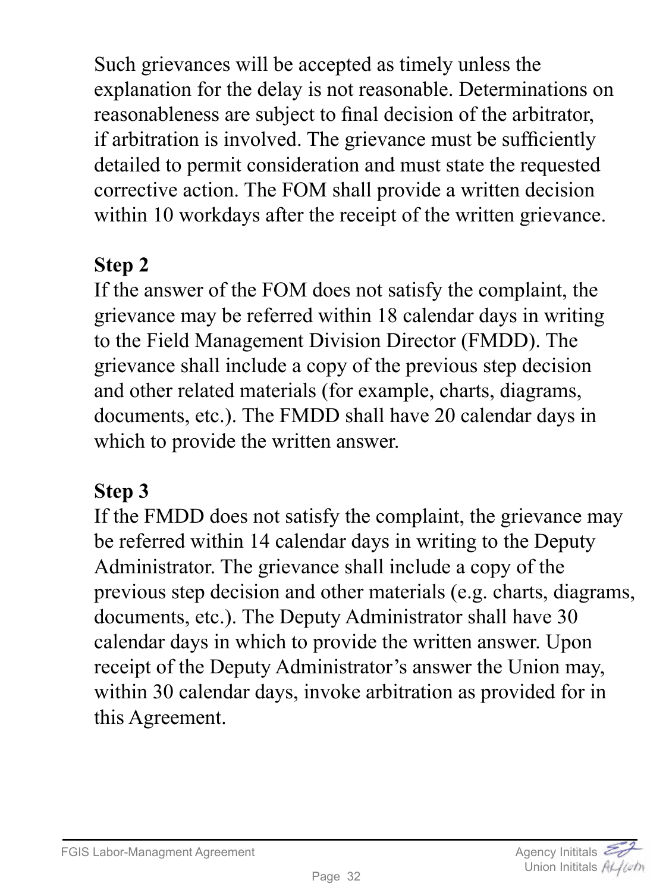Such grievances will be accepted as timely unless the explanation for the delay is not reasonable. Determinations on reasonableness are subject to final decision of the arbitrator, if arbitration is involved. The grievance must be sufficiently detailed to permit consideration and must state the requested corrective action. The FOM shall provide a written decision within 10 workdays after the receipt of the written grievance.

**Step 2**

If the answer of the FOM does not satisfy the complaint, the grievance may be referred within 18 calendar days in writing to the Field Management Division Director (FMDD). The grievance shall include a copy of the previous step decision and other related materials (for example, charts, diagrams, documents, etc.). The FMDD shall have 20 calendar days in which to provide the written answer.

**Step 3**

If the FMDD does not satisfy the complaint, the grievance may be referred within 14 calendar days in writing to the Deputy Administrator. The grievance shall include a copy of the previous step decision and other materials (e.g. charts, diagrams, documents, etc.). The Deputy Administrator shall have 30 calendar days in which to provide the written answer. Upon receipt of the Deputy Administrator's answer the Union may, within 30 calendar days, invoke arbitration as provided for in this Agreement.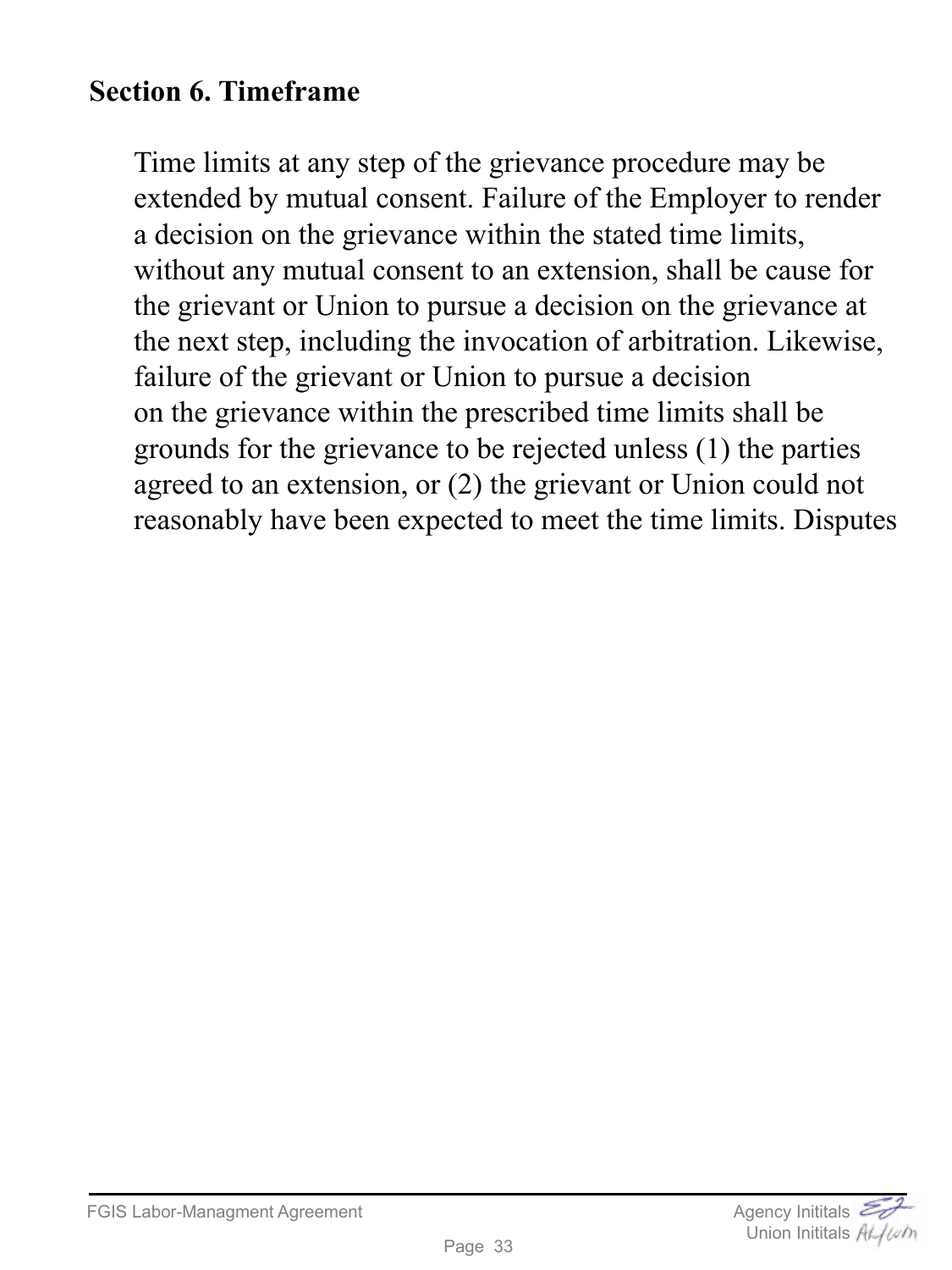## Section 6. Timeframe

Time limits at any step of the grievance procedure may be extended by mutual consent. Failure of the Employer to render a decision on the grievance within the stated time limits, without any mutual consent to an extension, shall be cause for the grievant or Union to pursue a decision on the grievance at the next step, including the invocation of arbitration. Likewise, failure of the grievant or Union to pursue a decision on the grievance within the prescribed time limits shall be grounds for the grievance to be rejected unless (1) the parties agreed to an extension, or (2) the grievant or Union could not reasonably have been expected to meet the time limits. Disputes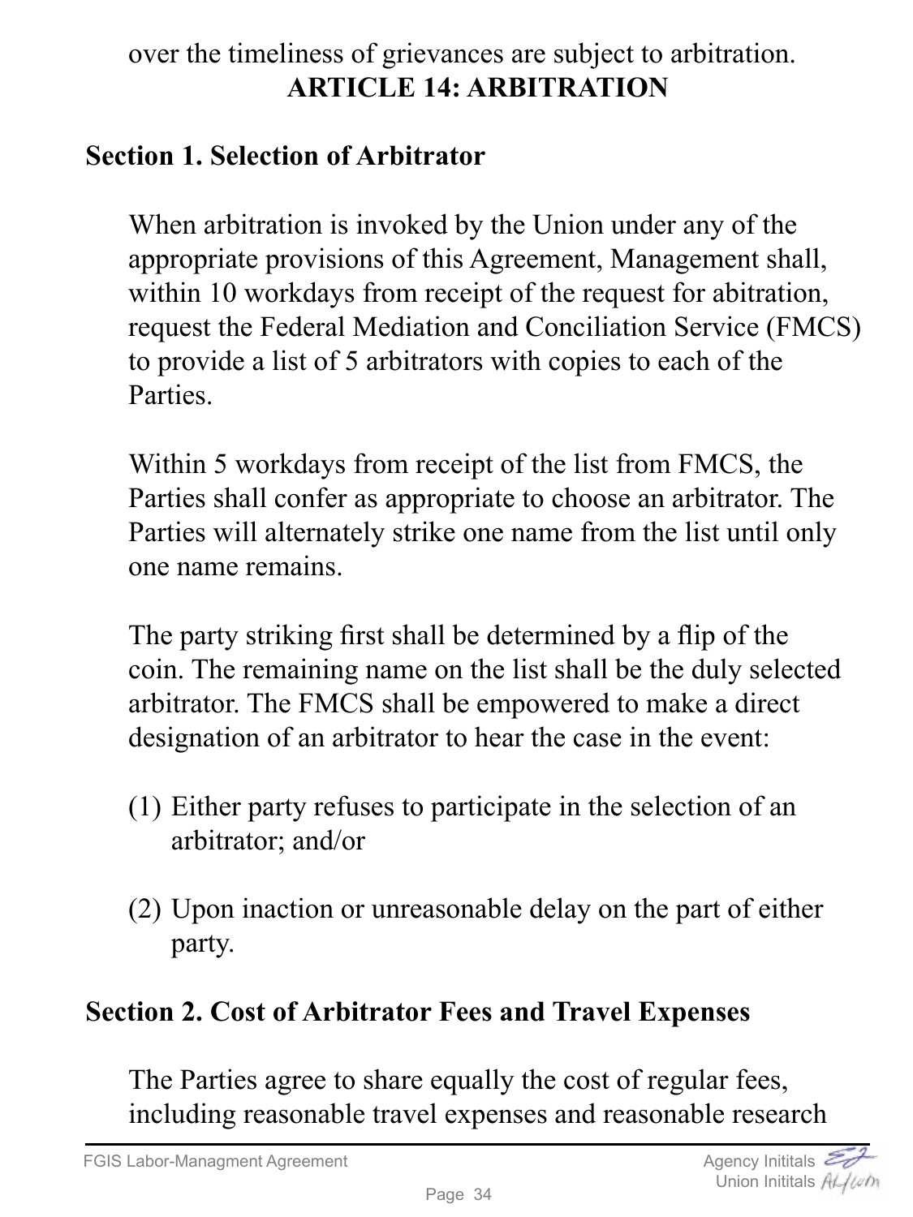over the timeliness of grievances are subject to arbitration.

# ARTICLE 14: ARBITRATION

## Section 1. Selection of Arbitrator

When arbitration is invoked by the Union under any of the appropriate provisions of this Agreement, Management shall, within 10 workdays from receipt of the request for abitration, request the Federal Mediation and Conciliation Service (FMCS) to provide a list of 5 arbitrators with copies to each of the Parties.

Within 5 workdays from receipt of the list from FMCS, the Parties shall confer as appropriate to choose an arbitrator. The Parties will alternately strike one name from the list until only one name remains.

The party striking first shall be determined by a flip of the coin. The remaining name on the list shall be the duly selected arbitrator. The FMCS shall be empowered to make a direct designation of an arbitrator to hear the case in the event:

(1) Either party refuses to participate in the selection of an arbitrator; and/or

(2) Upon inaction or unreasonable delay on the part of either party.

## Section 2. Cost of Arbitrator Fees and Travel Expenses

The Parties agree to share equally the cost of regular fees, including reasonable travel expenses and reasonable research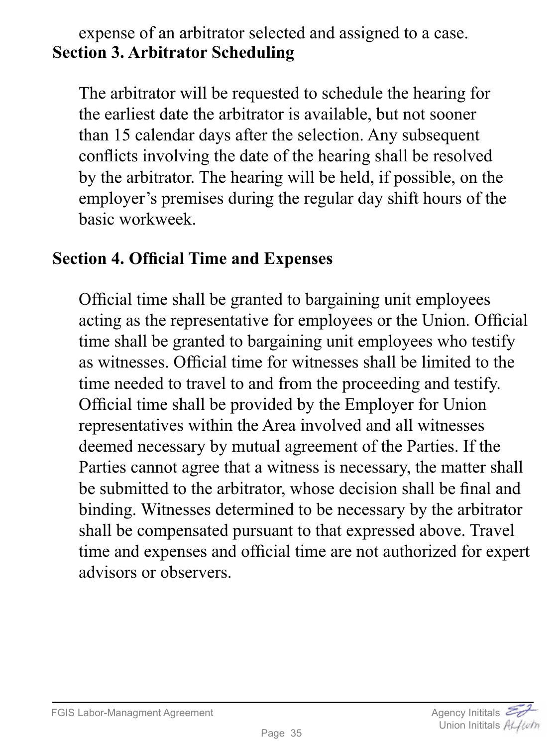expense of an arbitrator selected and assigned to a case.

**Section 3. Arbitrator Scheduling**

The arbitrator will be requested to schedule the hearing for the earliest date the arbitrator is available, but not sooner than 15 calendar days after the selection. Any subsequent conflicts involving the date of the hearing shall be resolved by the arbitrator. The hearing will be held, if possible, on the employer's premises during the regular day shift hours of the basic workweek.

**Section 4. Official Time and Expenses**

Official time shall be granted to bargaining unit employees acting as the representative for employees or the Union. Official time shall be granted to bargaining unit employees who testify as witnesses. Official time for witnesses shall be limited to the time needed to travel to and from the proceeding and testify. Official time shall be provided by the Employer for Union representatives within the Area involved and all witnesses deemed necessary by mutual agreement of the Parties. If the Parties cannot agree that a witness is necessary, the matter shall be submitted to the arbitrator, whose decision shall be final and binding. Witnesses determined to be necessary by the arbitrator shall be compensated pursuant to that expressed above. Travel time and expenses and official time are not authorized for expert advisors or observers.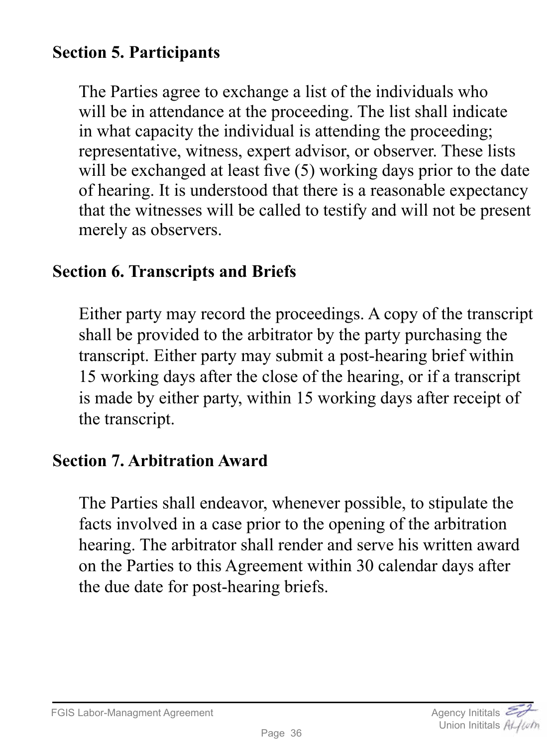## Section 5. Participants

The Parties agree to exchange a list of the individuals who will be in attendance at the proceeding. The list shall indicate in what capacity the individual is attending the proceeding; representative, witness, expert advisor, or observer. These lists will be exchanged at least five (5) working days prior to the date of hearing. It is understood that there is a reasonable expectancy that the witnesses will be called to testify and will not be present merely as observers.

## Section 6. Transcripts and Briefs

Either party may record the proceedings. A copy of the transcript shall be provided to the arbitrator by the party purchasing the transcript. Either party may submit a post-hearing brief within 15 working days after the close of the hearing, or if a transcript is made by either party, within 15 working days after receipt of the transcript.

## Section 7. Arbitration Award

The Parties shall endeavor, whenever possible, to stipulate the facts involved in a case prior to the opening of the arbitration hearing. The arbitrator shall render and serve his written award on the Parties to this Agreement within 30 calendar days after the due date for post-hearing briefs.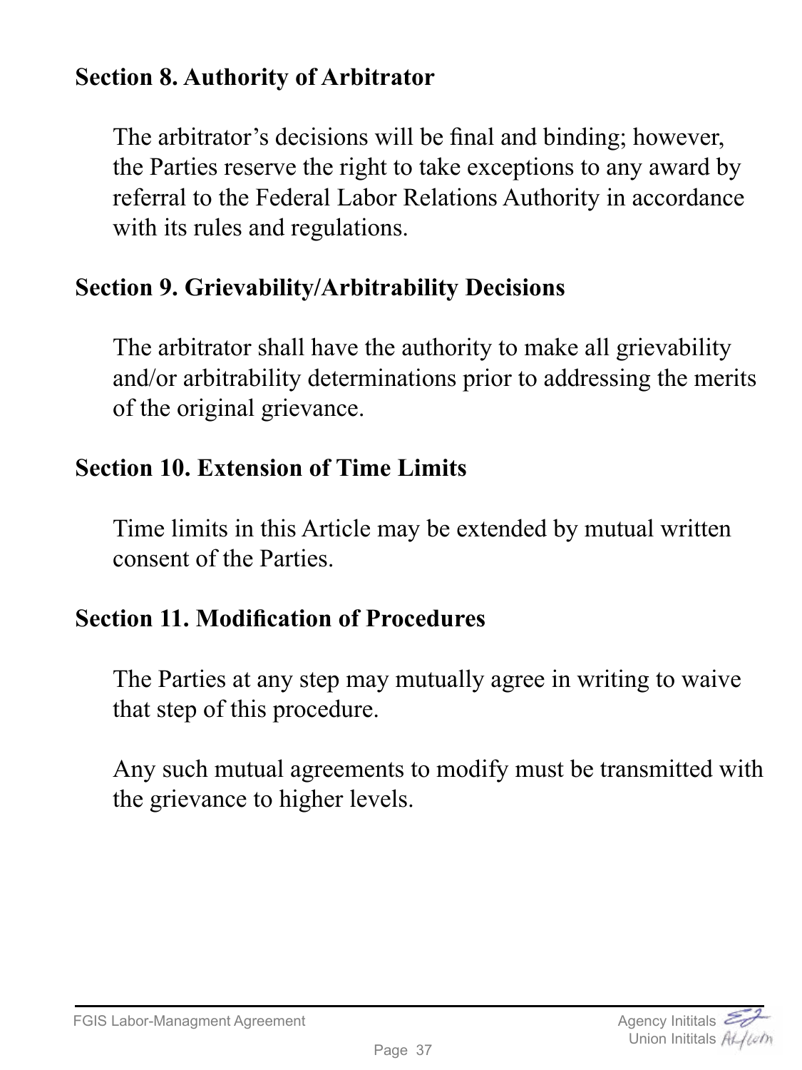## Section 8. Authority of Arbitrator

The arbitrator's decisions will be final and binding; however, the Parties reserve the right to take exceptions to any award by referral to the Federal Labor Relations Authority in accordance with its rules and regulations.

## Section 9. Grievability/Arbitrability Decisions

The arbitrator shall have the authority to make all grievability and/or arbitrability determinations prior to addressing the merits of the original grievance.

## Section 10. Extension of Time Limits

Time limits in this Article may be extended by mutual written consent of the Parties.

## Section 11. Modification of Procedures

The Parties at any step may mutually agree in writing to waive that step of this procedure.

Any such mutual agreements to modify must be transmitted with the grievance to higher levels.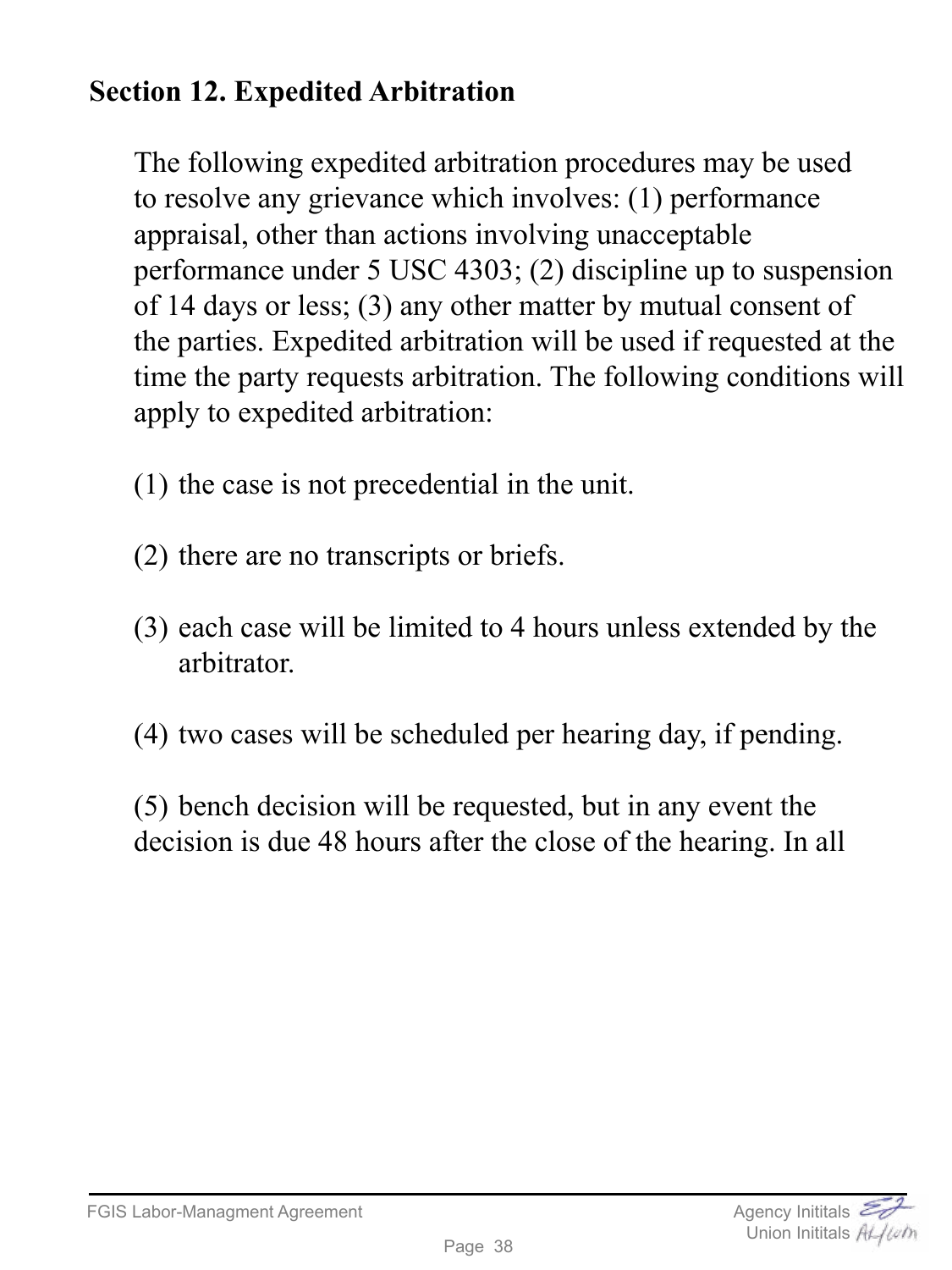## Section 12. Expedited Arbitration

The following expedited arbitration procedures may be used to resolve any grievance which involves: (1) performance appraisal, other than actions involving unacceptable performance under 5 USC 4303; (2) discipline up to suspension of 14 days or less; (3) any other matter by mutual consent of the parties. Expedited arbitration will be used if requested at the time the party requests arbitration. The following conditions will apply to expedited arbitration:

(1) the case is not precedential in the unit.

(2) there are no transcripts or briefs.

(3) each case will be limited to 4 hours unless extended by the arbitrator.

(4) two cases will be scheduled per hearing day, if pending.

(5) bench decision will be requested, but in any event the decision is due 48 hours after the close of the hearing. In all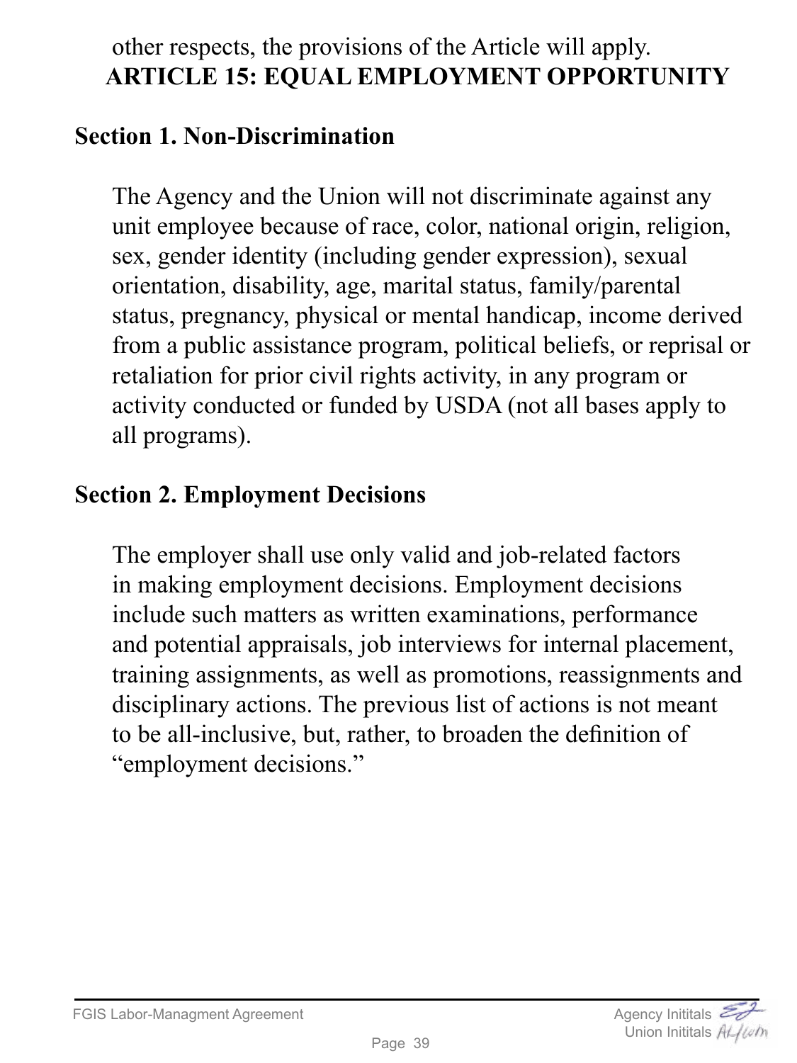other respects, the provisions of the Article will apply.

# ARTICLE 15: EQUAL EMPLOYMENT OPPORTUNITY

## Section 1. Non-Discrimination

The Agency and the Union will not discriminate against any unit employee because of race, color, national origin, religion, sex, gender identity (including gender expression), sexual orientation, disability, age, marital status, family/parental status, pregnancy, physical or mental handicap, income derived from a public assistance program, political beliefs, or reprisal or retaliation for prior civil rights activity, in any program or activity conducted or funded by USDA (not all bases apply to all programs).

## Section 2. Employment Decisions

The employer shall use only valid and job-related factors in making employment decisions. Employment decisions include such matters as written examinations, performance and potential appraisals, job interviews for internal placement, training assignments, as well as promotions, reassignments and disciplinary actions. The previous list of actions is not meant to be all-inclusive, but, rather, to broaden the definition of "employment decisions."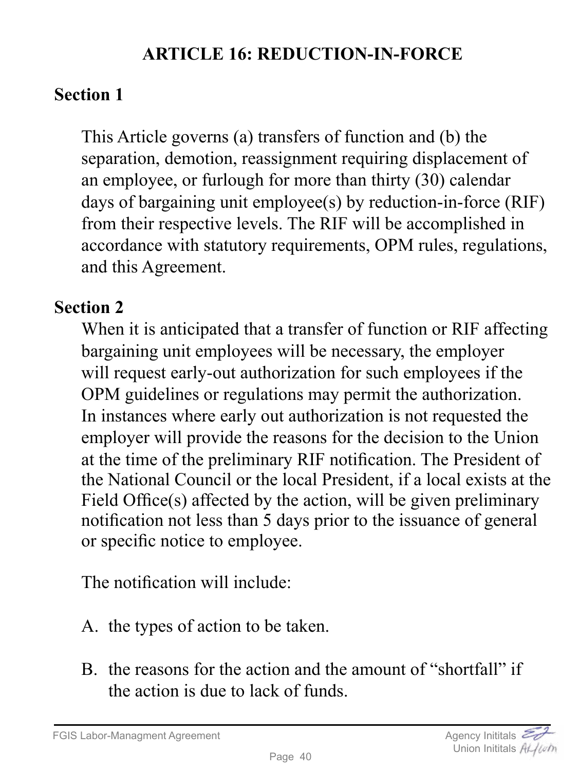# ARTICLE 16: REDUCTION-IN-FORCE

## Section 1

This Article governs (a) transfers of function and (b) the separation, demotion, reassignment requiring displacement of an employee, or furlough for more than thirty (30) calendar days of bargaining unit employee(s) by reduction-in-force (RIF) from their respective levels. The RIF will be accomplished in accordance with statutory requirements, OPM rules, regulations, and this Agreement.

## Section 2

When it is anticipated that a transfer of function or RIF affecting bargaining unit employees will be necessary, the employer will request early-out authorization for such employees if the OPM guidelines or regulations may permit the authorization. In instances where early out authorization is not requested the employer will provide the reasons for the decision to the Union at the time of the preliminary RIF notification. The President of the National Council or the local President, if a local exists at the Field Office(s) affected by the action, will be given preliminary notification not less than 5 days prior to the issuance of general or specific notice to employee.

The notification will include:

A. the types of action to be taken.

B. the reasons for the action and the amount of “shortfall” if the action is due to lack of funds.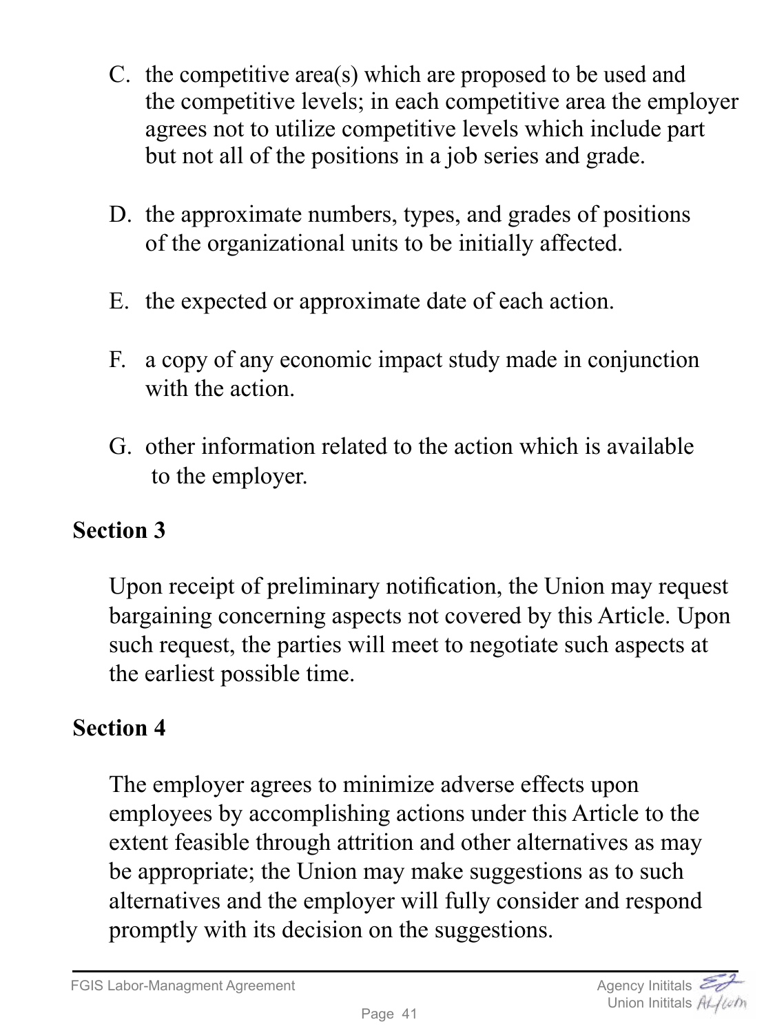C. the competitive area(s) which are proposed to be used and the competitive levels; in each competitive area the employer agrees not to utilize competitive levels which include part but not all of the positions in a job series and grade.

D. the approximate numbers, types, and grades of positions of the organizational units to be initially affected.

E. the expected or approximate date of each action.

F. a copy of any economic impact study made in conjunction with the action.

G. other information related to the action which is available to the employer.

## Section 3

Upon receipt of preliminary notification, the Union may request bargaining concerning aspects not covered by this Article. Upon such request, the parties will meet to negotiate such aspects at the earliest possible time.

## Section 4

The employer agrees to minimize adverse effects upon employees by accomplishing actions under this Article to the extent feasible through attrition and other alternatives as may be appropriate; the Union may make suggestions as to such alternatives and the employer will fully consider and respond promptly with its decision on the suggestions.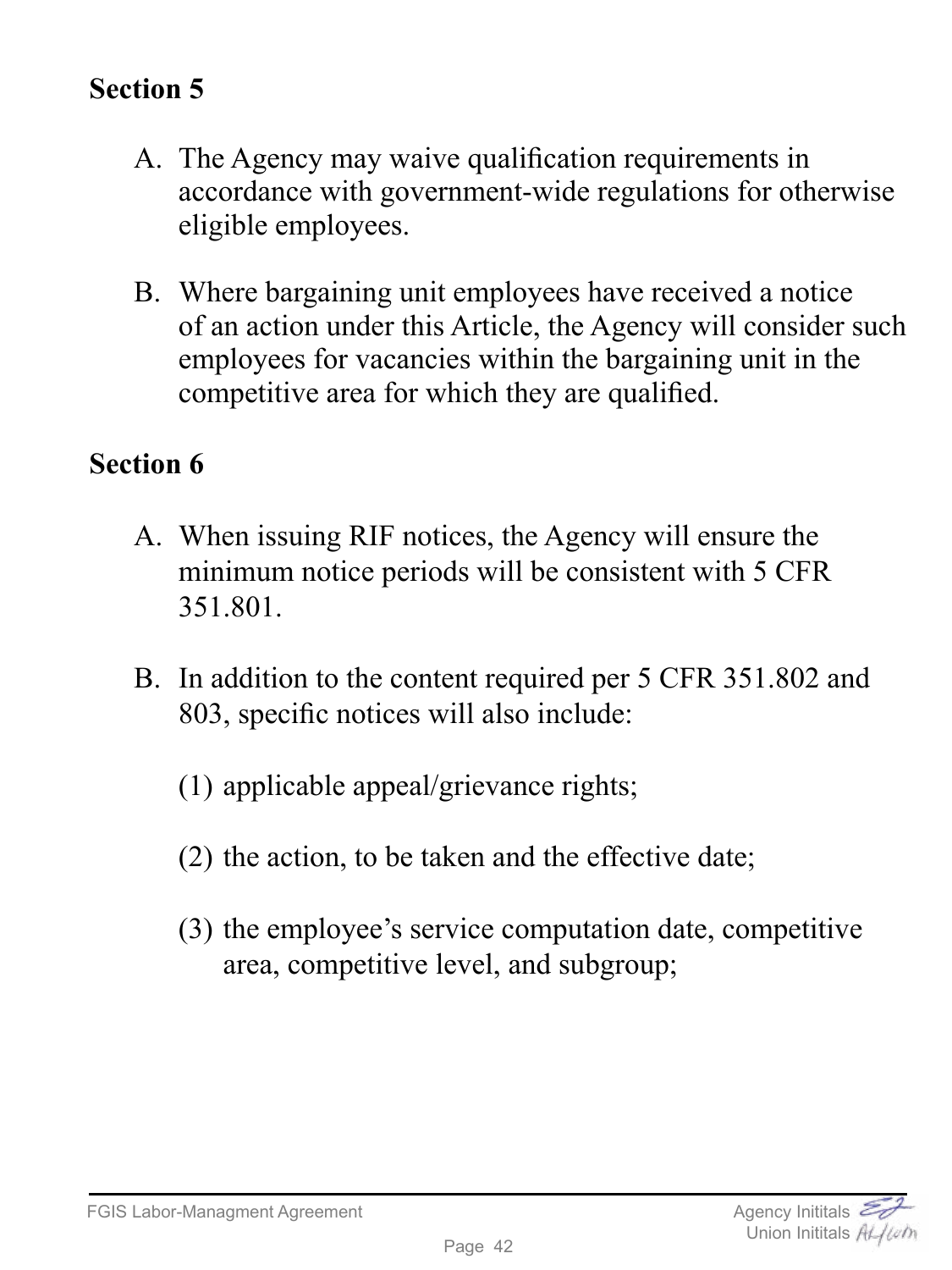## Section 5

A. The Agency may waive qualification requirements in accordance with government-wide regulations for otherwise eligible employees.

B. Where bargaining unit employees have received a notice of an action under this Article, the Agency will consider such employees for vacancies within the bargaining unit in the competitive area for which they are qualified.

## Section 6

A. When issuing RIF notices, the Agency will ensure the minimum notice periods will be consistent with 5 CFR 351.801.

B. In addition to the content required per 5 CFR 351.802 and 803, specific notices will also include:

   (1) applicable appeal/grievance rights;

   (2) the action, to be taken and the effective date;

   (3) the employee's service computation date, competitive area, competitive level, and subgroup;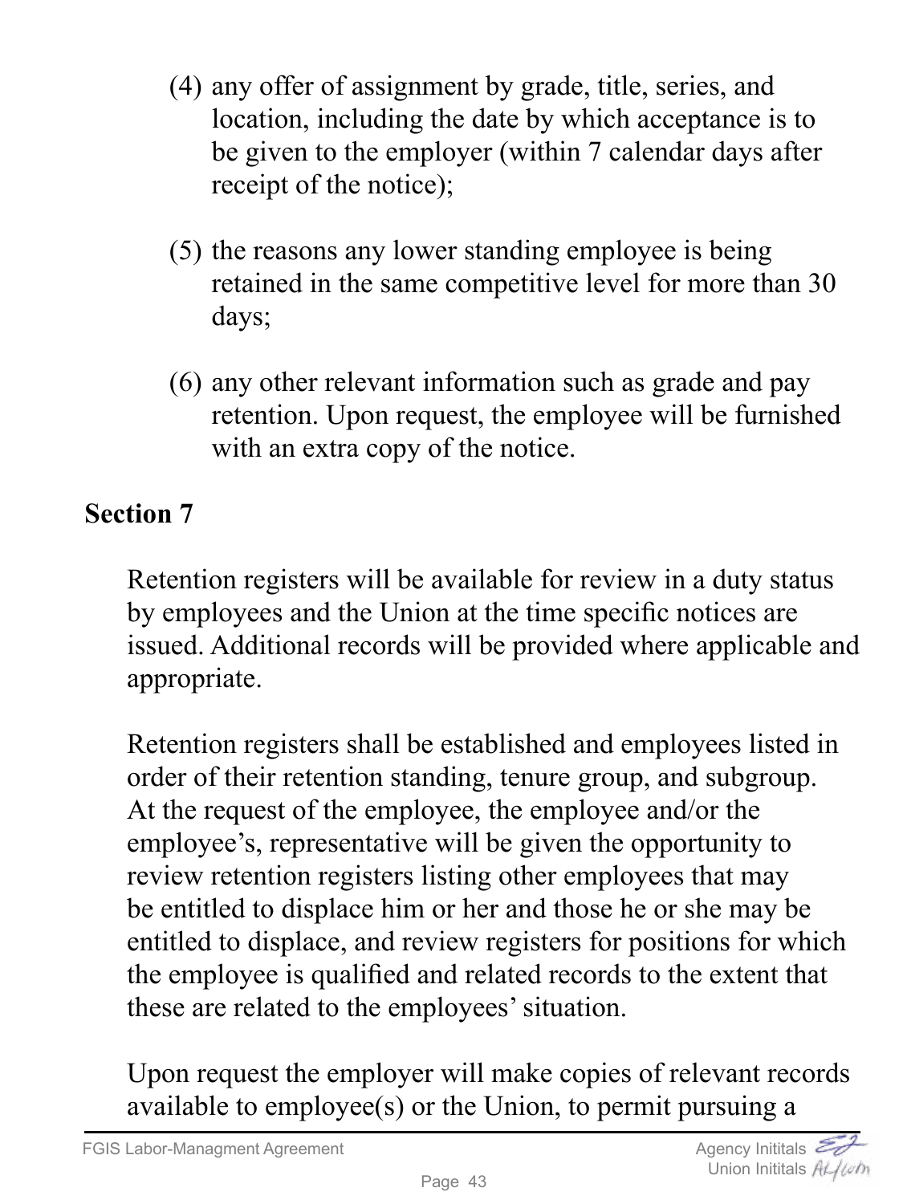(4) any offer of assignment by grade, title, series, and location, including the date by which acceptance is to be given to the employer (within 7 calendar days after receipt of the notice);

(5) the reasons any lower standing employee is being retained in the same competitive level for more than 30 days;

(6) any other relevant information such as grade and pay retention. Upon request, the employee will be furnished with an extra copy of the notice.

**Section 7**

Retention registers will be available for review in a duty status by employees and the Union at the time specific notices are issued. Additional records will be provided where applicable and appropriate.

Retention registers shall be established and employees listed in order of their retention standing, tenure group, and subgroup. At the request of the employee, the employee and/or the employee's, representative will be given the opportunity to review retention registers listing other employees that may be entitled to displace him or her and those he or she may be entitled to displace, and review registers for positions for which the employee is qualified and related records to the extent that these are related to the employees' situation.

Upon request the employer will make copies of relevant records available to employee(s) or the Union, to permit pursuing a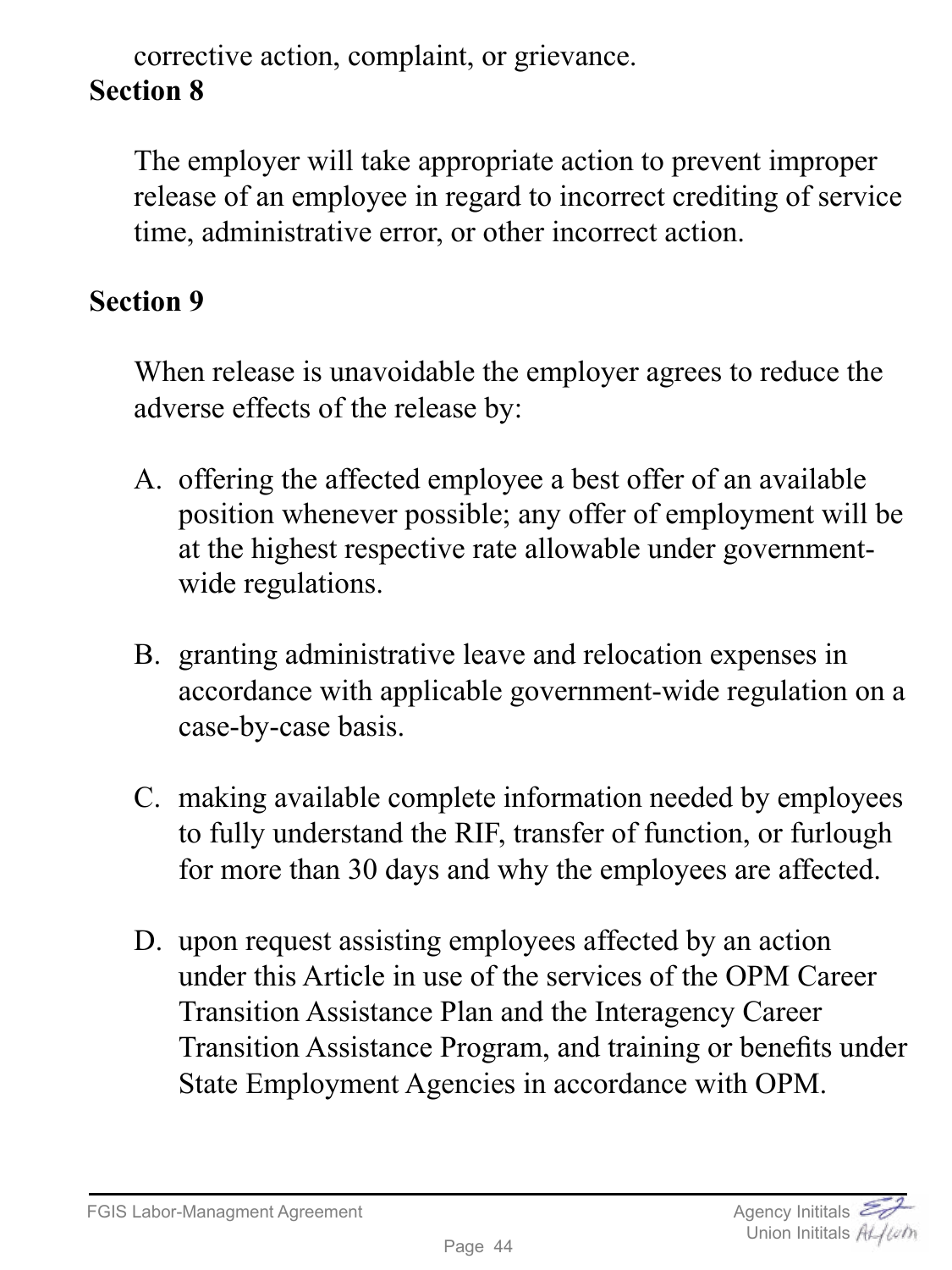corrective action, complaint, or grievance.

**Section 8**

The employer will take appropriate action to prevent improper release of an employee in regard to incorrect crediting of service time, administrative error, or other incorrect action.

**Section 9**

When release is unavoidable the employer agrees to reduce the adverse effects of the release by:

A. offering the affected employee a best offer of an available position whenever possible; any offer of employment will be at the highest respective rate allowable under government-wide regulations.

B. granting administrative leave and relocation expenses in accordance with applicable government-wide regulation on a case-by-case basis.

C. making available complete information needed by employees to fully understand the RIF, transfer of function, or furlough for more than 30 days and why the employees are affected.

D. upon request assisting employees affected by an action under this Article in use of the services of the OPM Career Transition Assistance Plan and the Interagency Career Transition Assistance Program, and training or benefits under State Employment Agencies in accordance with OPM.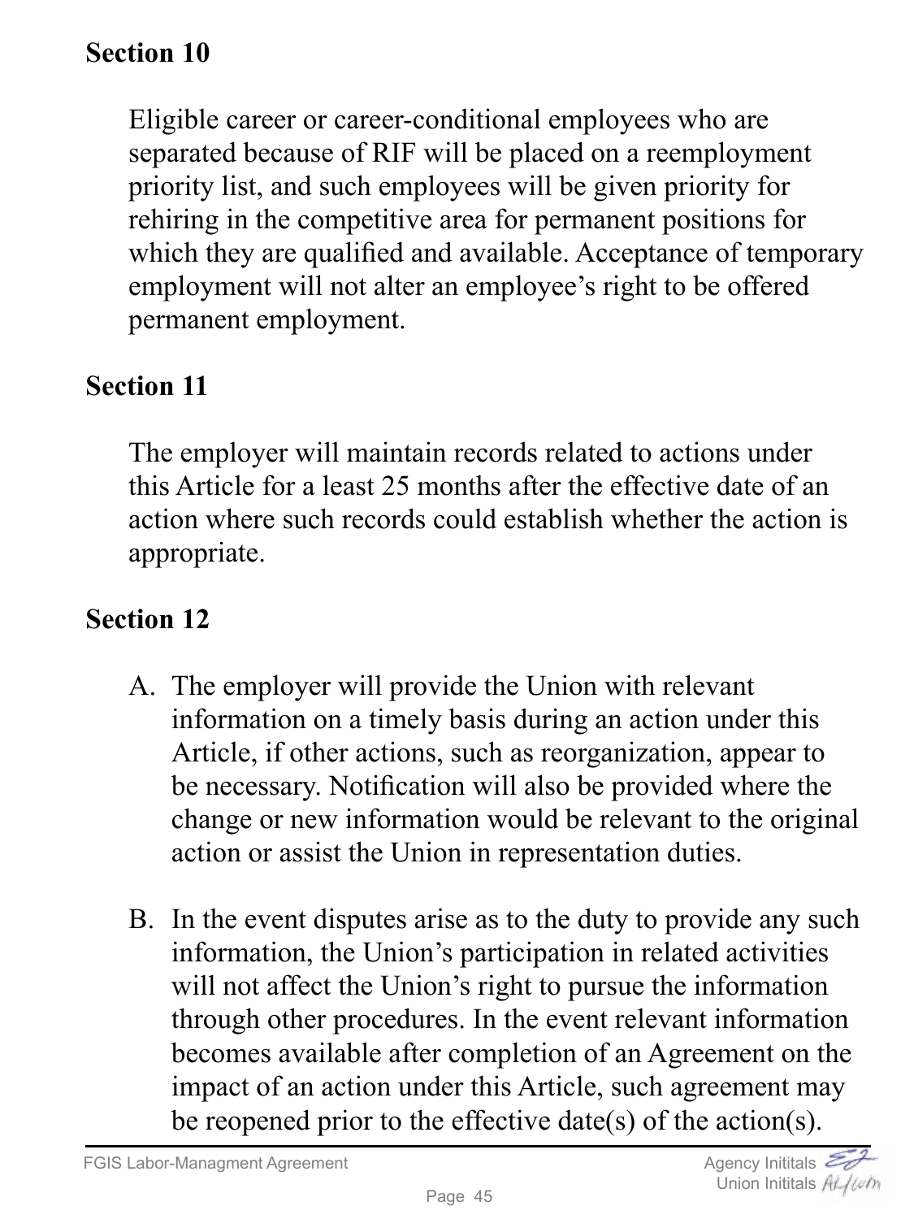## Section 10

Eligible career or career-conditional employees who are separated because of RIF will be placed on a reemployment priority list, and such employees will be given priority for rehiring in the competitive area for permanent positions for which they are qualified and available. Acceptance of temporary employment will not alter an employee's right to be offered permanent employment.

## Section 11

The employer will maintain records related to actions under this Article for a least 25 months after the effective date of an action where such records could establish whether the action is appropriate.

## Section 12

A. The employer will provide the Union with relevant information on a timely basis during an action under this Article, if other actions, such as reorganization, appear to be necessary. Notification will also be provided where the change or new information would be relevant to the original action or assist the Union in representation duties.

B. In the event disputes arise as to the duty to provide any such information, the Union's participation in related activities will not affect the Union's right to pursue the information through other procedures. In the event relevant information becomes available after completion of an Agreement on the impact of an action under this Article, such agreement may be reopened prior to the effective date(s) of the action(s).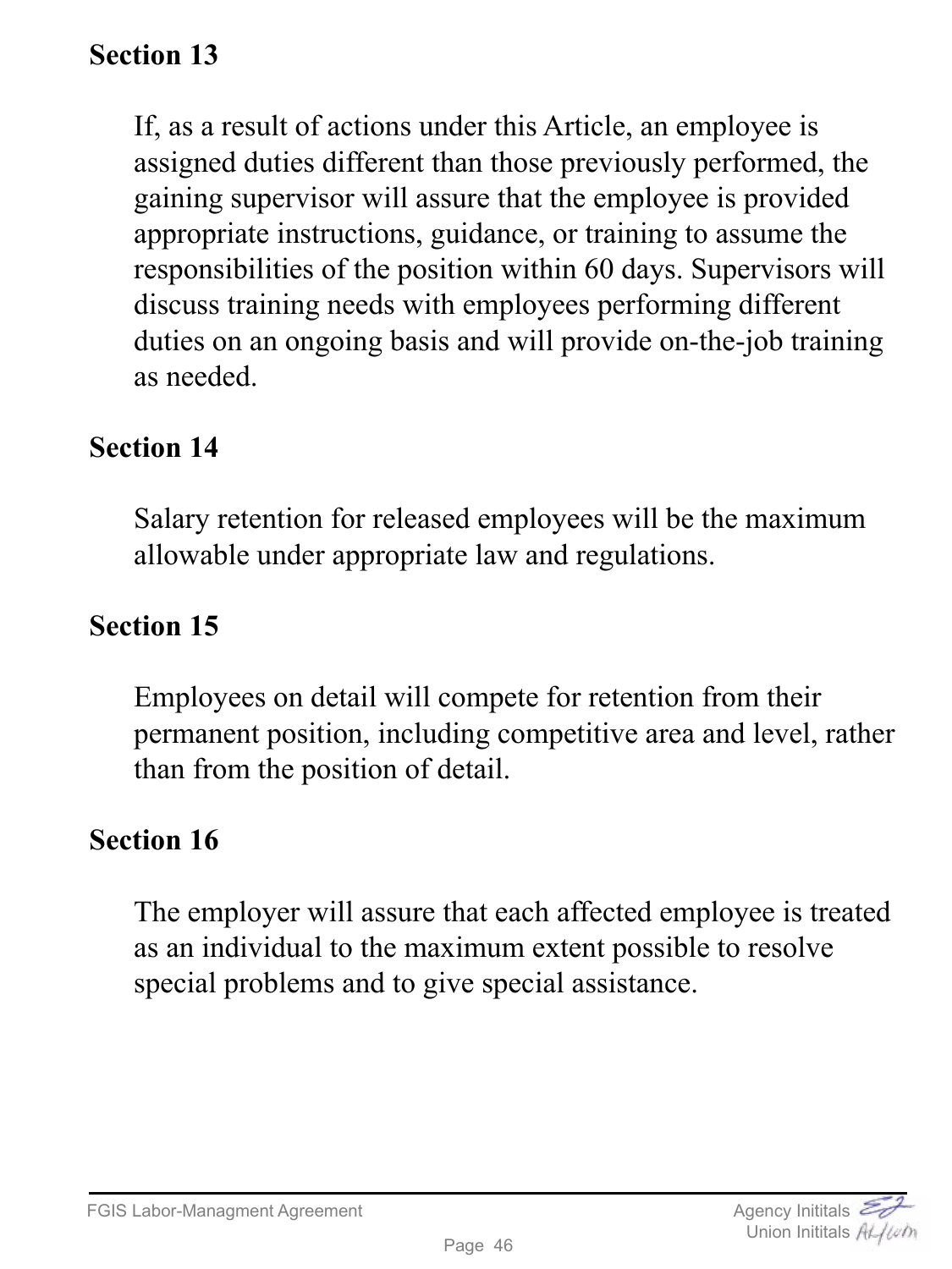**Section 13**

If, as a result of actions under this Article, an employee is assigned duties different than those previously performed, the gaining supervisor will assure that the employee is provided appropriate instructions, guidance, or training to assume the responsibilities of the position within 60 days. Supervisors will discuss training needs with employees performing different duties on an ongoing basis and will provide on-the-job training as needed.

**Section 14**

Salary retention for released employees will be the maximum allowable under appropriate law and regulations.

**Section 15**

Employees on detail will compete for retention from their permanent position, including competitive area and level, rather than from the position of detail.

**Section 16**

The employer will assure that each affected employee is treated as an individual to the maximum extent possible to resolve special problems and to give special assistance.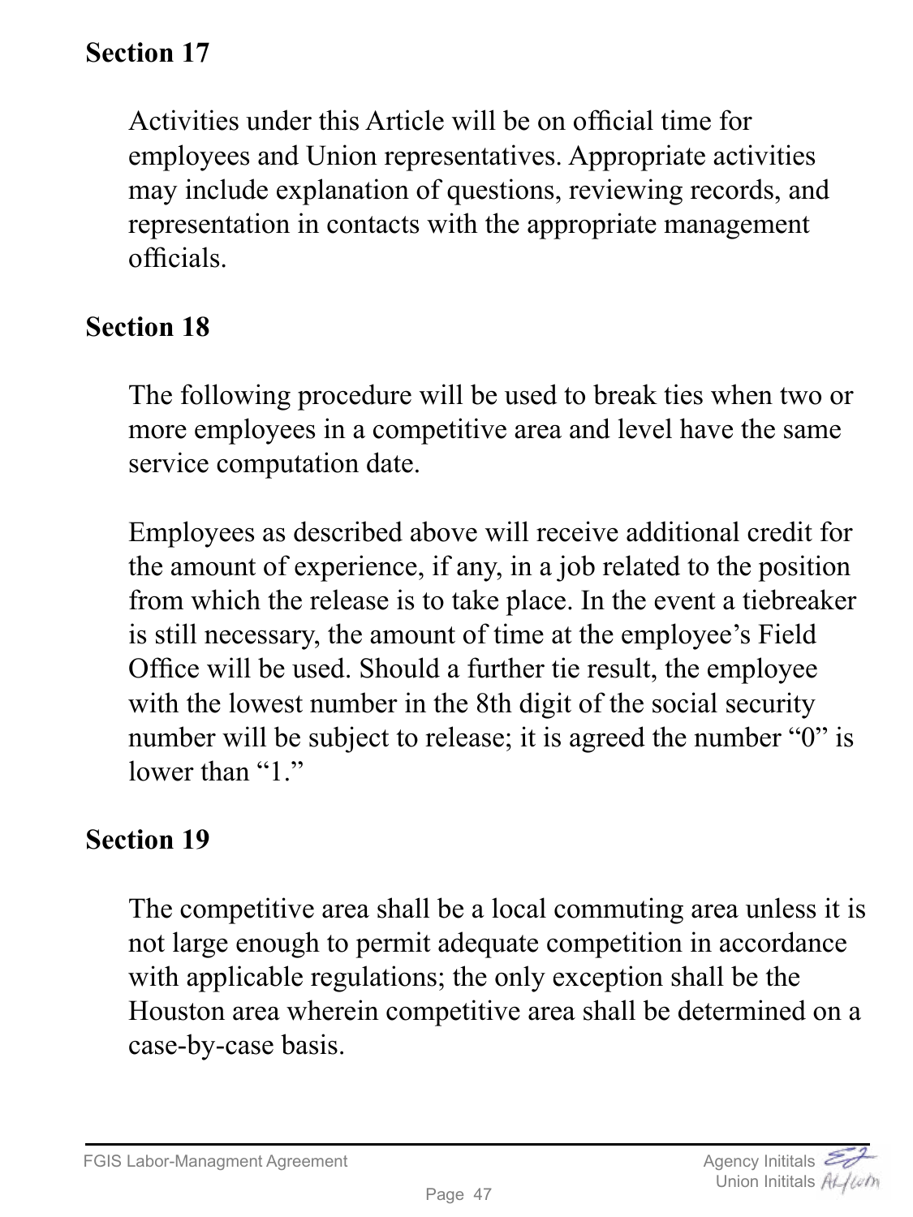## Section 17

Activities under this Article will be on official time for employees and Union representatives. Appropriate activities may include explanation of questions, reviewing records, and representation in contacts with the appropriate management officials.

## Section 18

The following procedure will be used to break ties when two or more employees in a competitive area and level have the same service computation date.

Employees as described above will receive additional credit for the amount of experience, if any, in a job related to the position from which the release is to take place. In the event a tiebreaker is still necessary, the amount of time at the employee's Field Office will be used. Should a further tie result, the employee with the lowest number in the 8th digit of the social security number will be subject to release; it is agreed the number "0" is lower than "1."

## Section 19

The competitive area shall be a local commuting area unless it is not large enough to permit adequate competition in accordance with applicable regulations; the only exception shall be the Houston area wherein competitive area shall be determined on a case-by-case basis.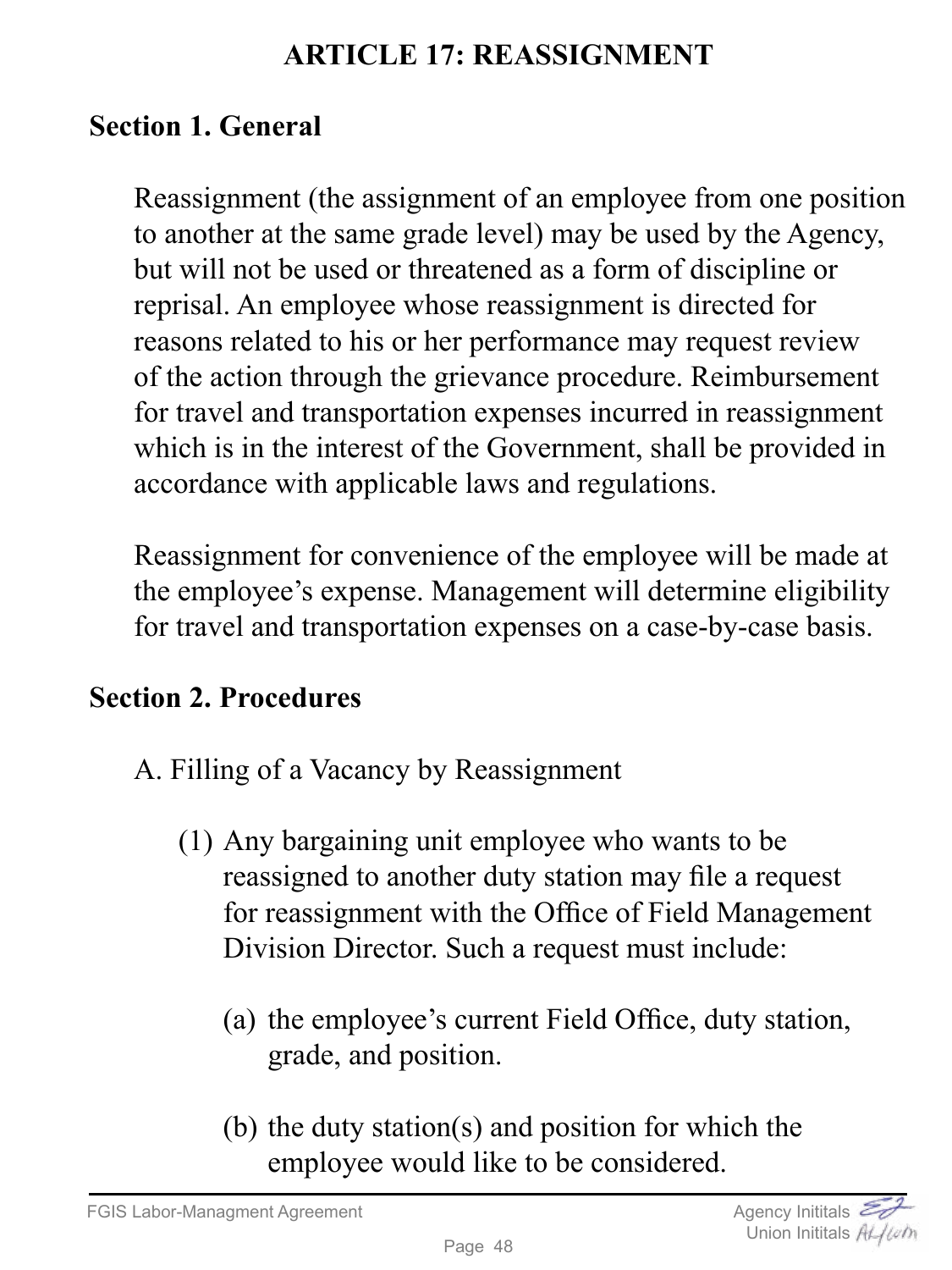# ARTICLE 17: REASSIGNMENT

## Section 1. General

Reassignment (the assignment of an employee from one position to another at the same grade level) may be used by the Agency, but will not be used or threatened as a form of discipline or reprisal. An employee whose reassignment is directed for reasons related to his or her performance may request review of the action through the grievance procedure. Reimbursement for travel and transportation expenses incurred in reassignment which is in the interest of the Government, shall be provided in accordance with applicable laws and regulations.

Reassignment for convenience of the employee will be made at the employee's expense. Management will determine eligibility for travel and transportation expenses on a case-by-case basis.

## Section 2. Procedures

A. Filling of a Vacancy by Reassignment

(1) Any bargaining unit employee who wants to be reassigned to another duty station may file a request for reassignment with the Office of Field Management Division Director. Such a request must include:

(a) the employee's current Field Office, duty station, grade, and position.

(b) the duty station(s) and position for which the employee would like to be considered.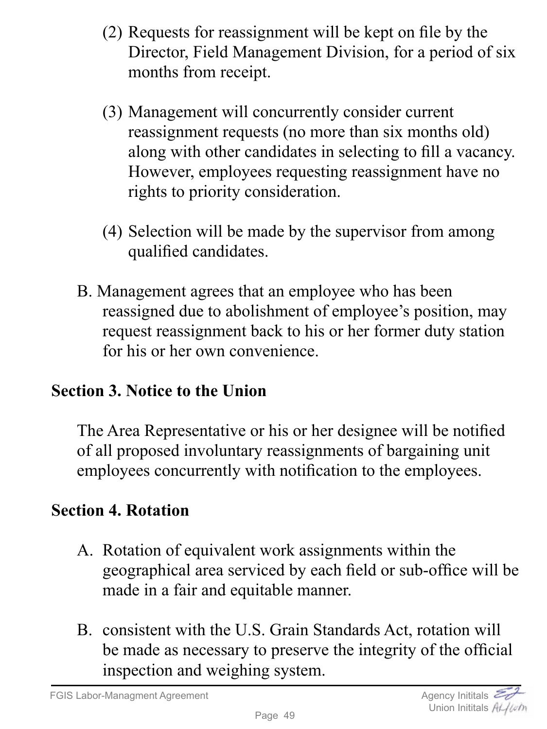(2) Requests for reassignment will be kept on file by the Director, Field Management Division, for a period of six months from receipt.

(3) Management will concurrently consider current reassignment requests (no more than six months old) along with other candidates in selecting to fill a vacancy. However, employees requesting reassignment have no rights to priority consideration.

(4) Selection will be made by the supervisor from among qualified candidates.

B. Management agrees that an employee who has been reassigned due to abolishment of employee's position, may request reassignment back to his or her former duty station for his or her own convenience.

**Section 3. Notice to the Union**

The Area Representative or his or her designee will be notified of all proposed involuntary reassignments of bargaining unit employees concurrently with notification to the employees.

**Section 4. Rotation**

A. Rotation of equivalent work assignments within the geographical area serviced by each field or sub-office will be made in a fair and equitable manner.

B. consistent with the U.S. Grain Standards Act, rotation will be made as necessary to preserve the integrity of the official inspection and weighing system.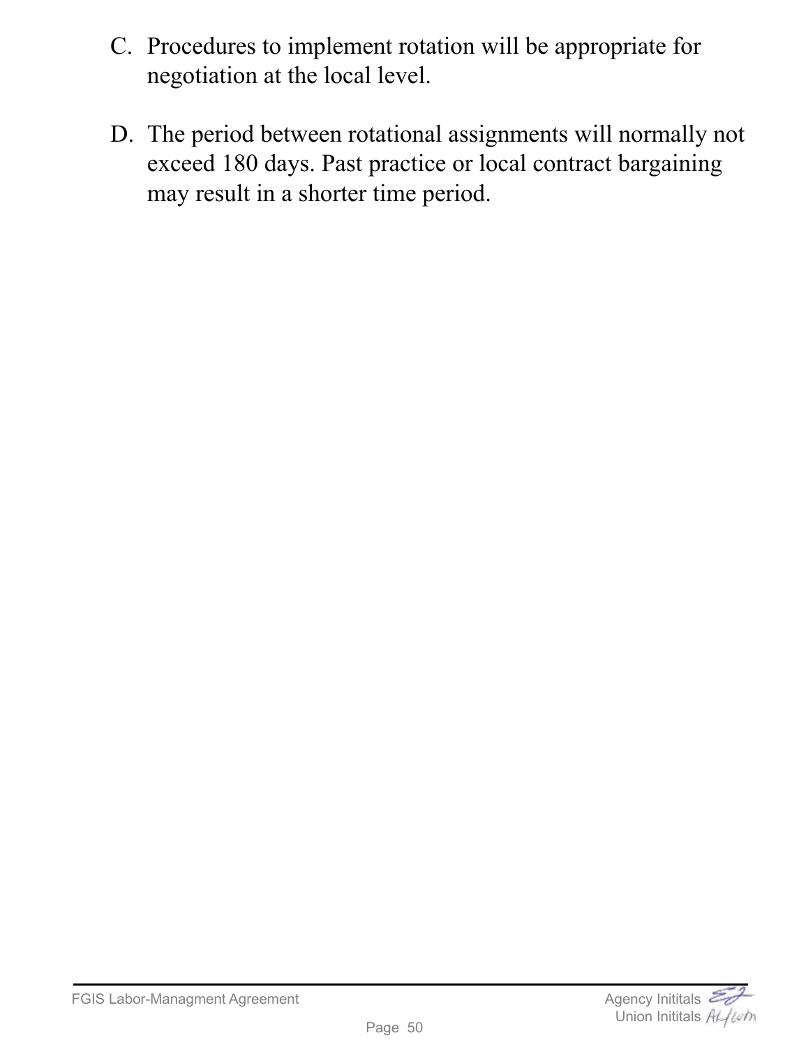C. Procedures to implement rotation will be appropriate for negotiation at the local level.

D. The period between rotational assignments will normally not exceed 180 days. Past practice or local contract bargaining may result in a shorter time period.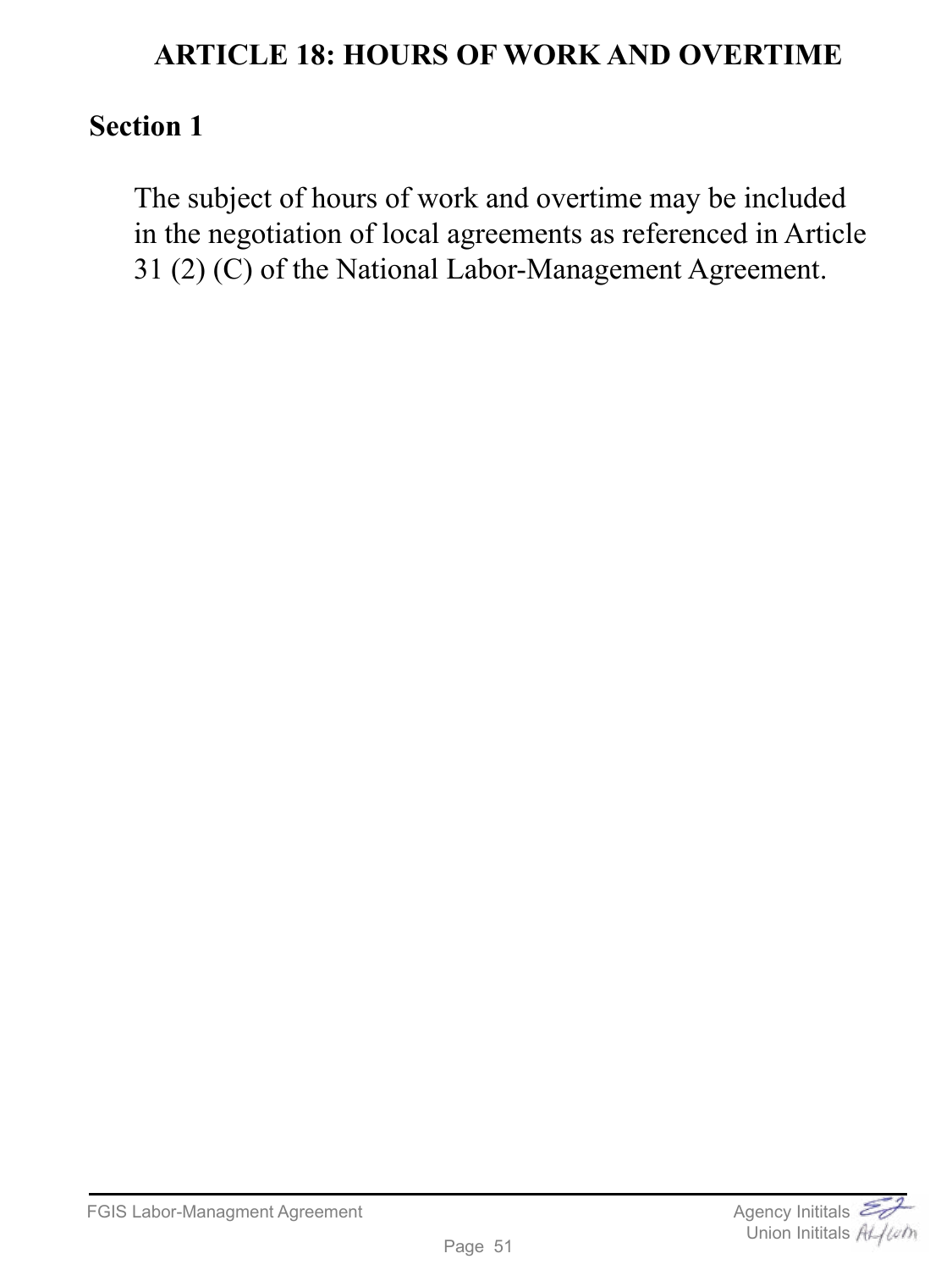# ARTICLE 18: HOURS OF WORK AND OVERTIME

## Section 1

The subject of hours of work and overtime may be included in the negotiation of local agreements as referenced in Article 31 (2) (C) of the National Labor-Management Agreement.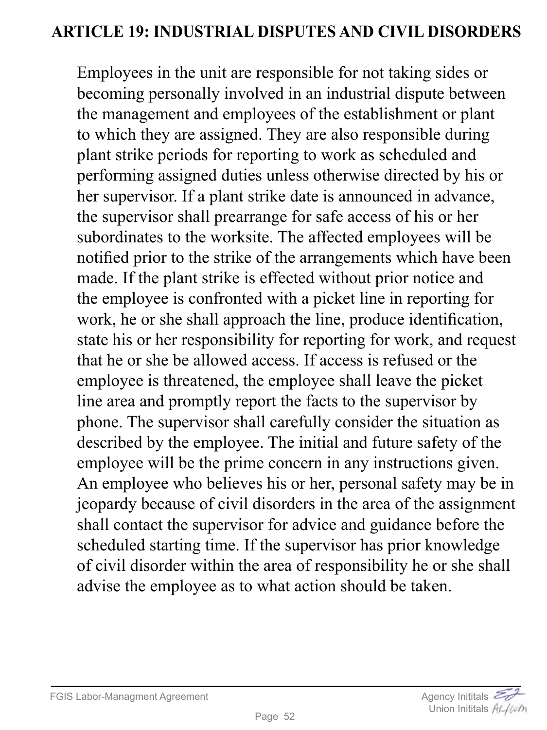## ARTICLE 19: INDUSTRIAL DISPUTES AND CIVIL DISORDERS

Employees in the unit are responsible for not taking sides or becoming personally involved in an industrial dispute between the management and employees of the establishment or plant to which they are assigned. They are also responsible during plant strike periods for reporting to work as scheduled and performing assigned duties unless otherwise directed by his or her supervisor. If a plant strike date is announced in advance, the supervisor shall prearrange for safe access of his or her subordinates to the worksite. The affected employees will be notified prior to the strike of the arrangements which have been made. If the plant strike is effected without prior notice and the employee is confronted with a picket line in reporting for work, he or she shall approach the line, produce identification, state his or her responsibility for reporting for work, and request that he or she be allowed access. If access is refused or the employee is threatened, the employee shall leave the picket line area and promptly report the facts to the supervisor by phone. The supervisor shall carefully consider the situation as described by the employee. The initial and future safety of the employee will be the prime concern in any instructions given. An employee who believes his or her, personal safety may be in jeopardy because of civil disorders in the area of the assignment shall contact the supervisor for advice and guidance before the scheduled starting time. If the supervisor has prior knowledge of civil disorder within the area of responsibility he or she shall advise the employee as to what action should be taken.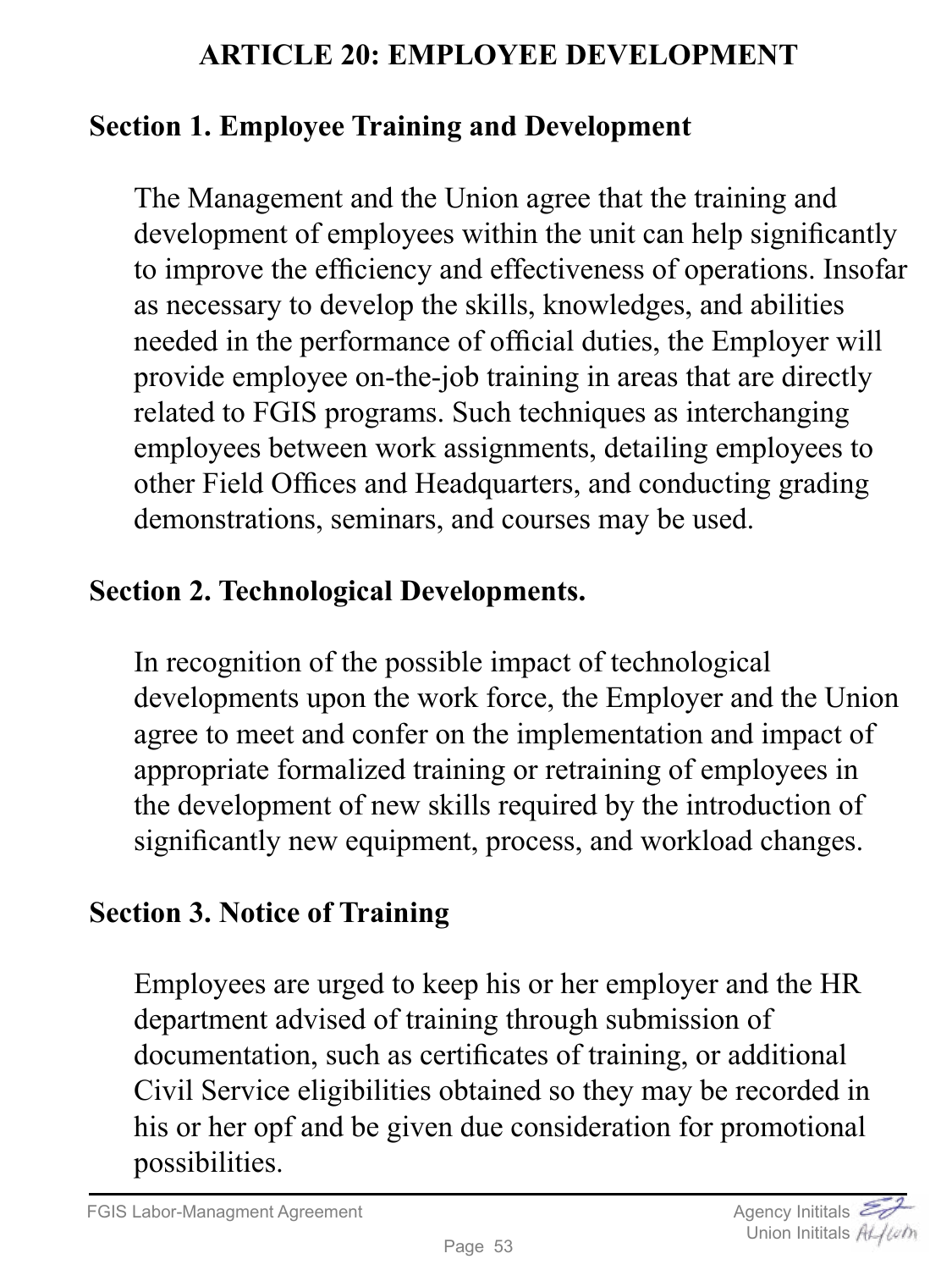## ARTICLE 20: EMPLOYEE DEVELOPMENT

### Section 1. Employee Training and Development

The Management and the Union agree that the training and development of employees within the unit can help significantly to improve the efficiency and effectiveness of operations. Insofar as necessary to develop the skills, knowledges, and abilities needed in the performance of official duties, the Employer will provide employee on-the-job training in areas that are directly related to FGIS programs. Such techniques as interchanging employees between work assignments, detailing employees to other Field Offices and Headquarters, and conducting grading demonstrations, seminars, and courses may be used.

### Section 2. Technological Developments.

In recognition of the possible impact of technological developments upon the work force, the Employer and the Union agree to meet and confer on the implementation and impact of appropriate formalized training or retraining of employees in the development of new skills required by the introduction of significantly new equipment, process, and workload changes.

### Section 3. Notice of Training

Employees are urged to keep his or her employer and the HR department advised of training through submission of documentation, such as certificates of training, or additional Civil Service eligibilities obtained so they may be recorded in his or her opf and be given due consideration for promotional possibilities.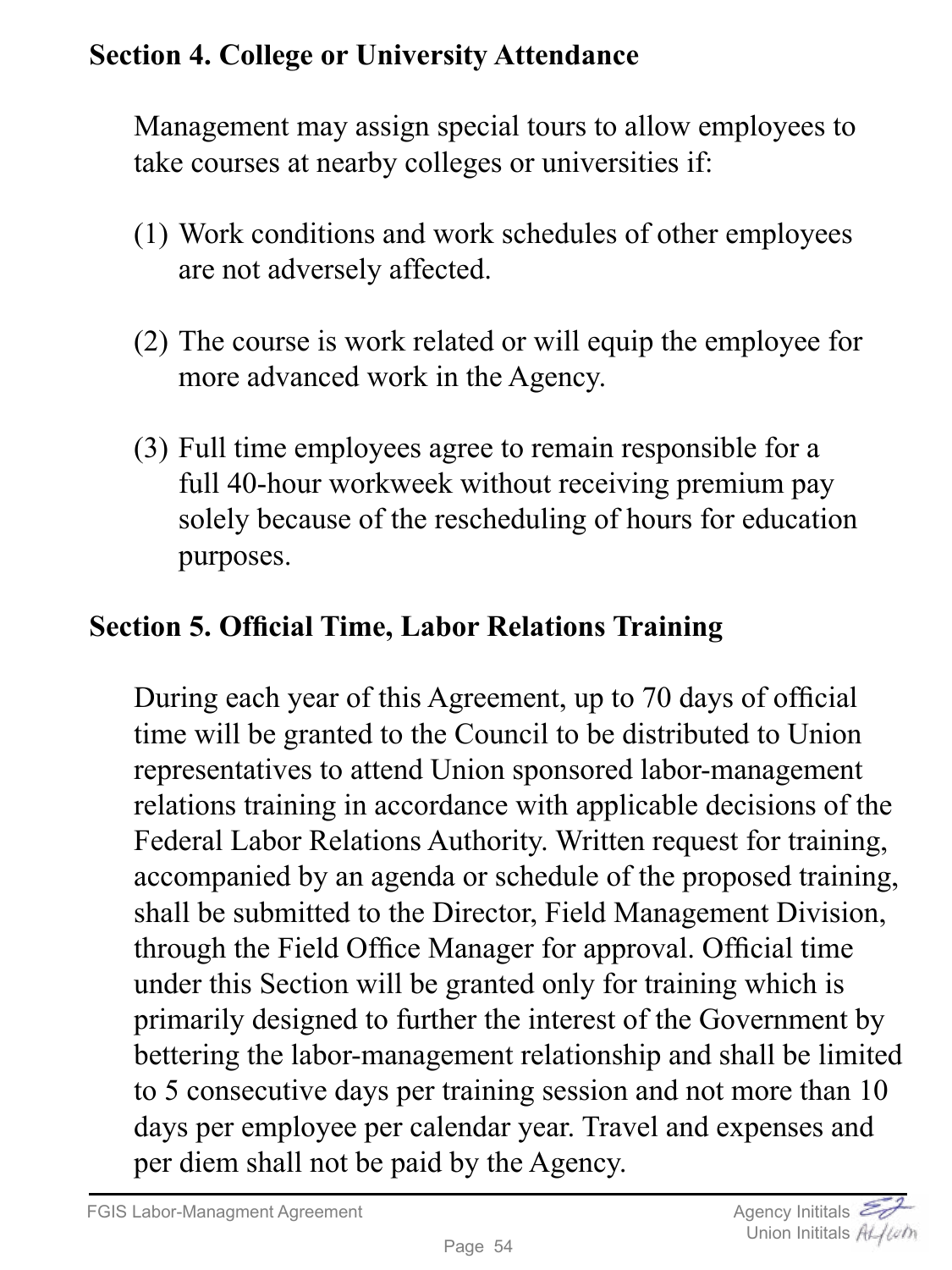## Section 4. College or University Attendance

Management may assign special tours to allow employees to take courses at nearby colleges or universities if:

(1) Work conditions and work schedules of other employees are not adversely affected.

(2) The course is work related or will equip the employee for more advanced work in the Agency.

(3) Full time employees agree to remain responsible for a full 40-hour workweek without receiving premium pay solely because of the rescheduling of hours for education purposes.

## Section 5. Official Time, Labor Relations Training

During each year of this Agreement, up to 70 days of official time will be granted to the Council to be distributed to Union representatives to attend Union sponsored labor-management relations training in accordance with applicable decisions of the Federal Labor Relations Authority. Written request for training, accompanied by an agenda or schedule of the proposed training, shall be submitted to the Director, Field Management Division, through the Field Office Manager for approval. Official time under this Section will be granted only for training which is primarily designed to further the interest of the Government by bettering the labor-management relationship and shall be limited to 5 consecutive days per training session and not more than 10 days per employee per calendar year. Travel and expenses and per diem shall not be paid by the Agency.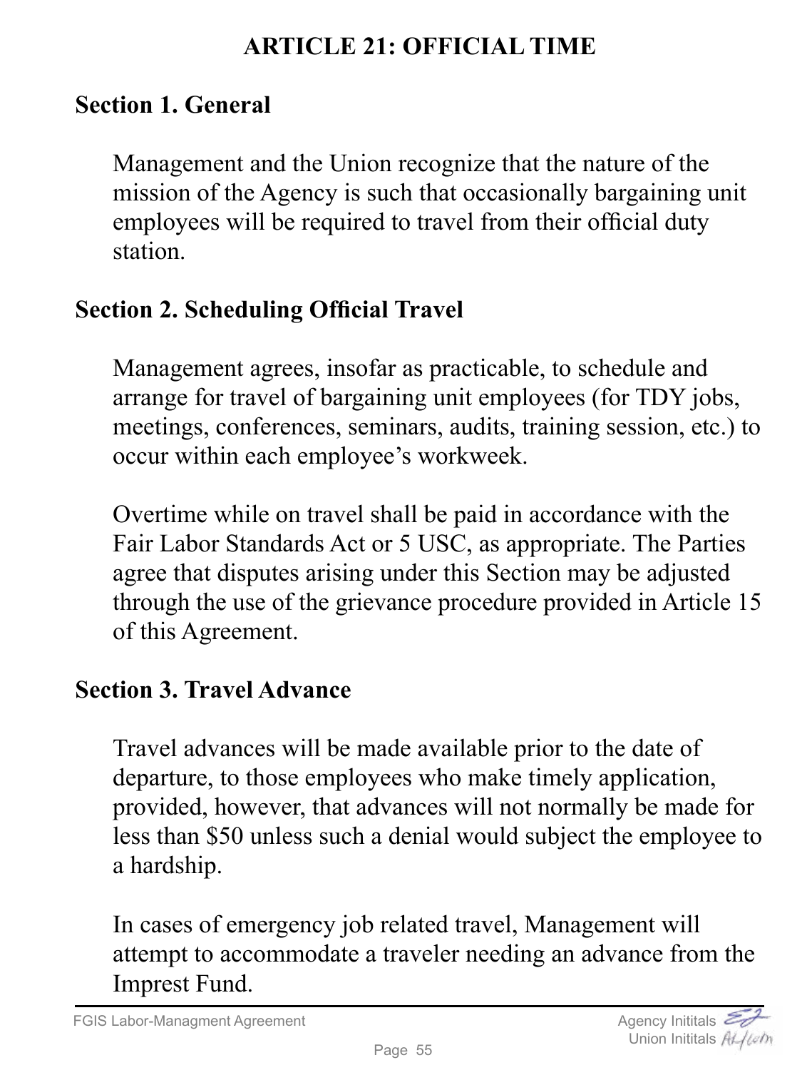## ARTICLE 21: OFFICIAL TIME

### Section 1. General

Management and the Union recognize that the nature of the mission of the Agency is such that occasionally bargaining unit employees will be required to travel from their official duty station.

### Section 2. Scheduling Official Travel

Management agrees, insofar as practicable, to schedule and arrange for travel of bargaining unit employees (for TDY jobs, meetings, conferences, seminars, audits, training session, etc.) to occur within each employee's workweek.

Overtime while on travel shall be paid in accordance with the Fair Labor Standards Act or 5 USC, as appropriate. The Parties agree that disputes arising under this Section may be adjusted through the use of the grievance procedure provided in Article 15 of this Agreement.

### Section 3. Travel Advance

Travel advances will be made available prior to the date of departure, to those employees who make timely application, provided, however, that advances will not normally be made for less than $50 unless such a denial would subject the employee to a hardship.

In cases of emergency job related travel, Management will attempt to accommodate a traveler needing an advance from the Imprest Fund.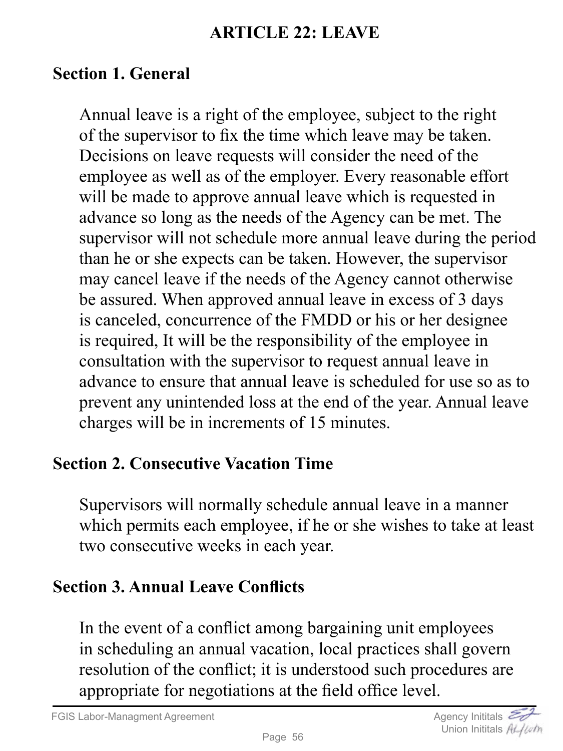# ARTICLE 22: LEAVE

## Section 1. General

Annual leave is a right of the employee, subject to the right of the supervisor to fix the time which leave may be taken. Decisions on leave requests will consider the need of the employee as well as of the employer. Every reasonable effort will be made to approve annual leave which is requested in advance so long as the needs of the Agency can be met. The supervisor will not schedule more annual leave during the period than he or she expects can be taken. However, the supervisor may cancel leave if the needs of the Agency cannot otherwise be assured. When approved annual leave in excess of 3 days is canceled, concurrence of the FMDD or his or her designee is required, It will be the responsibility of the employee in consultation with the supervisor to request annual leave in advance to ensure that annual leave is scheduled for use so as to prevent any unintended loss at the end of the year. Annual leave charges will be in increments of 15 minutes.

## Section 2. Consecutive Vacation Time

Supervisors will normally schedule annual leave in a manner which permits each employee, if he or she wishes to take at least two consecutive weeks in each year.

## Section 3. Annual Leave Conflicts

In the event of a conflict among bargaining unit employees in scheduling an annual vacation, local practices shall govern resolution of the conflict; it is understood such procedures are appropriate for negotiations at the field office level.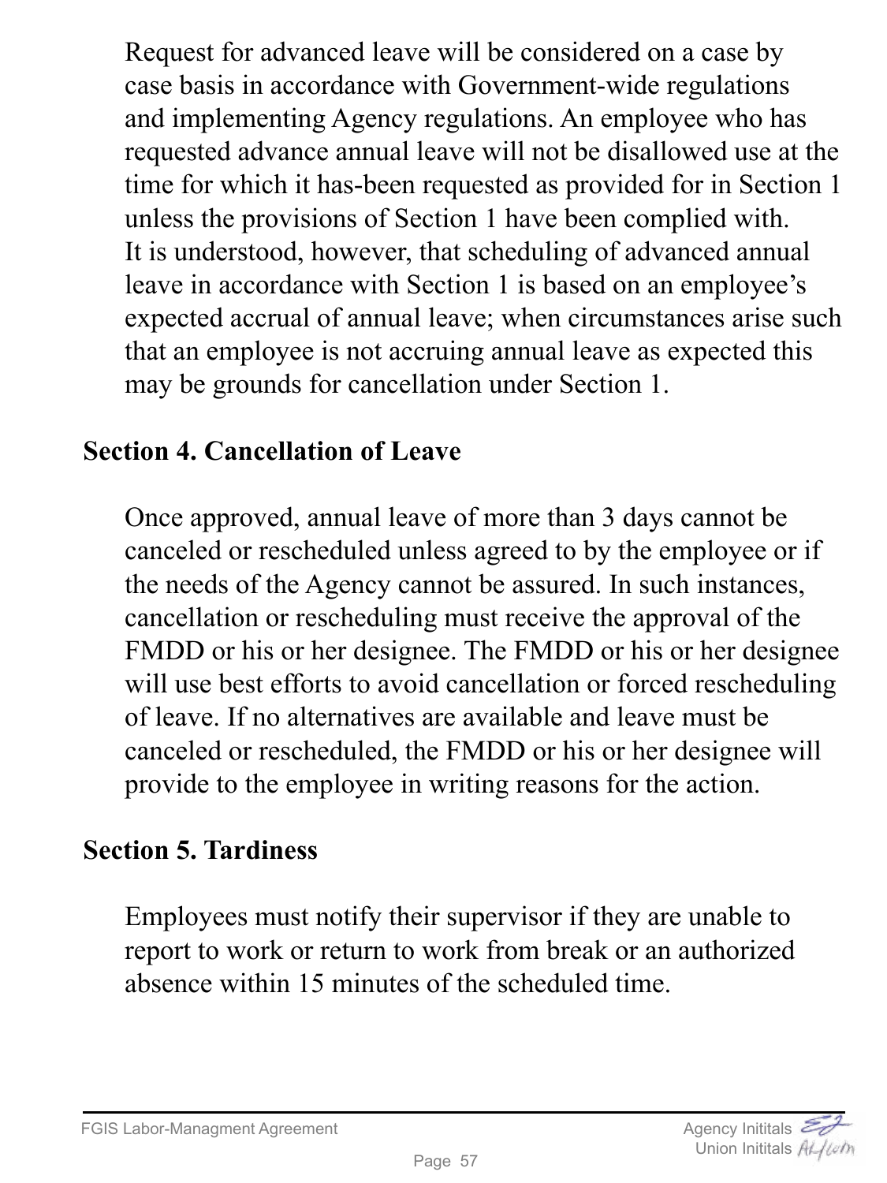Request for advanced leave will be considered on a case by case basis in accordance with Government-wide regulations and implementing Agency regulations. An employee who has requested advance annual leave will not be disallowed use at the time for which it has-been requested as provided for in Section 1 unless the provisions of Section 1 have been complied with. It is understood, however, that scheduling of advanced annual leave in accordance with Section 1 is based on an employee's expected accrual of annual leave; when circumstances arise such that an employee is not accruing annual leave as expected this may be grounds for cancellation under Section 1.

## Section 4. Cancellation of Leave

Once approved, annual leave of more than 3 days cannot be canceled or rescheduled unless agreed to by the employee or if the needs of the Agency cannot be assured. In such instances, cancellation or rescheduling must receive the approval of the FMDD or his or her designee. The FMDD or his or her designee will use best efforts to avoid cancellation or forced rescheduling of leave. If no alternatives are available and leave must be canceled or rescheduled, the FMDD or his or her designee will provide to the employee in writing reasons for the action.

## Section 5. Tardiness

Employees must notify their supervisor if they are unable to report to work or return to work from break or an authorized absence within 15 minutes of the scheduled time.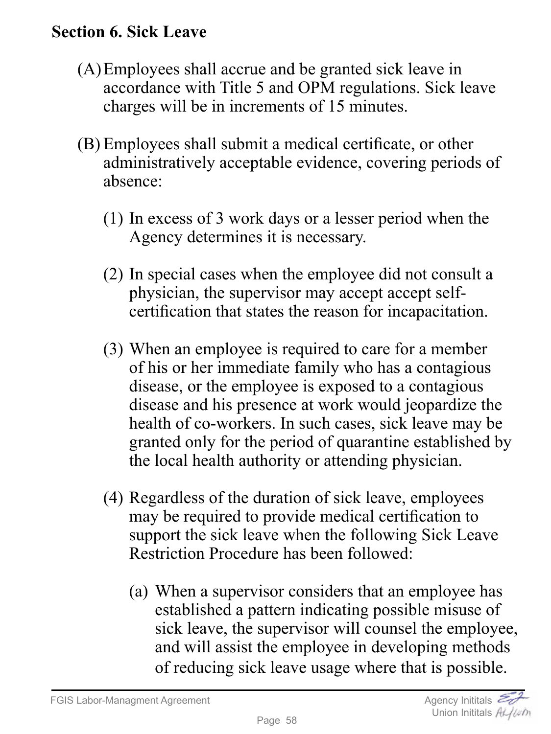**Section 6. Sick Leave**

(A) Employees shall accrue and be granted sick leave in accordance with Title 5 and OPM regulations. Sick leave charges will be in increments of 15 minutes.

(B) Employees shall submit a medical certificate, or other administratively acceptable evidence, covering periods of absence:

(1) In excess of 3 work days or a lesser period when the Agency determines it is necessary.

(2) In special cases when the employee did not consult a physician, the supervisor may accept accept self-certification that states the reason for incapacitation.

(3) When an employee is required to care for a member of his or her immediate family who has a contagious disease, or the employee is exposed to a contagious disease and his presence at work would jeopardize the health of co-workers. In such cases, sick leave may be granted only for the period of quarantine established by the local health authority or attending physician.

(4) Regardless of the duration of sick leave, employees may be required to provide medical certification to support the sick leave when the following Sick Leave Restriction Procedure has been followed:

(a) When a supervisor considers that an employee has established a pattern indicating possible misuse of sick leave, the supervisor will counsel the employee, and will assist the employee in developing methods of reducing sick leave usage where that is possible.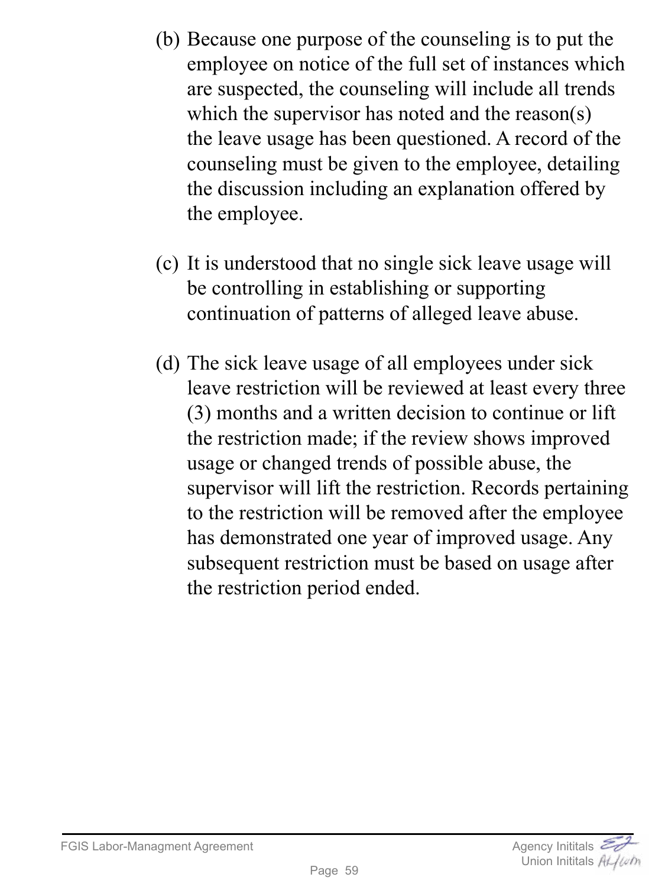(b) Because one purpose of the counseling is to put the employee on notice of the full set of instances which are suspected, the counseling will include all trends which the supervisor has noted and the reason(s) the leave usage has been questioned. A record of the counseling must be given to the employee, detailing the discussion including an explanation offered by the employee.

(c) It is understood that no single sick leave usage will be controlling in establishing or supporting continuation of patterns of alleged leave abuse.

(d) The sick leave usage of all employees under sick leave restriction will be reviewed at least every three (3) months and a written decision to continue or lift the restriction made; if the review shows improved usage or changed trends of possible abuse, the supervisor will lift the restriction. Records pertaining to the restriction will be removed after the employee has demonstrated one year of improved usage. Any subsequent restriction must be based on usage after the restriction period ended.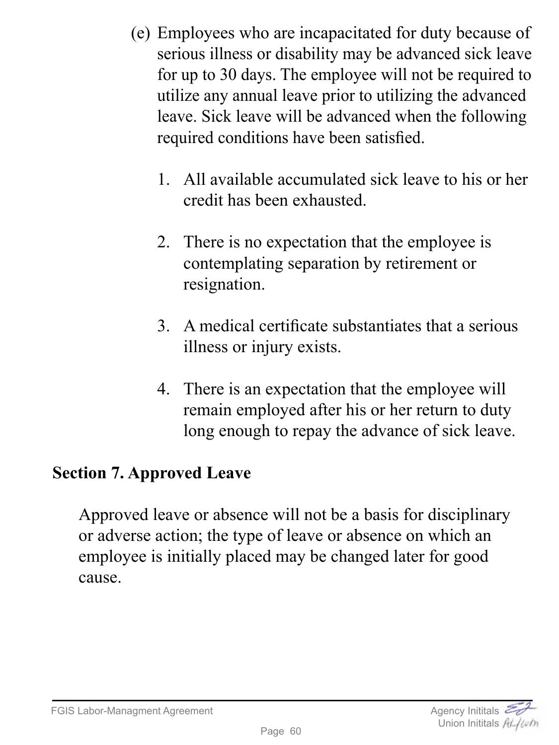(e) Employees who are incapacitated for duty because of serious illness or disability may be advanced sick leave for up to 30 days. The employee will not be required to utilize any annual leave prior to utilizing the advanced leave. Sick leave will be advanced when the following required conditions have been satisfied.

1. All available accumulated sick leave to his or her credit has been exhausted.

2. There is no expectation that the employee is contemplating separation by retirement or resignation.

3. A medical certificate substantiates that a serious illness or injury exists.

4. There is an expectation that the employee will remain employed after his or her return to duty long enough to repay the advance of sick leave.

**Section 7. Approved Leave**

Approved leave or absence will not be a basis for disciplinary or adverse action; the type of leave or absence on which an employee is initially placed may be changed later for good cause.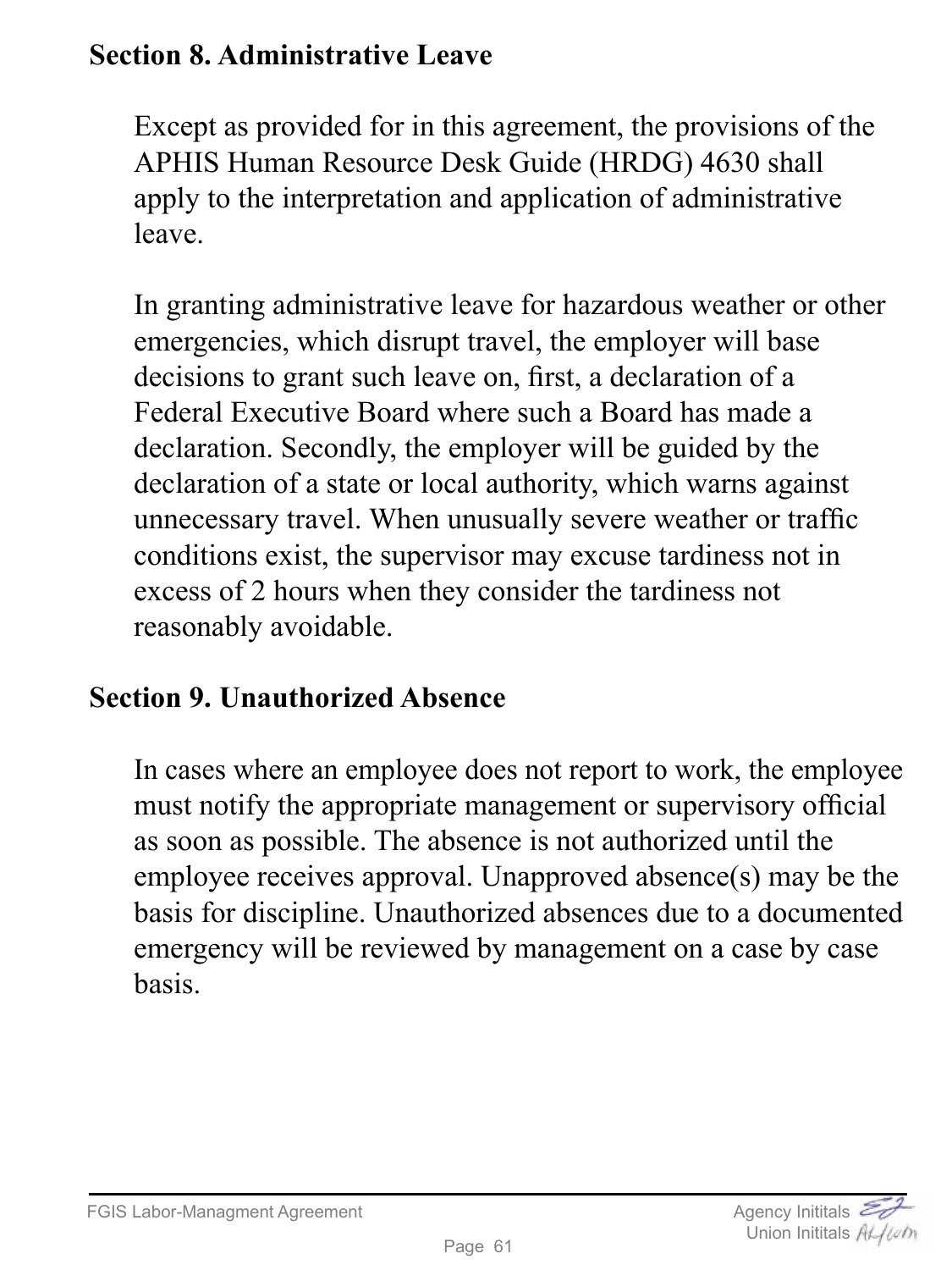### Section 8. Administrative Leave

Except as provided for in this agreement, the provisions of the APHIS Human Resource Desk Guide (HRDG) 4630 shall apply to the interpretation and application of administrative leave.

In granting administrative leave for hazardous weather or other emergencies, which disrupt travel, the employer will base decisions to grant such leave on, first, a declaration of a Federal Executive Board where such a Board has made a declaration. Secondly, the employer will be guided by the declaration of a state or local authority, which warns against unnecessary travel. When unusually severe weather or traffic conditions exist, the supervisor may excuse tardiness not in excess of 2 hours when they consider the tardiness not reasonably avoidable.

### Section 9. Unauthorized Absence

In cases where an employee does not report to work, the employee must notify the appropriate management or supervisory official as soon as possible. The absence is not authorized until the employee receives approval. Unapproved absence(s) may be the basis for discipline. Unauthorized absences due to a documented emergency will be reviewed by management on a case by case basis.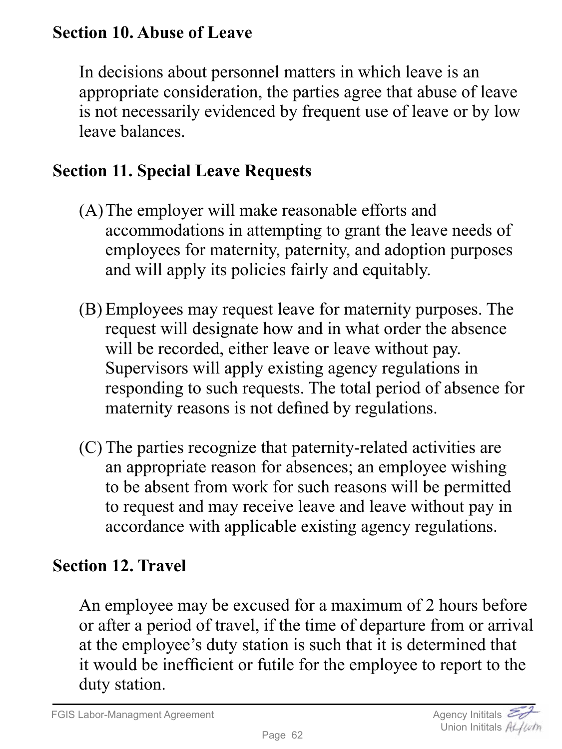## Section 10. Abuse of Leave

In decisions about personnel matters in which leave is an appropriate consideration, the parties agree that abuse of leave is not necessarily evidenced by frequent use of leave or by low leave balances.

## Section 11. Special Leave Requests

(A) The employer will make reasonable efforts and accommodations in attempting to grant the leave needs of employees for maternity, paternity, and adoption purposes and will apply its policies fairly and equitably.

(B) Employees may request leave for maternity purposes. The request will designate how and in what order the absence will be recorded, either leave or leave without pay. Supervisors will apply existing agency regulations in responding to such requests. The total period of absence for maternity reasons is not defined by regulations.

(C) The parties recognize that paternity-related activities are an appropriate reason for absences; an employee wishing to be absent from work for such reasons will be permitted to request and may receive leave and leave without pay in accordance with applicable existing agency regulations.

## Section 12. Travel

An employee may be excused for a maximum of 2 hours before or after a period of travel, if the time of departure from or arrival at the employee's duty station is such that it is determined that it would be inefficient or futile for the employee to report to the duty station.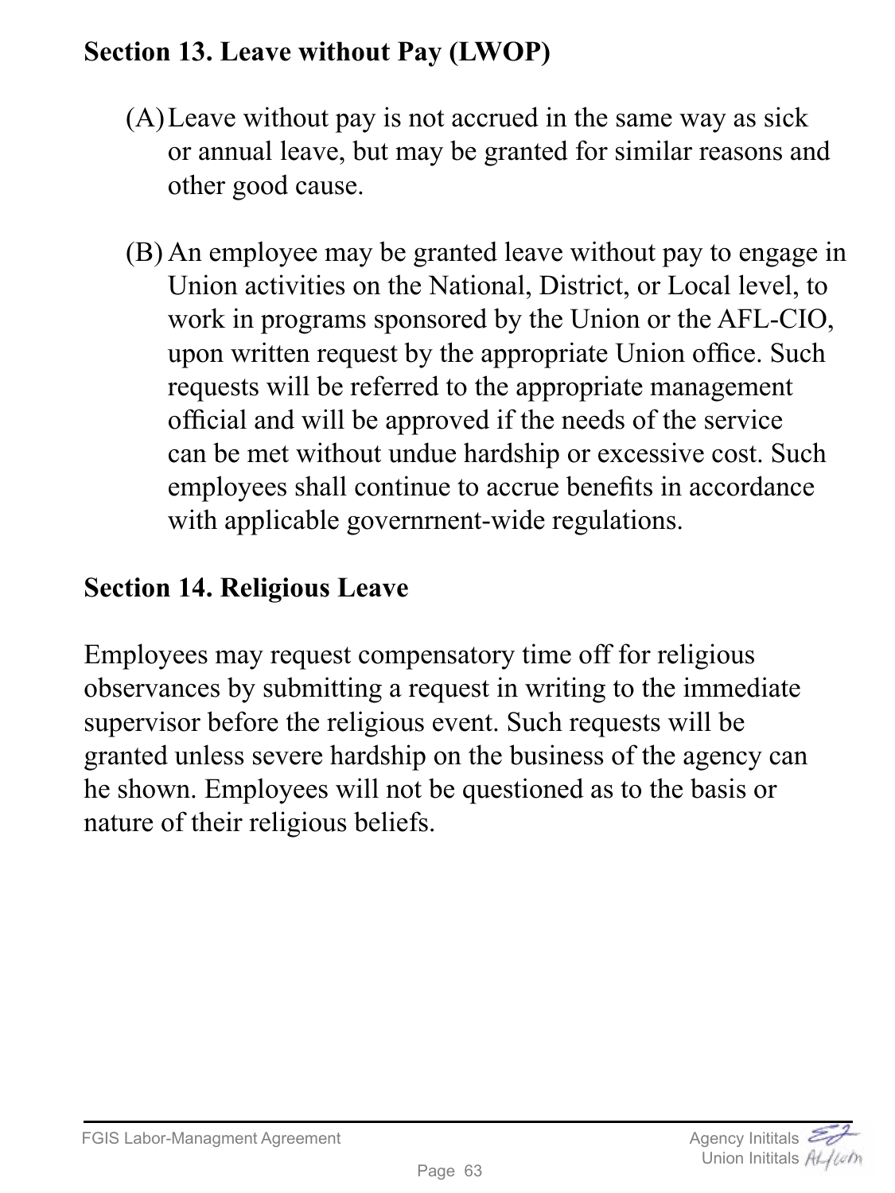**Section 13. Leave without Pay (LWOP)**

(A) Leave without pay is not accrued in the same way as sick or annual leave, but may be granted for similar reasons and other good cause.

(B) An employee may be granted leave without pay to engage in Union activities on the National, District, or Local level, to work in programs sponsored by the Union or the AFL-CIO, upon written request by the appropriate Union office. Such requests will be referred to the appropriate management official and will be approved if the needs of the service can be met without undue hardship or excessive cost. Such employees shall continue to accrue benefits in accordance with applicable governrnent-wide regulations.

**Section 14. Religious Leave**

Employees may request compensatory time off for religious observances by submitting a request in writing to the immediate supervisor before the religious event. Such requests will be granted unless severe hardship on the business of the agency can he shown. Employees will not be questioned as to the basis or nature of their religious beliefs.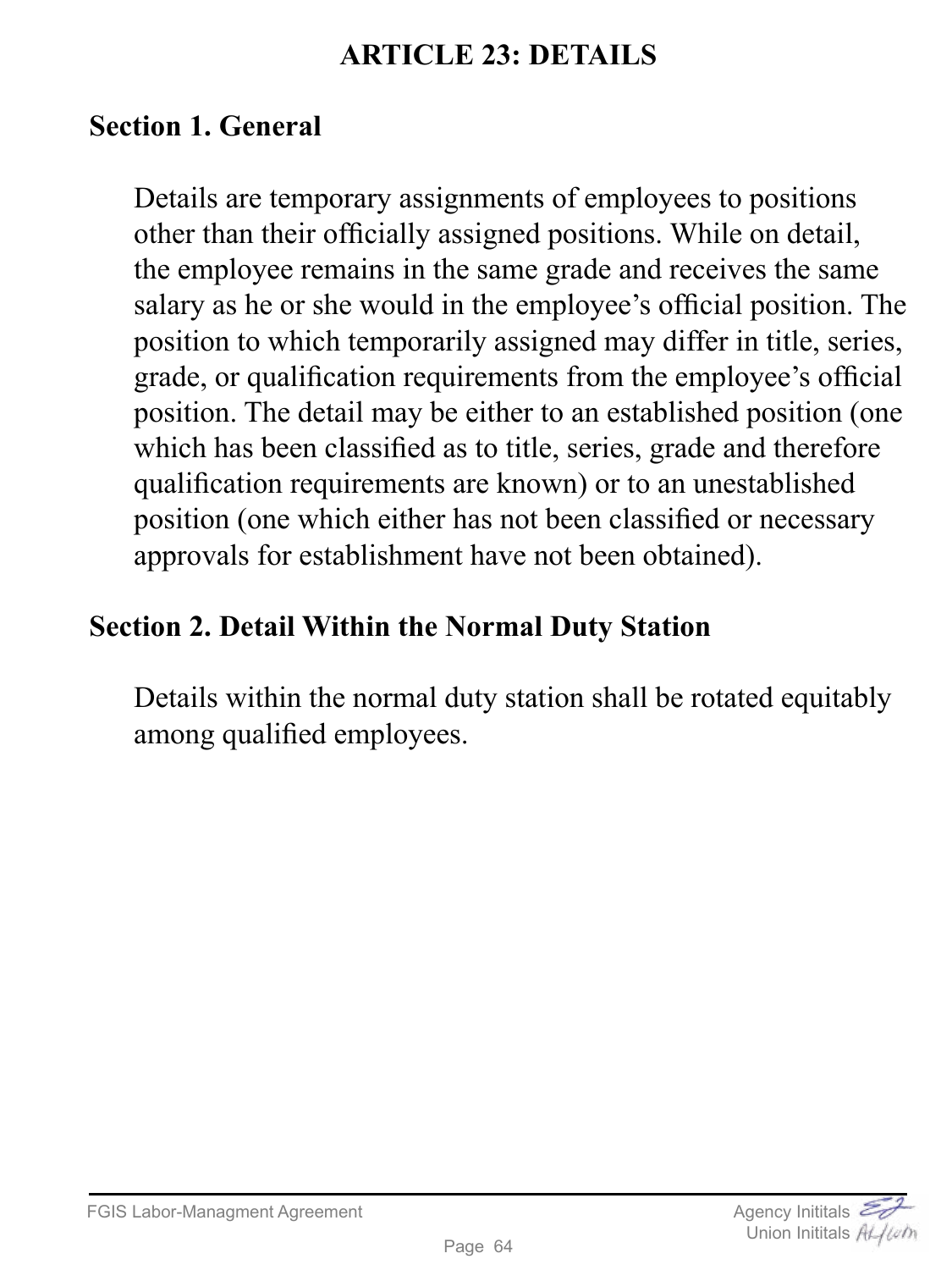# ARTICLE 23: DETAILS

## Section 1. General

Details are temporary assignments of employees to positions other than their officially assigned positions. While on detail, the employee remains in the same grade and receives the same salary as he or she would in the employee's official position. The position to which temporarily assigned may differ in title, series, grade, or qualification requirements from the employee's official position. The detail may be either to an established position (one which has been classified as to title, series, grade and therefore qualification requirements are known) or to an unestablished position (one which either has not been classified or necessary approvals for establishment have not been obtained).

## Section 2. Detail Within the Normal Duty Station

Details within the normal duty station shall be rotated equitably among qualified employees.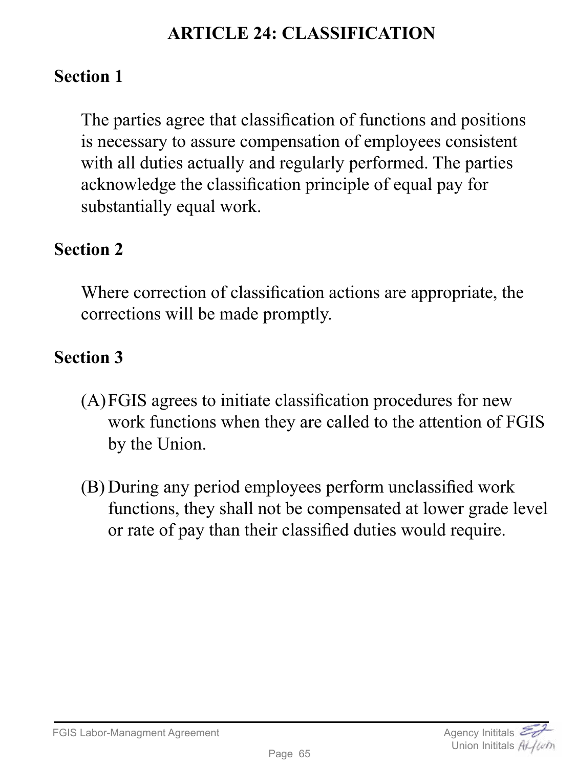# ARTICLE 24: CLASSIFICATION

## Section 1

The parties agree that classification of functions and positions is necessary to assure compensation of employees consistent with all duties actually and regularly performed. The parties acknowledge the classification principle of equal pay for substantially equal work.

## Section 2

Where correction of classification actions are appropriate, the corrections will be made promptly.

## Section 3

(A) FGIS agrees to initiate classification procedures for new work functions when they are called to the attention of FGIS by the Union.

(B) During any period employees perform unclassified work functions, they shall not be compensated at lower grade level or rate of pay than their classified duties would require.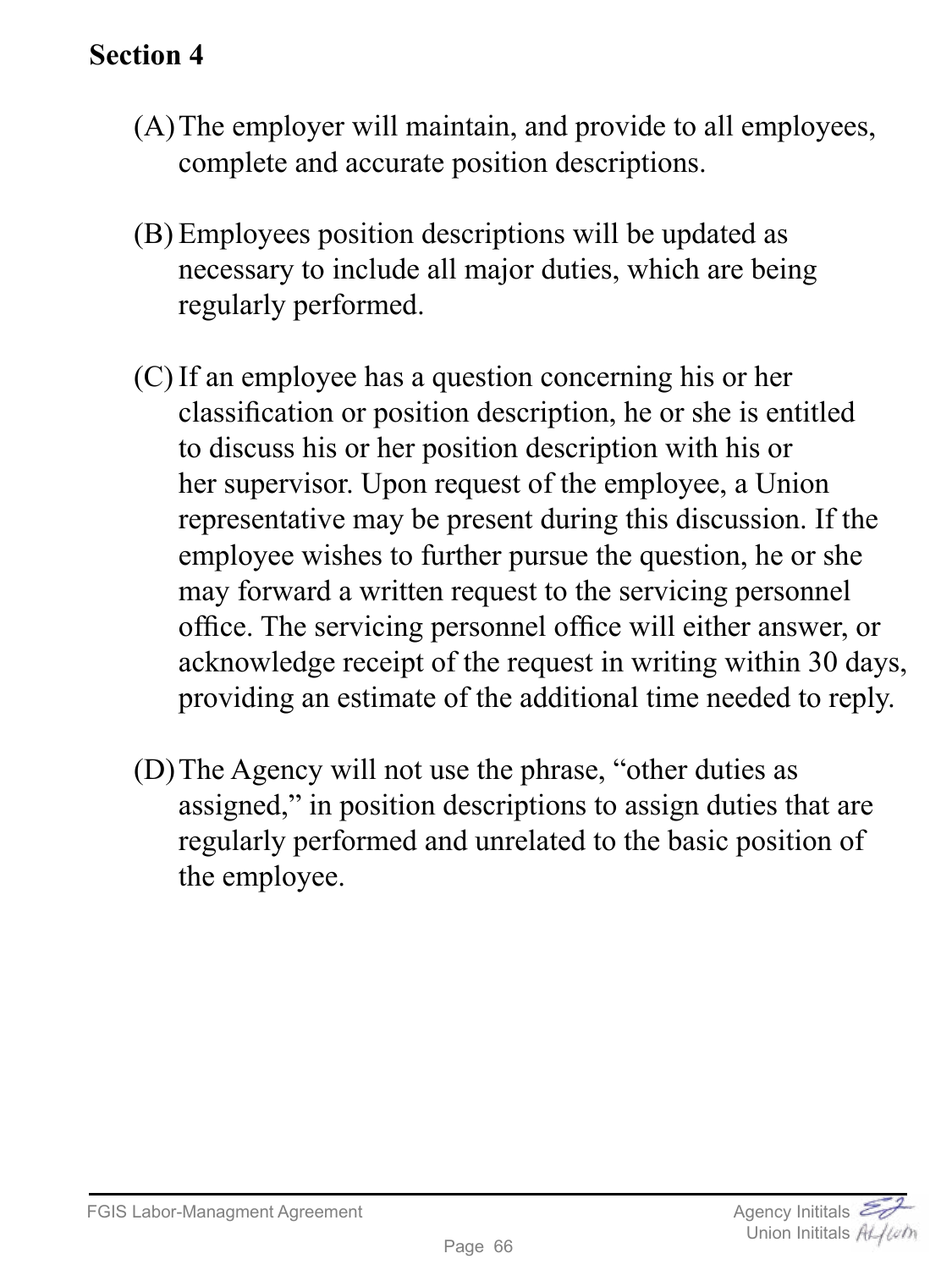**Section 4**

(A) The employer will maintain, and provide to all employees, complete and accurate position descriptions.

(B) Employees position descriptions will be updated as necessary to include all major duties, which are being regularly performed.

(C) If an employee has a question concerning his or her classification or position description, he or she is entitled to discuss his or her position description with his or her supervisor. Upon request of the employee, a Union representative may be present during this discussion. If the employee wishes to further pursue the question, he or she may forward a written request to the servicing personnel office. The servicing personnel office will either answer, or acknowledge receipt of the request in writing within 30 days, providing an estimate of the additional time needed to reply.

(D) The Agency will not use the phrase, "other duties as assigned," in position descriptions to assign duties that are regularly performed and unrelated to the basic position of the employee.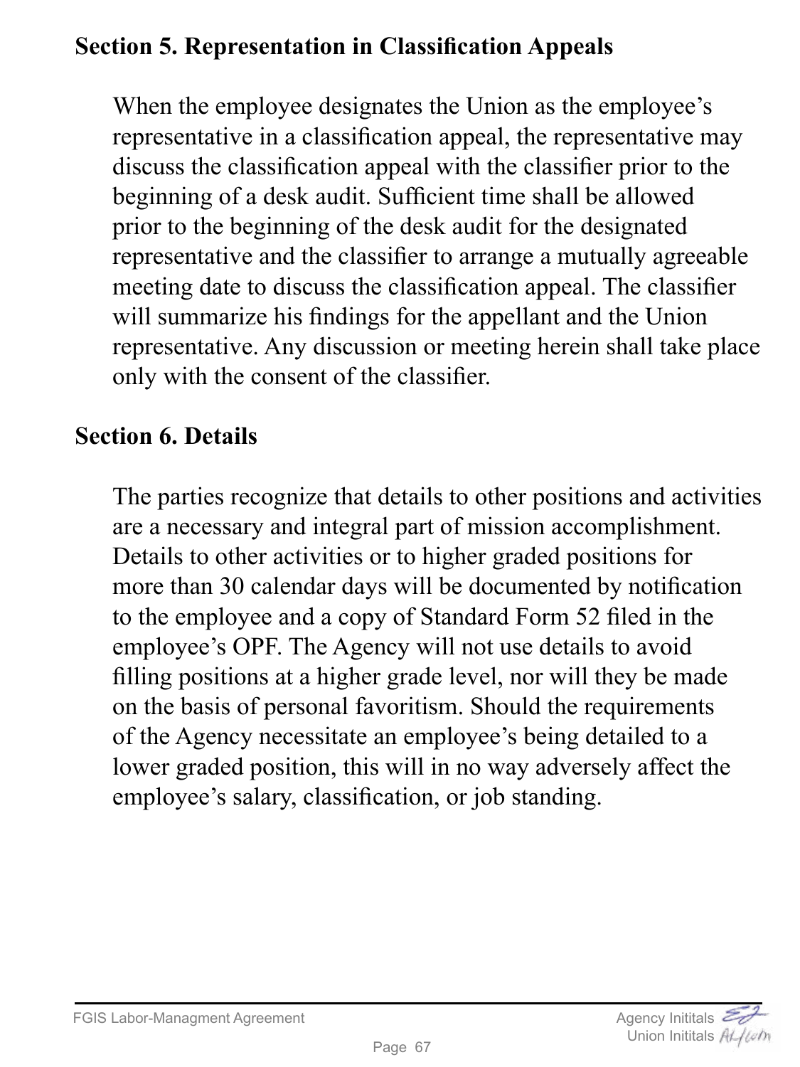## Section 5. Representation in Classification Appeals

When the employee designates the Union as the employee's representative in a classification appeal, the representative may discuss the classification appeal with the classifier prior to the beginning of a desk audit. Sufficient time shall be allowed prior to the beginning of the desk audit for the designated representative and the classifier to arrange a mutually agreeable meeting date to discuss the classification appeal. The classifier will summarize his findings for the appellant and the Union representative. Any discussion or meeting herein shall take place only with the consent of the classifier.

## Section 6. Details

The parties recognize that details to other positions and activities are a necessary and integral part of mission accomplishment. Details to other activities or to higher graded positions for more than 30 calendar days will be documented by notification to the employee and a copy of Standard Form 52 filed in the employee's OPF. The Agency will not use details to avoid filling positions at a higher grade level, nor will they be made on the basis of personal favoritism. Should the requirements of the Agency necessitate an employee's being detailed to a lower graded position, this will in no way adversely affect the employee's salary, classification, or job standing.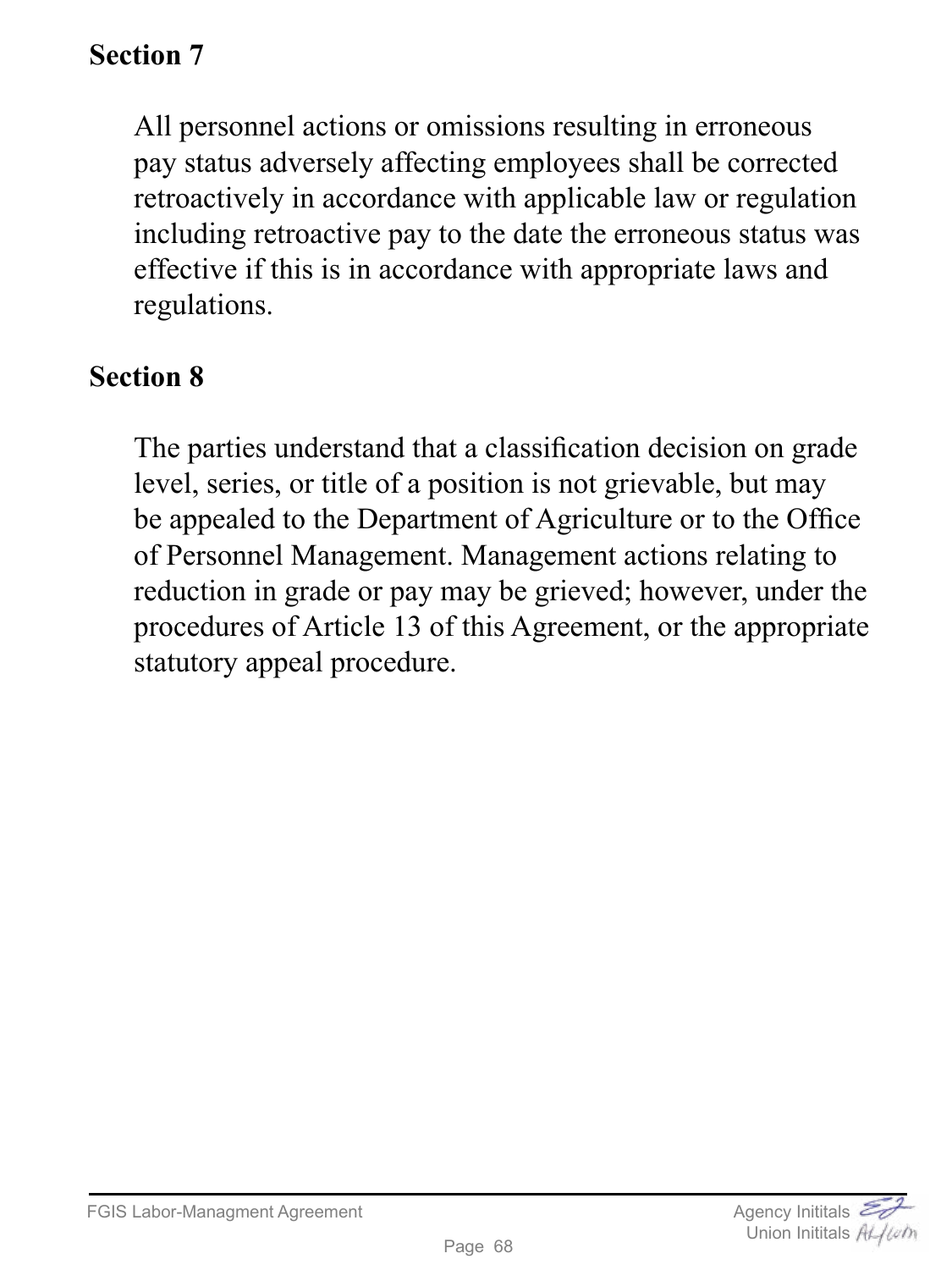## Section 7

All personnel actions or omissions resulting in erroneous pay status adversely affecting employees shall be corrected retroactively in accordance with applicable law or regulation including retroactive pay to the date the erroneous status was effective if this is in accordance with appropriate laws and regulations.

## Section 8

The parties understand that a classification decision on grade level, series, or title of a position is not grievable, but may be appealed to the Department of Agriculture or to the Office of Personnel Management. Management actions relating to reduction in grade or pay may be grieved; however, under the procedures of Article 13 of this Agreement, or the appropriate statutory appeal procedure.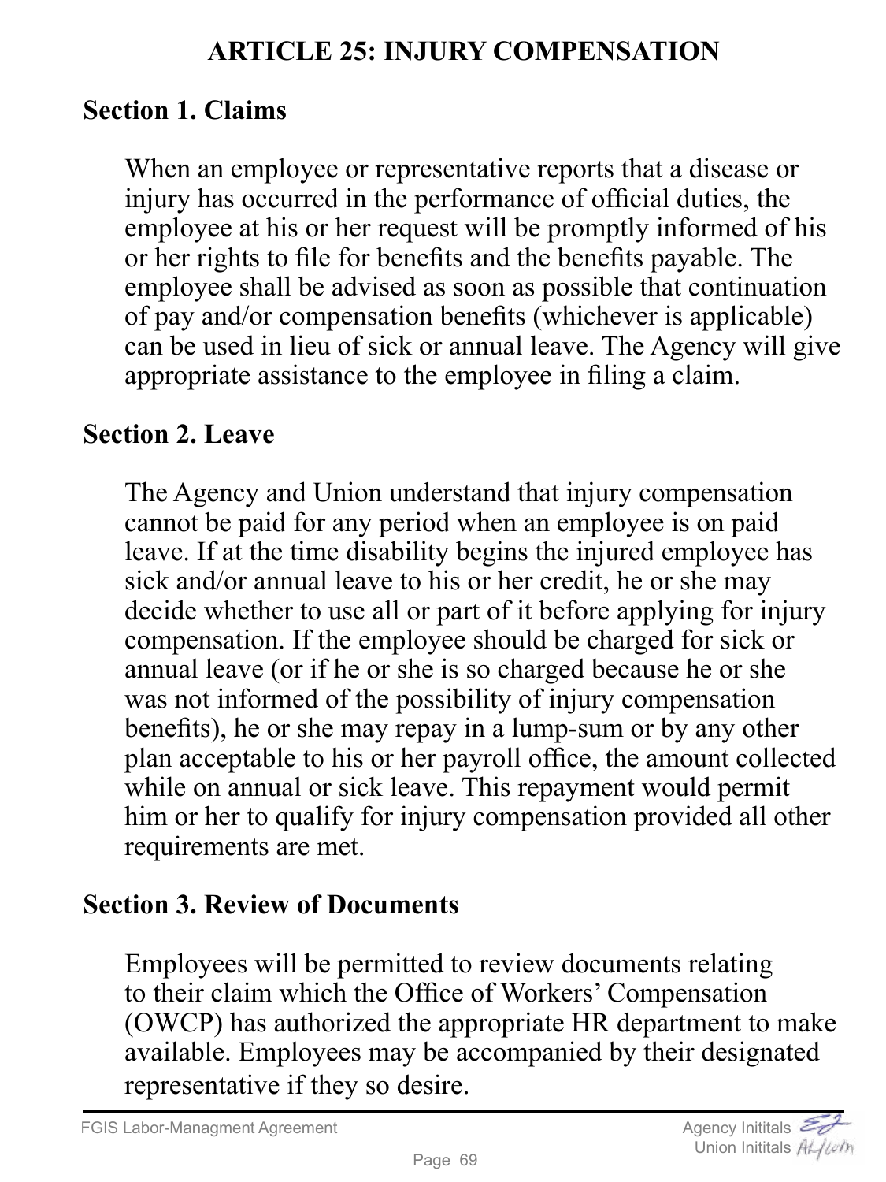# ARTICLE 25: INJURY COMPENSATION

## Section 1. Claims

When an employee or representative reports that a disease or injury has occurred in the performance of official duties, the employee at his or her request will be promptly informed of his or her rights to file for benefits and the benefits payable. The employee shall be advised as soon as possible that continuation of pay and/or compensation benefits (whichever is applicable) can be used in lieu of sick or annual leave. The Agency will give appropriate assistance to the employee in filing a claim.

## Section 2. Leave

The Agency and Union understand that injury compensation cannot be paid for any period when an employee is on paid leave. If at the time disability begins the injured employee has sick and/or annual leave to his or her credit, he or she may decide whether to use all or part of it before applying for injury compensation. If the employee should be charged for sick or annual leave (or if he or she is so charged because he or she was not informed of the possibility of injury compensation benefits), he or she may repay in a lump-sum or by any other plan acceptable to his or her payroll office, the amount collected while on annual or sick leave. This repayment would permit him or her to qualify for injury compensation provided all other requirements are met.

## Section 3. Review of Documents

Employees will be permitted to review documents relating to their claim which the Office of Workers' Compensation (OWCP) has authorized the appropriate HR department to make available. Employees may be accompanied by their designated representative if they so desire.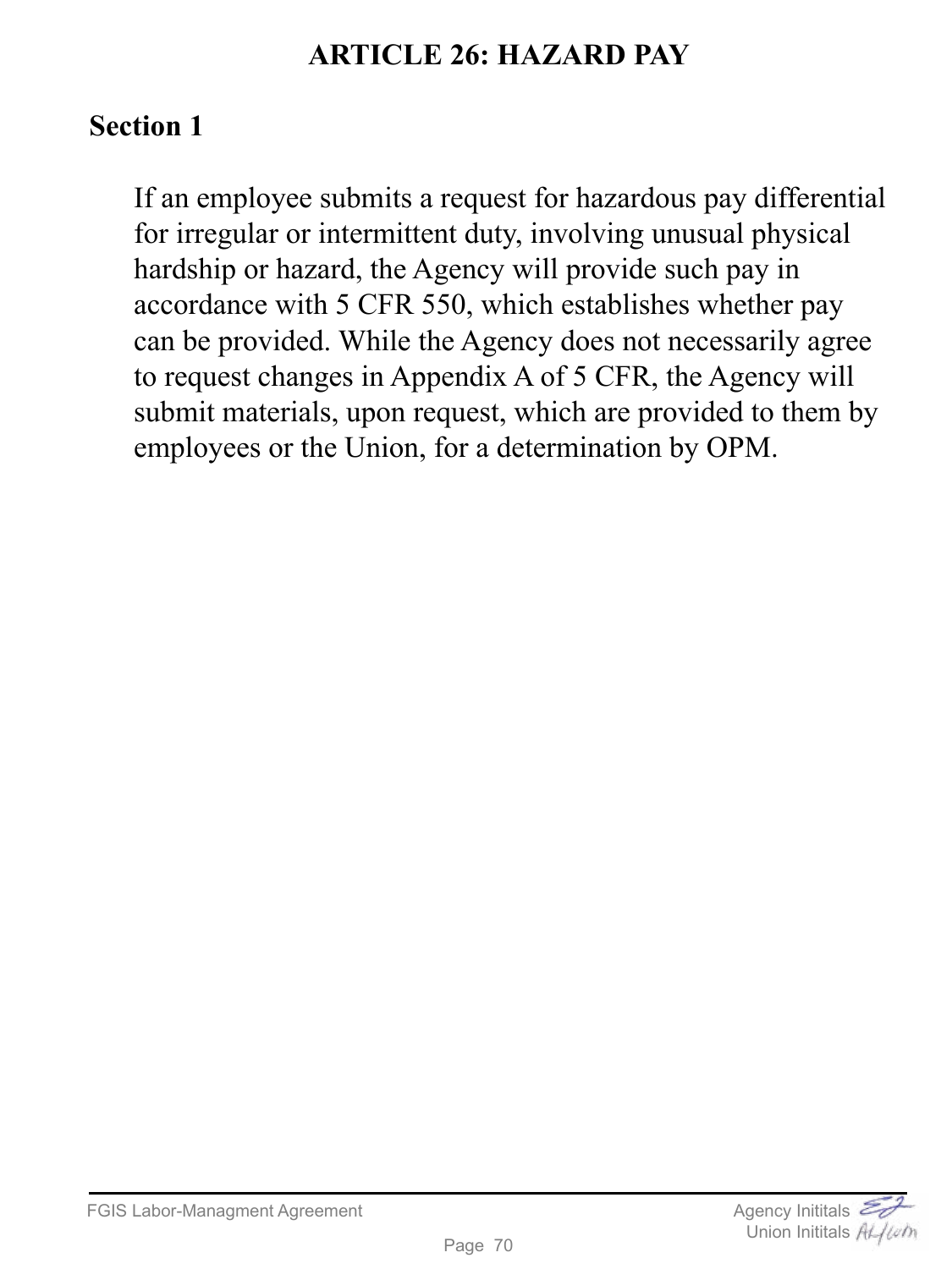# ARTICLE 26: HAZARD PAY

## Section 1

If an employee submits a request for hazardous pay differential for irregular or intermittent duty, involving unusual physical hardship or hazard, the Agency will provide such pay in accordance with 5 CFR 550, which establishes whether pay can be provided. While the Agency does not necessarily agree to request changes in Appendix A of 5 CFR, the Agency will submit materials, upon request, which are provided to them by employees or the Union, for a determination by OPM.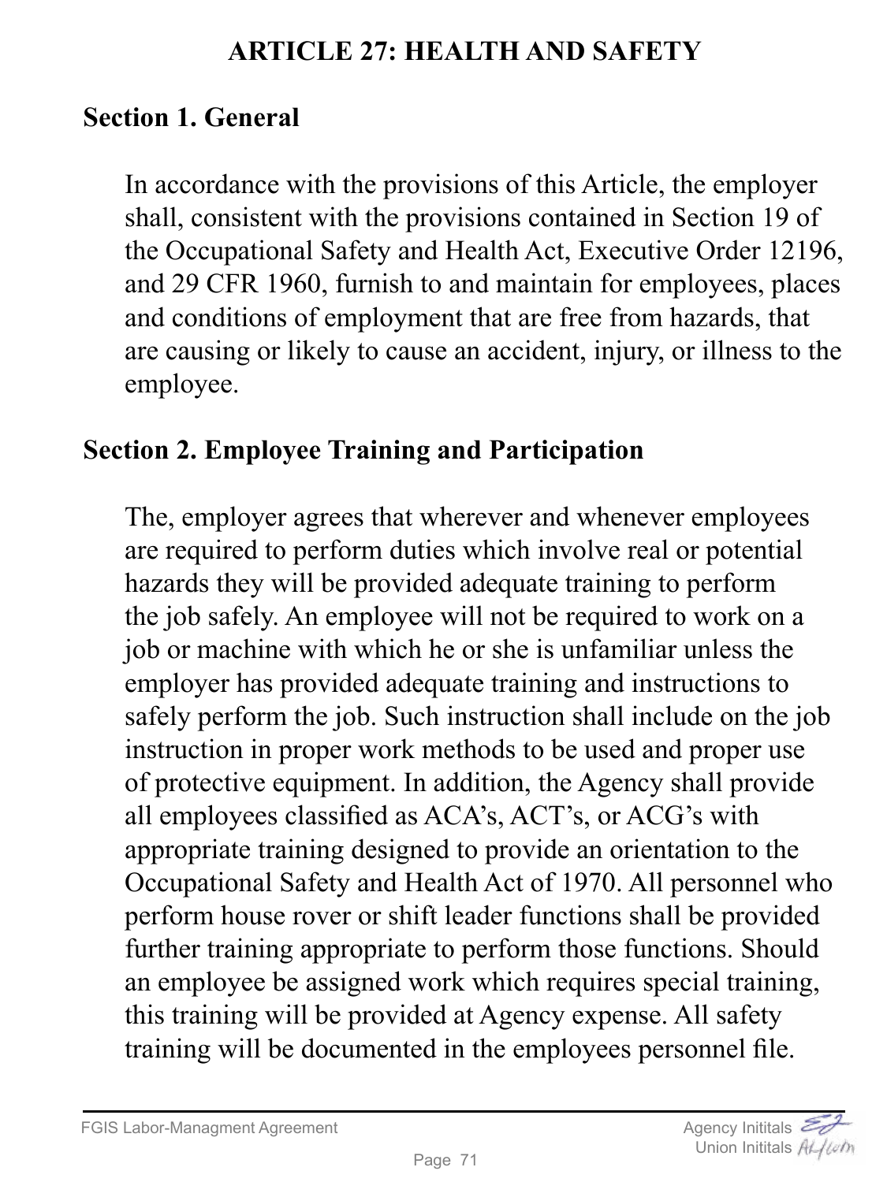# ARTICLE 27: HEALTH AND SAFETY

## Section 1. General

In accordance with the provisions of this Article, the employer shall, consistent with the provisions contained in Section 19 of the Occupational Safety and Health Act, Executive Order 12196, and 29 CFR 1960, furnish to and maintain for employees, places and conditions of employment that are free from hazards, that are causing or likely to cause an accident, injury, or illness to the employee.

## Section 2. Employee Training and Participation

The, employer agrees that wherever and whenever employees are required to perform duties which involve real or potential hazards they will be provided adequate training to perform the job safely. An employee will not be required to work on a job or machine with which he or she is unfamiliar unless the employer has provided adequate training and instructions to safely perform the job. Such instruction shall include on the job instruction in proper work methods to be used and proper use of protective equipment. In addition, the Agency shall provide all employees classified as ACA's, ACT's, or ACG's with appropriate training designed to provide an orientation to the Occupational Safety and Health Act of 1970. All personnel who perform house rover or shift leader functions shall be provided further training appropriate to perform those functions. Should an employee be assigned work which requires special training, this training will be provided at Agency expense. All safety training will be documented in the employees personnel file.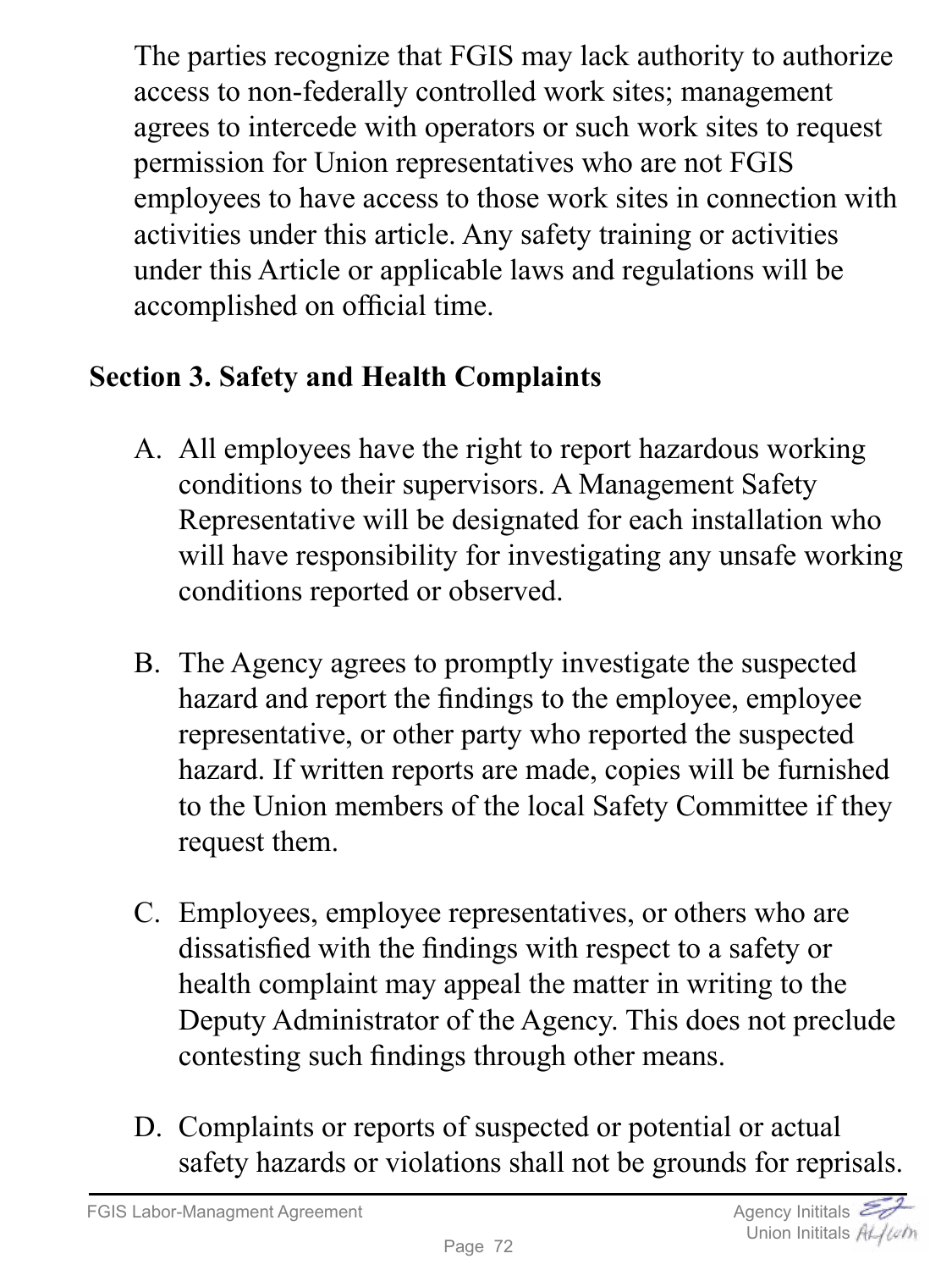The parties recognize that FGIS may lack authority to authorize access to non-federally controlled work sites; management agrees to intercede with operators or such work sites to request permission for Union representatives who are not FGIS employees to have access to those work sites in connection with activities under this article. Any safety training or activities under this Article or applicable laws and regulations will be accomplished on official time.

**Section 3. Safety and Health Complaints**

A. All employees have the right to report hazardous working conditions to their supervisors. A Management Safety Representative will be designated for each installation who will have responsibility for investigating any unsafe working conditions reported or observed.

B. The Agency agrees to promptly investigate the suspected hazard and report the findings to the employee, employee representative, or other party who reported the suspected hazard. If written reports are made, copies will be furnished to the Union members of the local Safety Committee if they request them.

C. Employees, employee representatives, or others who are dissatisfied with the findings with respect to a safety or health complaint may appeal the matter in writing to the Deputy Administrator of the Agency. This does not preclude contesting such findings through other means.

D. Complaints or reports of suspected or potential or actual safety hazards or violations shall not be grounds for reprisals.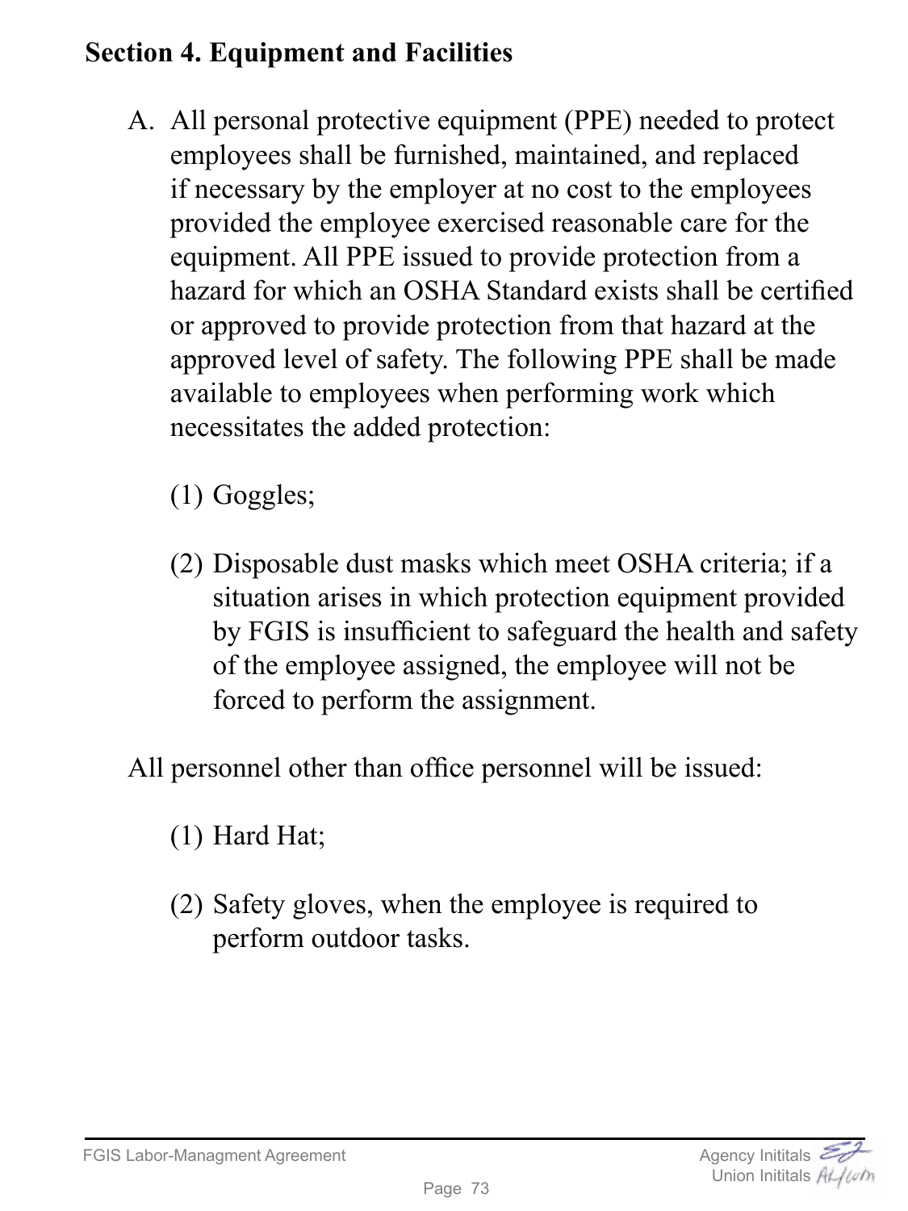**Section 4. Equipment and Facilities**

A. All personal protective equipment (PPE) needed to protect employees shall be furnished, maintained, and replaced if necessary by the employer at no cost to the employees provided the employee exercised reasonable care for the equipment. All PPE issued to provide protection from a hazard for which an OSHA Standard exists shall be certified or approved to provide protection from that hazard at the approved level of safety. The following PPE shall be made available to employees when performing work which necessitates the added protection:

   (1) Goggles;

   (2) Disposable dust masks which meet OSHA criteria; if a situation arises in which protection equipment provided by FGIS is insufficient to safeguard the health and safety of the employee assigned, the employee will not be forced to perform the assignment.

All personnel other than office personnel will be issued:

   (1) Hard Hat;

   (2) Safety gloves, when the employee is required to perform outdoor tasks.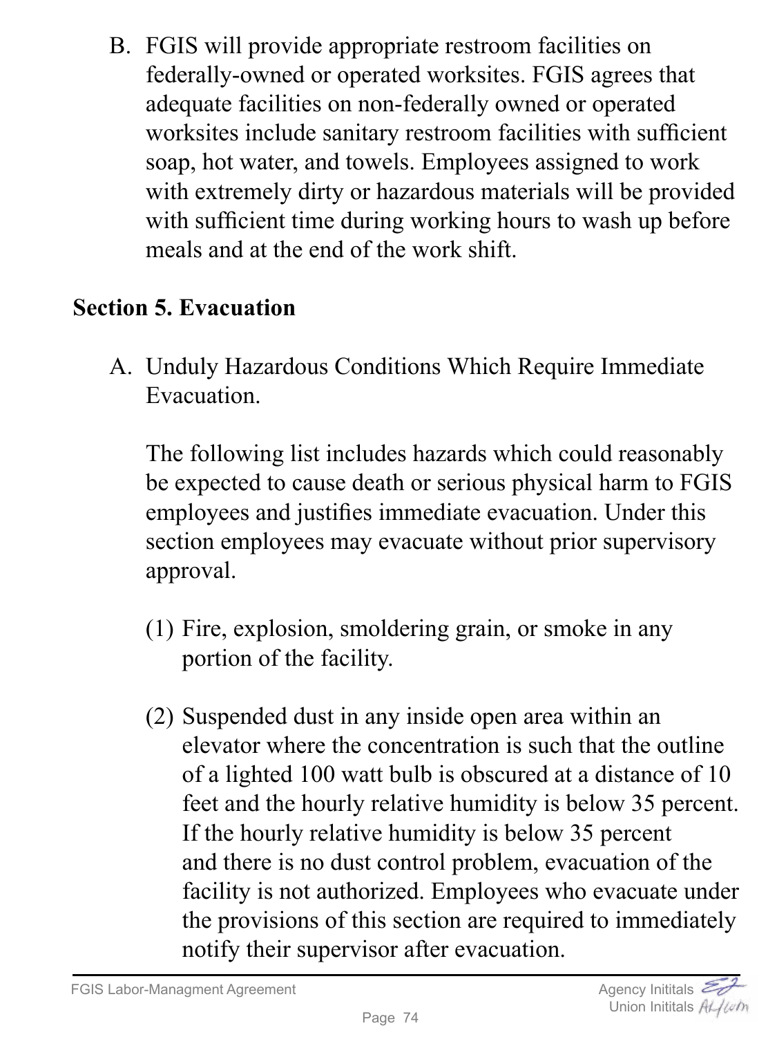B. FGIS will provide appropriate restroom facilities on federally-owned or operated worksites. FGIS agrees that adequate facilities on non-federally owned or operated worksites include sanitary restroom facilities with sufficient soap, hot water, and towels. Employees assigned to work with extremely dirty or hazardous materials will be provided with sufficient time during working hours to wash up before meals and at the end of the work shift.

## Section 5. Evacuation

A. Unduly Hazardous Conditions Which Require Immediate Evacuation.

   The following list includes hazards which could reasonably be expected to cause death or serious physical harm to FGIS employees and justifies immediate evacuation. Under this section employees may evacuate without prior supervisory approval.

   (1) Fire, explosion, smoldering grain, or smoke in any portion of the facility.

   (2) Suspended dust in any inside open area within an elevator where the concentration is such that the outline of a lighted 100 watt bulb is obscured at a distance of 10 feet and the hourly relative humidity is below 35 percent. If the hourly relative humidity is below 35 percent and there is no dust control problem, evacuation of the facility is not authorized. Employees who evacuate under the provisions of this section are required to immediately notify their supervisor after evacuation.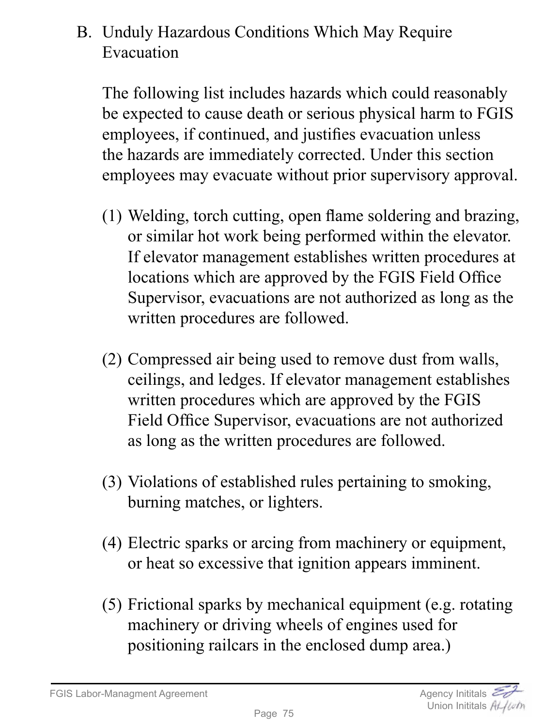B. Unduly Hazardous Conditions Which May Require Evacuation

The following list includes hazards which could reasonably be expected to cause death or serious physical harm to FGIS employees, if continued, and justifies evacuation unless the hazards are immediately corrected. Under this section employees may evacuate without prior supervisory approval.

(1) Welding, torch cutting, open flame soldering and brazing, or similar hot work being performed within the elevator. If elevator management establishes written procedures at locations which are approved by the FGIS Field Office Supervisor, evacuations are not authorized as long as the written procedures are followed.

(2) Compressed air being used to remove dust from walls, ceilings, and ledges. If elevator management establishes written procedures which are approved by the FGIS Field Office Supervisor, evacuations are not authorized as long as the written procedures are followed.

(3) Violations of established rules pertaining to smoking, burning matches, or lighters.

(4) Electric sparks or arcing from machinery or equipment, or heat so excessive that ignition appears imminent.

(5) Frictional sparks by mechanical equipment (e.g. rotating machinery or driving wheels of engines used for positioning railcars in the enclosed dump area.)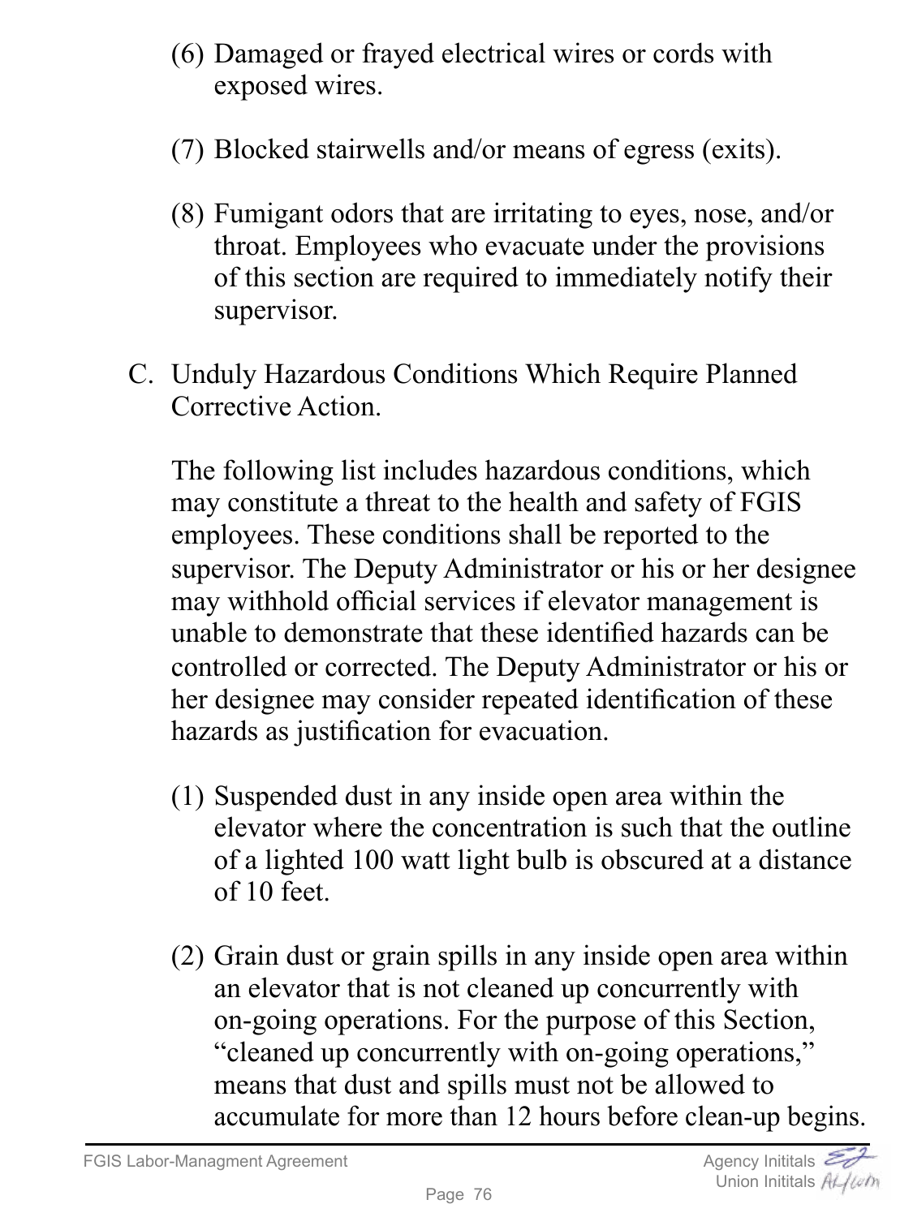(6) Damaged or frayed electrical wires or cords with exposed wires.

(7) Blocked stairwells and/or means of egress (exits).

(8) Fumigant odors that are irritating to eyes, nose, and/or throat. Employees who evacuate under the provisions of this section are required to immediately notify their supervisor.

C. Unduly Hazardous Conditions Which Require Planned Corrective Action.

The following list includes hazardous conditions, which may constitute a threat to the health and safety of FGIS employees. These conditions shall be reported to the supervisor. The Deputy Administrator or his or her designee may withhold official services if elevator management is unable to demonstrate that these identified hazards can be controlled or corrected. The Deputy Administrator or his or her designee may consider repeated identification of these hazards as justification for evacuation.

(1) Suspended dust in any inside open area within the elevator where the concentration is such that the outline of a lighted 100 watt light bulb is obscured at a distance of 10 feet.

(2) Grain dust or grain spills in any inside open area within an elevator that is not cleaned up concurrently with on-going operations. For the purpose of this Section, “cleaned up concurrently with on-going operations,” means that dust and spills must not be allowed to accumulate for more than 12 hours before clean-up begins.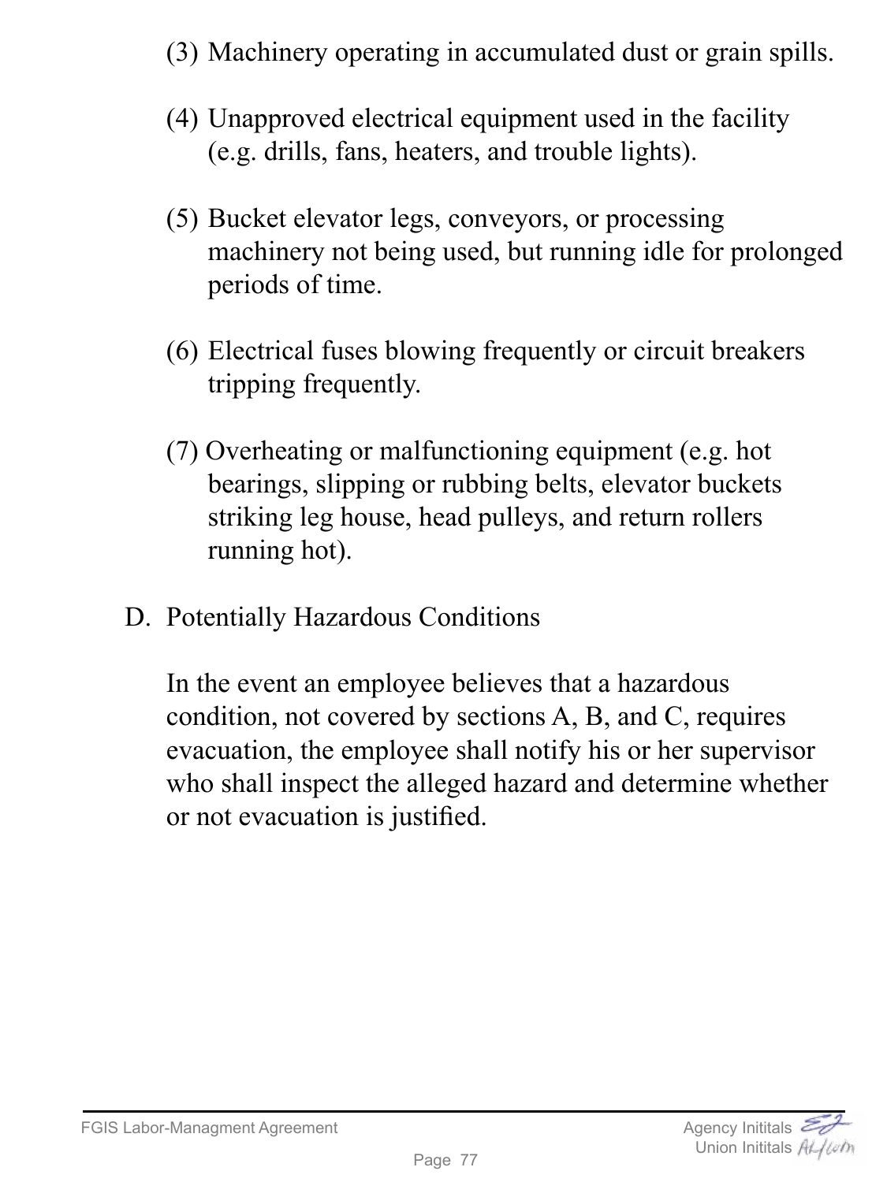(3) Machinery operating in accumulated dust or grain spills.

(4) Unapproved electrical equipment used in the facility (e.g. drills, fans, heaters, and trouble lights).

(5) Bucket elevator legs, conveyors, or processing machinery not being used, but running idle for prolonged periods of time.

(6) Electrical fuses blowing frequently or circuit breakers tripping frequently.

(7) Overheating or malfunctioning equipment (e.g. hot bearings, slipping or rubbing belts, elevator buckets striking leg house, head pulleys, and return rollers running hot).

D. Potentially Hazardous Conditions

In the event an employee believes that a hazardous condition, not covered by sections A, B, and C, requires evacuation, the employee shall notify his or her supervisor who shall inspect the alleged hazard and determine whether or not evacuation is justified.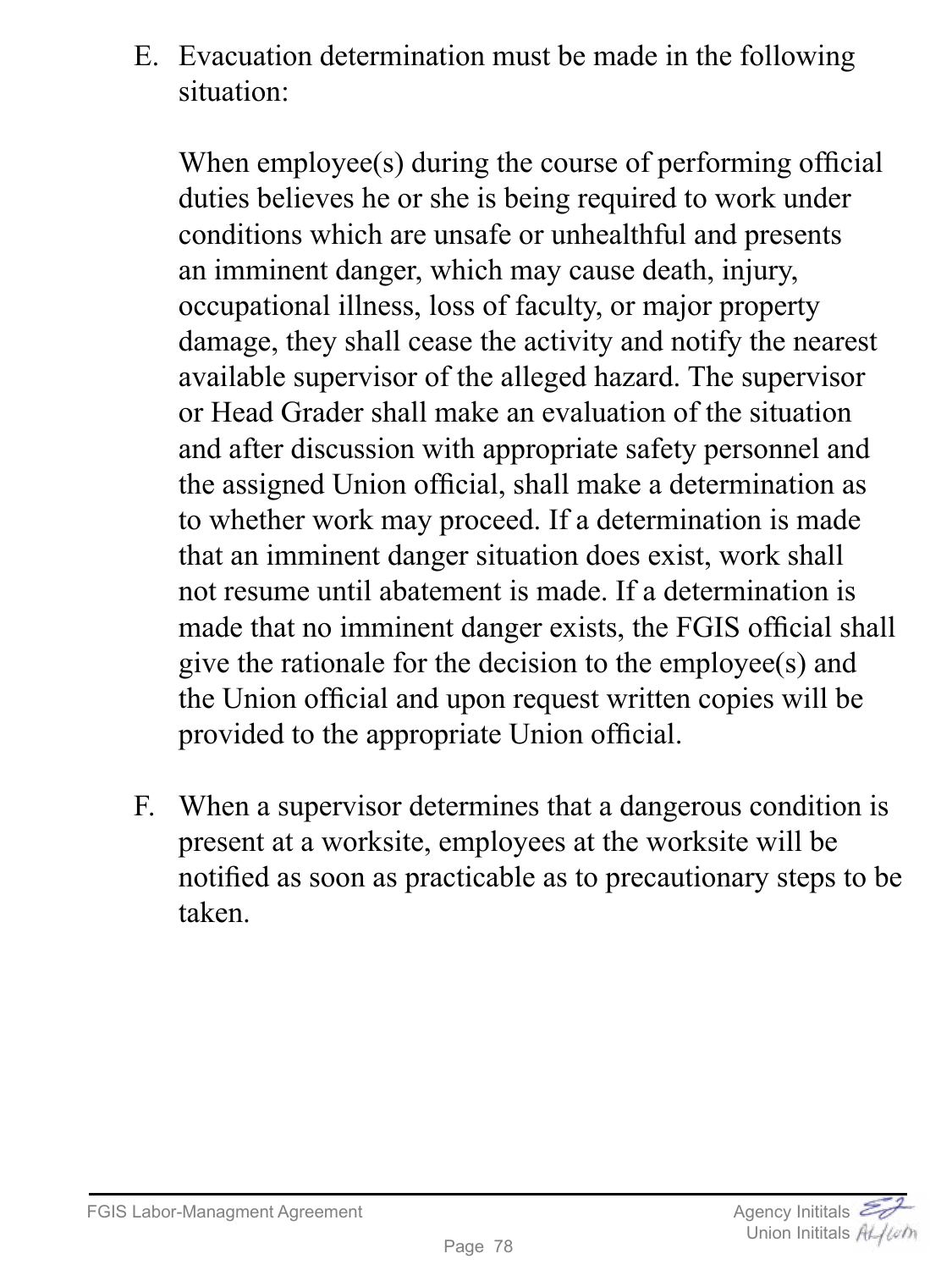E. Evacuation determination must be made in the following situation:

   When employee(s) during the course of performing official duties believes he or she is being required to work under conditions which are unsafe or unhealthful and presents an imminent danger, which may cause death, injury, occupational illness, loss of faculty, or major property damage, they shall cease the activity and notify the nearest available supervisor of the alleged hazard. The supervisor or Head Grader shall make an evaluation of the situation and after discussion with appropriate safety personnel and the assigned Union official, shall make a determination as to whether work may proceed. If a determination is made that an imminent danger situation does exist, work shall not resume until abatement is made. If a determination is made that no imminent danger exists, the FGIS official shall give the rationale for the decision to the employee(s) and the Union official and upon request written copies will be provided to the appropriate Union official.

F. When a supervisor determines that a dangerous condition is present at a worksite, employees at the worksite will be notified as soon as practicable as to precautionary steps to be taken.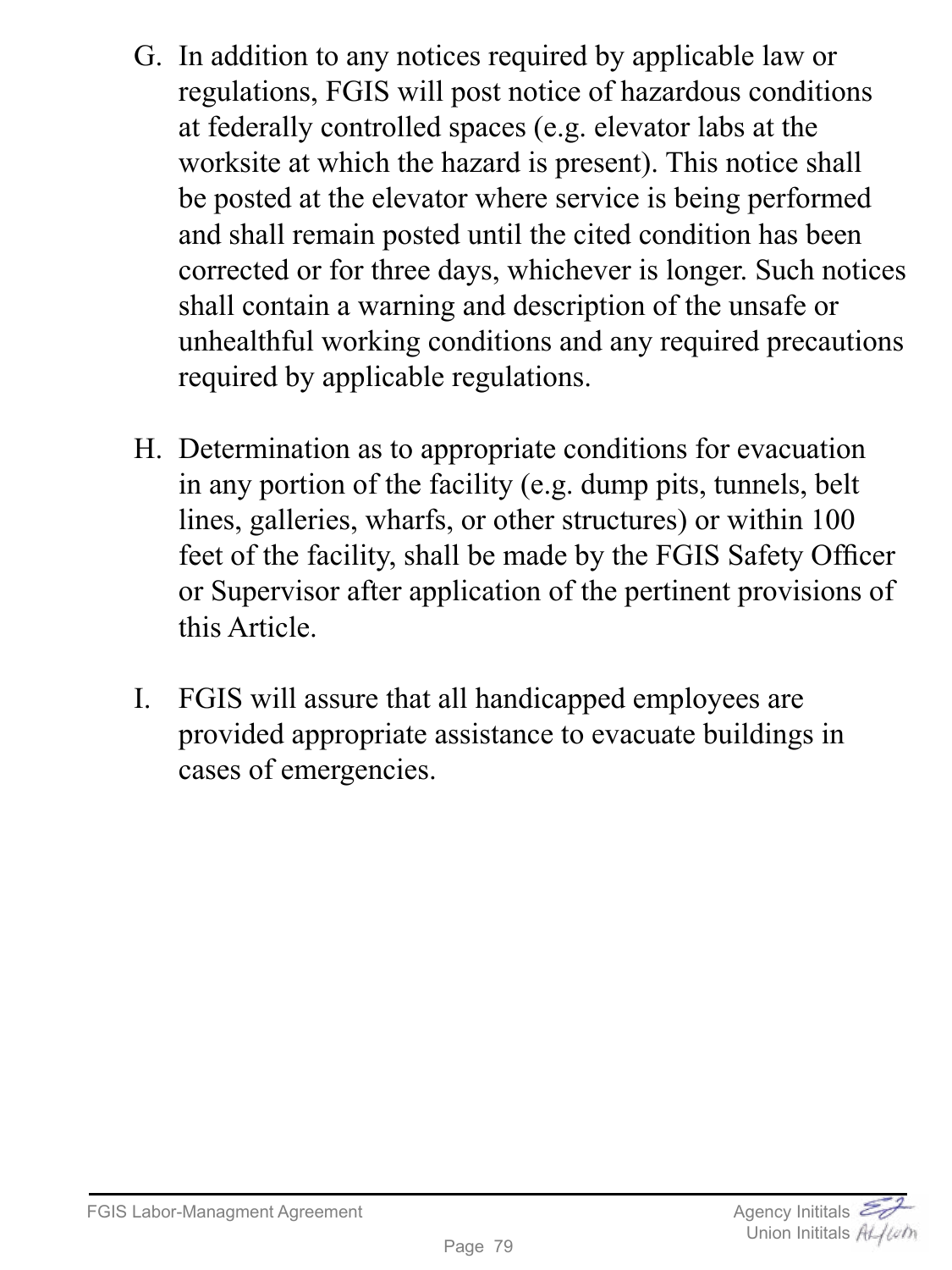G. In addition to any notices required by applicable law or regulations, FGIS will post notice of hazardous conditions at federally controlled spaces (e.g. elevator labs at the worksite at which the hazard is present). This notice shall be posted at the elevator where service is being performed and shall remain posted until the cited condition has been corrected or for three days, whichever is longer. Such notices shall contain a warning and description of the unsafe or unhealthful working conditions and any required precautions required by applicable regulations.

H. Determination as to appropriate conditions for evacuation in any portion of the facility (e.g. dump pits, tunnels, belt lines, galleries, wharfs, or other structures) or within 100 feet of the facility, shall be made by the FGIS Safety Officer or Supervisor after application of the pertinent provisions of this Article.

I. FGIS will assure that all handicapped employees are provided appropriate assistance to evacuate buildings in cases of emergencies.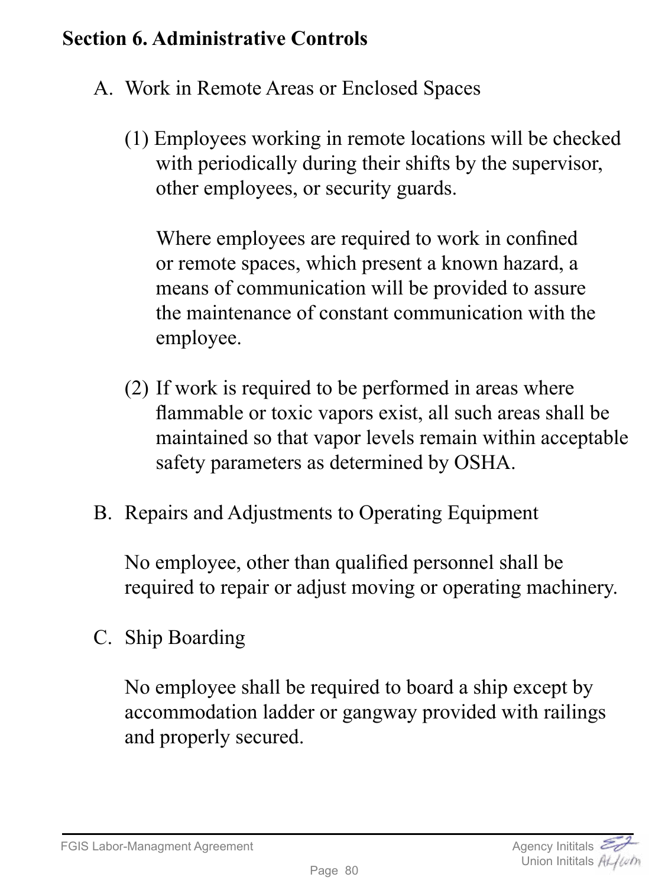## Section 6. Administrative Controls

A. Work in Remote Areas or Enclosed Spaces

(1) Employees working in remote locations will be checked with periodically during their shifts by the supervisor, other employees, or security guards.

Where employees are required to work in confined or remote spaces, which present a known hazard, a means of communication will be provided to assure the maintenance of constant communication with the employee.

(2) If work is required to be performed in areas where flammable or toxic vapors exist, all such areas shall be maintained so that vapor levels remain within acceptable safety parameters as determined by OSHA.

B. Repairs and Adjustments to Operating Equipment

No employee, other than qualified personnel shall be required to repair or adjust moving or operating machinery.

C. Ship Boarding

No employee shall be required to board a ship except by accommodation ladder or gangway provided with railings and properly secured.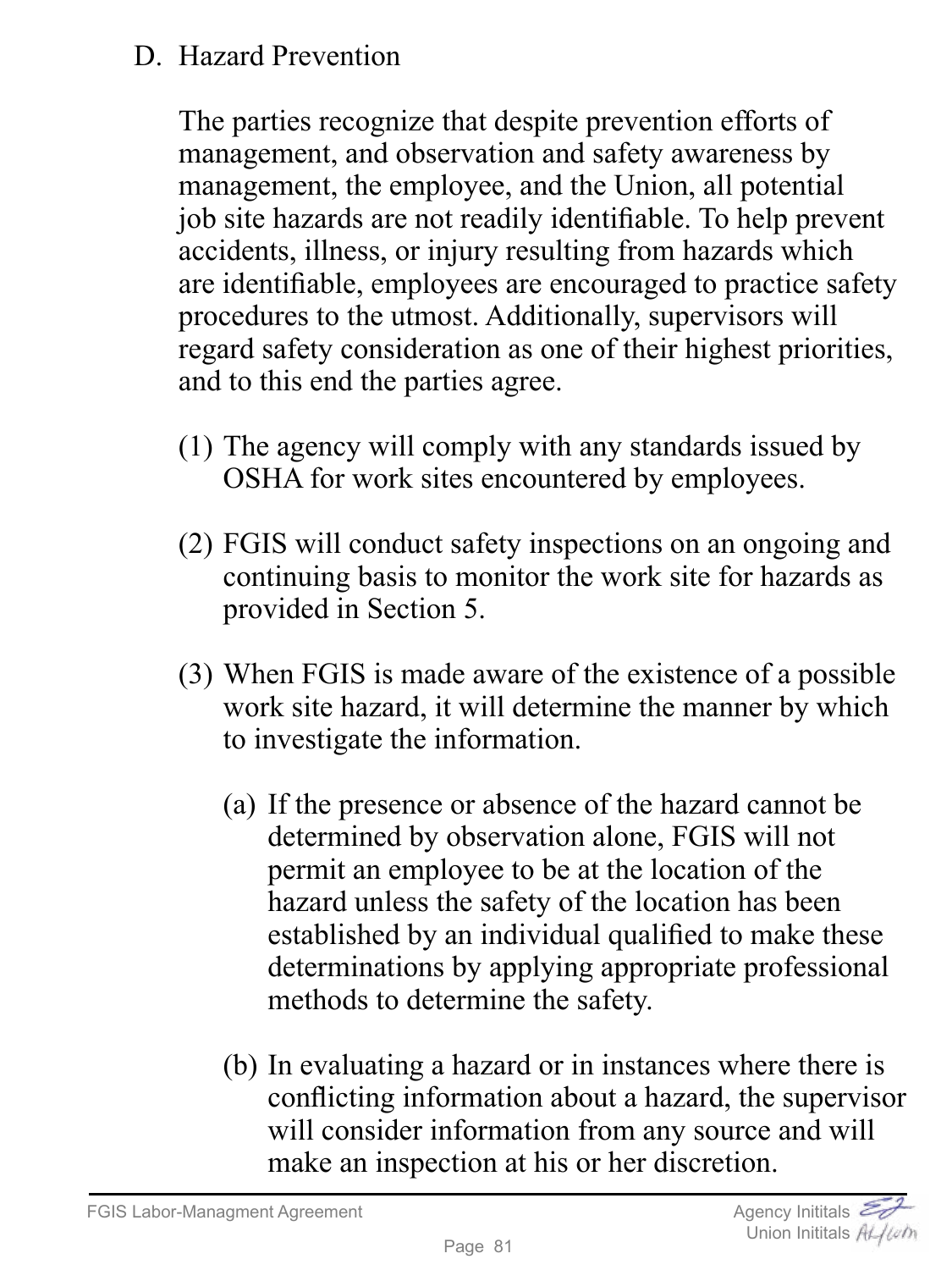D. Hazard Prevention

The parties recognize that despite prevention efforts of management, and observation and safety awareness by management, the employee, and the Union, all potential job site hazards are not readily identifiable. To help prevent accidents, illness, or injury resulting from hazards which are identifiable, employees are encouraged to practice safety procedures to the utmost. Additionally, supervisors will regard safety consideration as one of their highest priorities, and to this end the parties agree.

(1) The agency will comply with any standards issued by OSHA for work sites encountered by employees.

(2) FGIS will conduct safety inspections on an ongoing and continuing basis to monitor the work site for hazards as provided in Section 5.

(3) When FGIS is made aware of the existence of a possible work site hazard, it will determine the manner by which to investigate the information.

   (a) If the presence or absence of the hazard cannot be determined by observation alone, FGIS will not permit an employee to be at the location of the hazard unless the safety of the location has been established by an individual qualified to make these determinations by applying appropriate professional methods to determine the safety.

   (b) In evaluating a hazard or in instances where there is conflicting information about a hazard, the supervisor will consider information from any source and will make an inspection at his or her discretion.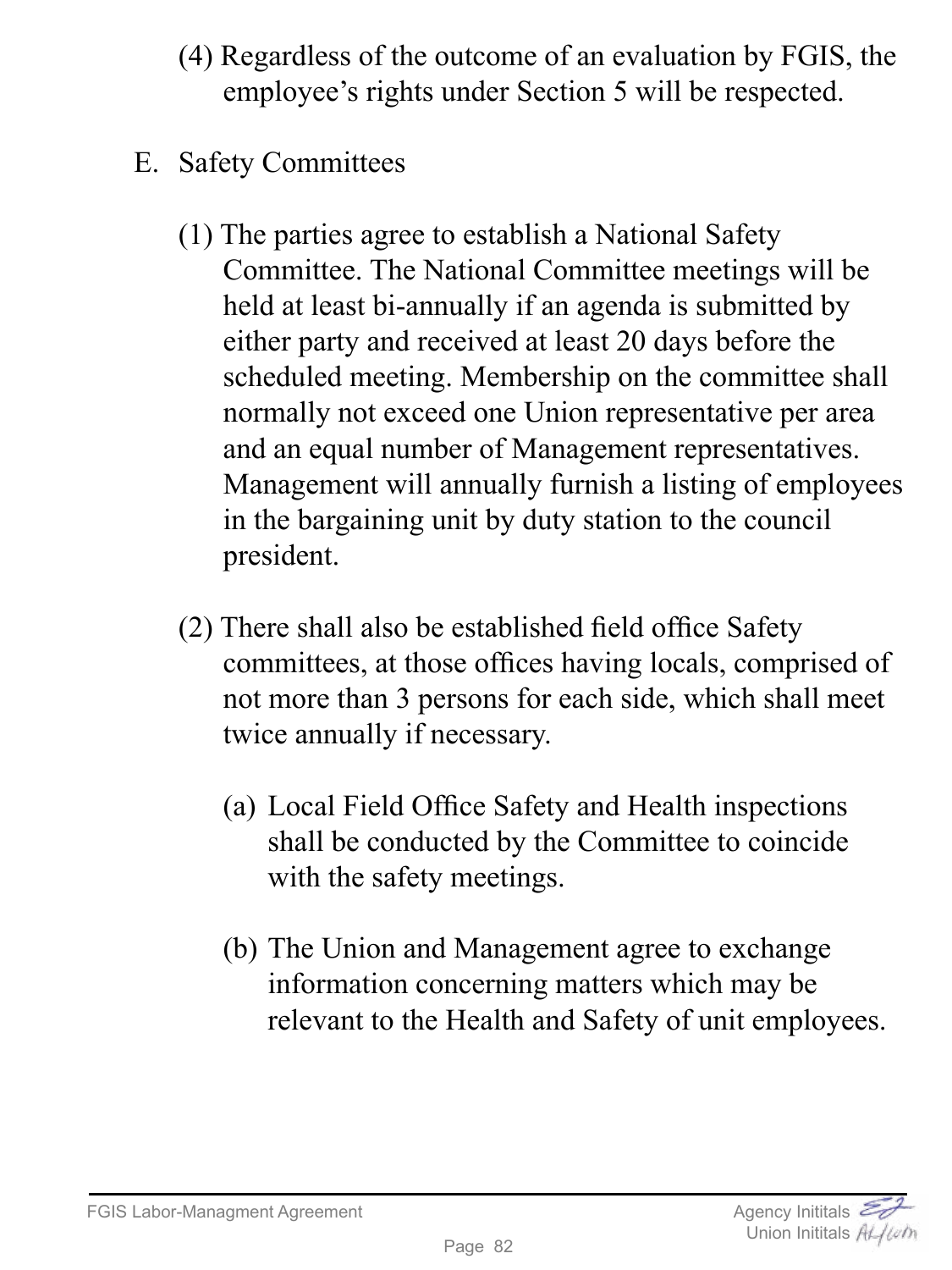(4) Regardless of the outcome of an evaluation by FGIS, the employee's rights under Section 5 will be respected.

E. Safety Committees

(1) The parties agree to establish a National Safety Committee. The National Committee meetings will be held at least bi-annually if an agenda is submitted by either party and received at least 20 days before the scheduled meeting. Membership on the committee shall normally not exceed one Union representative per area and an equal number of Management representatives. Management will annually furnish a listing of employees in the bargaining unit by duty station to the council president.

(2) There shall also be established field office Safety committees, at those offices having locals, comprised of not more than 3 persons for each side, which shall meet twice annually if necessary.

(a) Local Field Office Safety and Health inspections shall be conducted by the Committee to coincide with the safety meetings.

(b) The Union and Management agree to exchange information concerning matters which may be relevant to the Health and Safety of unit employees.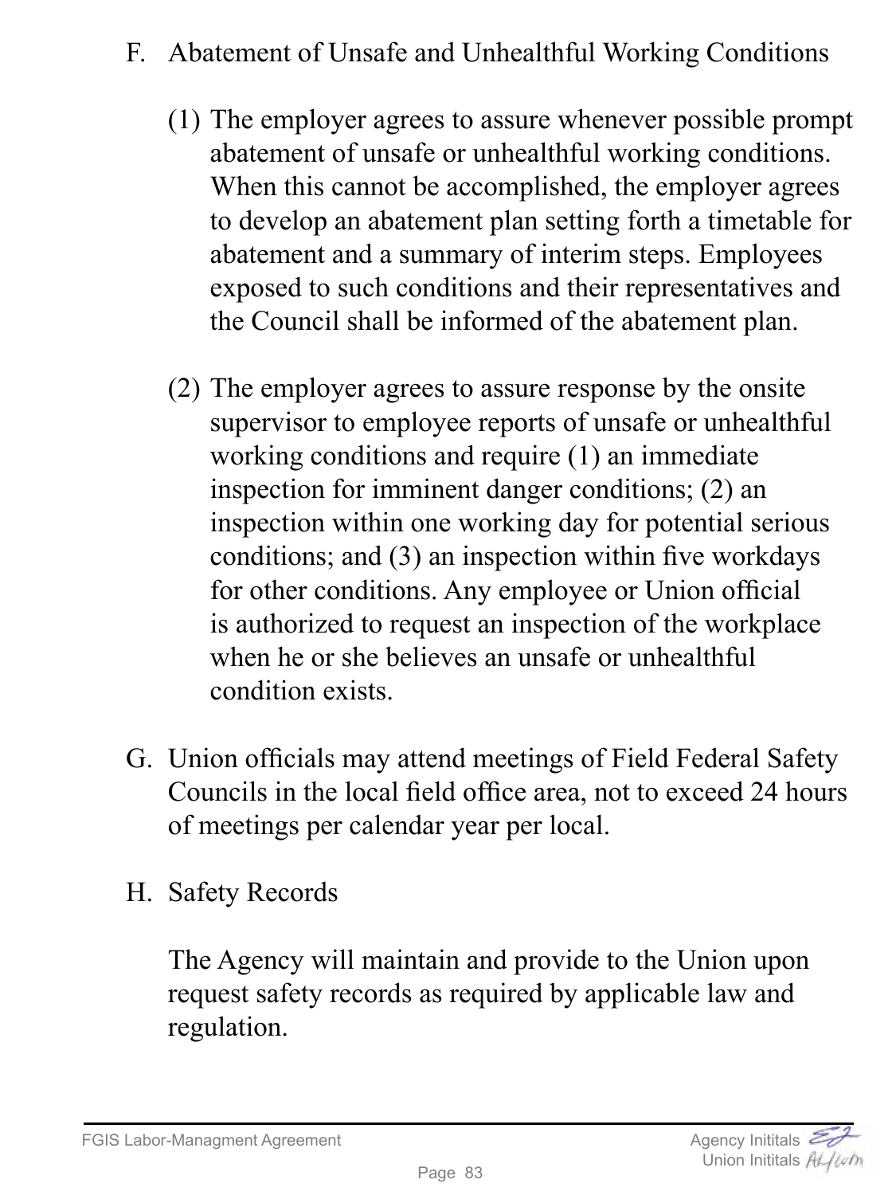F. Abatement of Unsafe and Unhealthful Working Conditions

(1) The employer agrees to assure whenever possible prompt abatement of unsafe or unhealthful working conditions. When this cannot be accomplished, the employer agrees to develop an abatement plan setting forth a timetable for abatement and a summary of interim steps. Employees exposed to such conditions and their representatives and the Council shall be informed of the abatement plan.

(2) The employer agrees to assure response by the onsite supervisor to employee reports of unsafe or unhealthful working conditions and require (1) an immediate inspection for imminent danger conditions; (2) an inspection within one working day for potential serious conditions; and (3) an inspection within five workdays for other conditions. Any employee or Union official is authorized to request an inspection of the workplace when he or she believes an unsafe or unhealthful condition exists.

G. Union officials may attend meetings of Field Federal Safety Councils in the local field office area, not to exceed 24 hours of meetings per calendar year per local.

H. Safety Records

The Agency will maintain and provide to the Union upon request safety records as required by applicable law and regulation.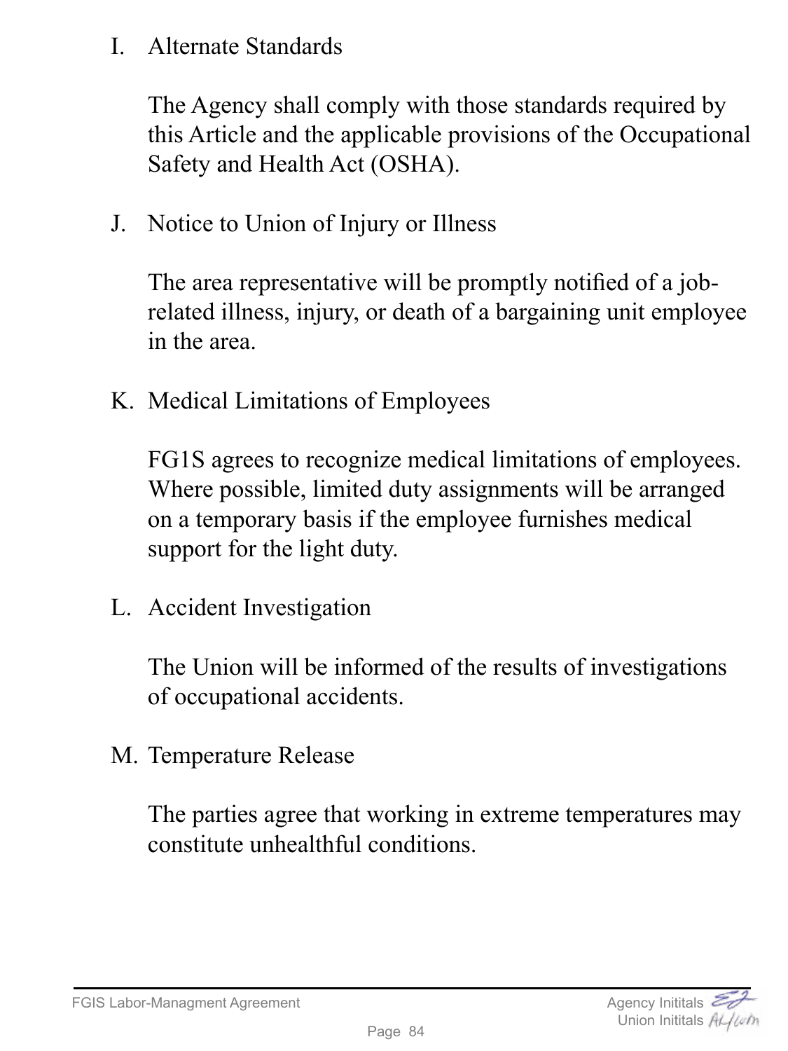I. Alternate Standards

The Agency shall comply with those standards required by this Article and the applicable provisions of the Occupational Safety and Health Act (OSHA).

J. Notice to Union of Injury or Illness

The area representative will be promptly notified of a job-related illness, injury, or death of a bargaining unit employee in the area.

K. Medical Limitations of Employees

FG1S agrees to recognize medical limitations of employees. Where possible, limited duty assignments will be arranged on a temporary basis if the employee furnishes medical support for the light duty.

L. Accident Investigation

The Union will be informed of the results of investigations of occupational accidents.

M. Temperature Release

The parties agree that working in extreme temperatures may constitute unhealthful conditions.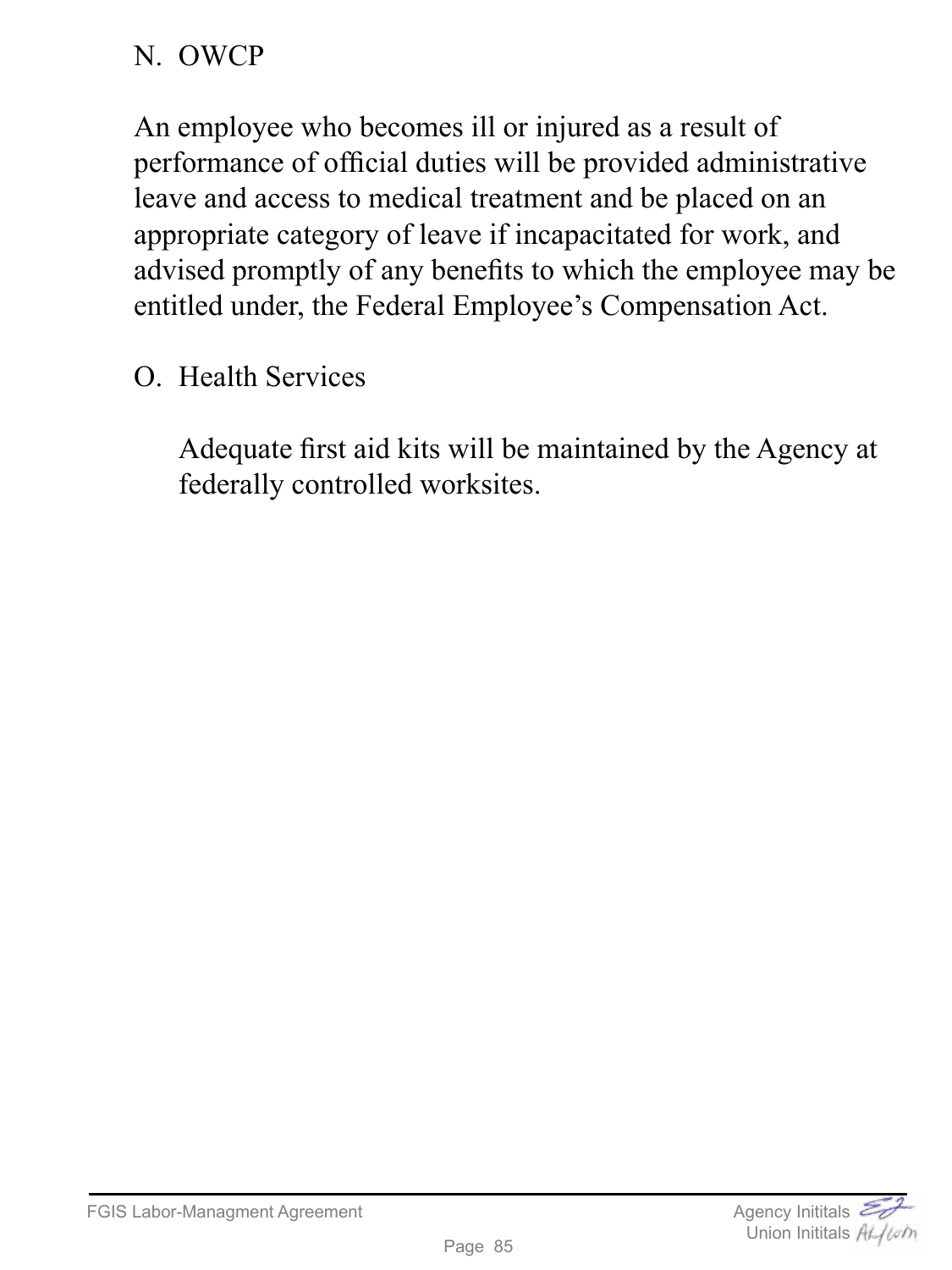N. OWCP

An employee who becomes ill or injured as a result of performance of official duties will be provided administrative leave and access to medical treatment and be placed on an appropriate category of leave if incapacitated for work, and advised promptly of any benefits to which the employee may be entitled under, the Federal Employee's Compensation Act.

O. Health Services

Adequate first aid kits will be maintained by the Agency at federally controlled worksites.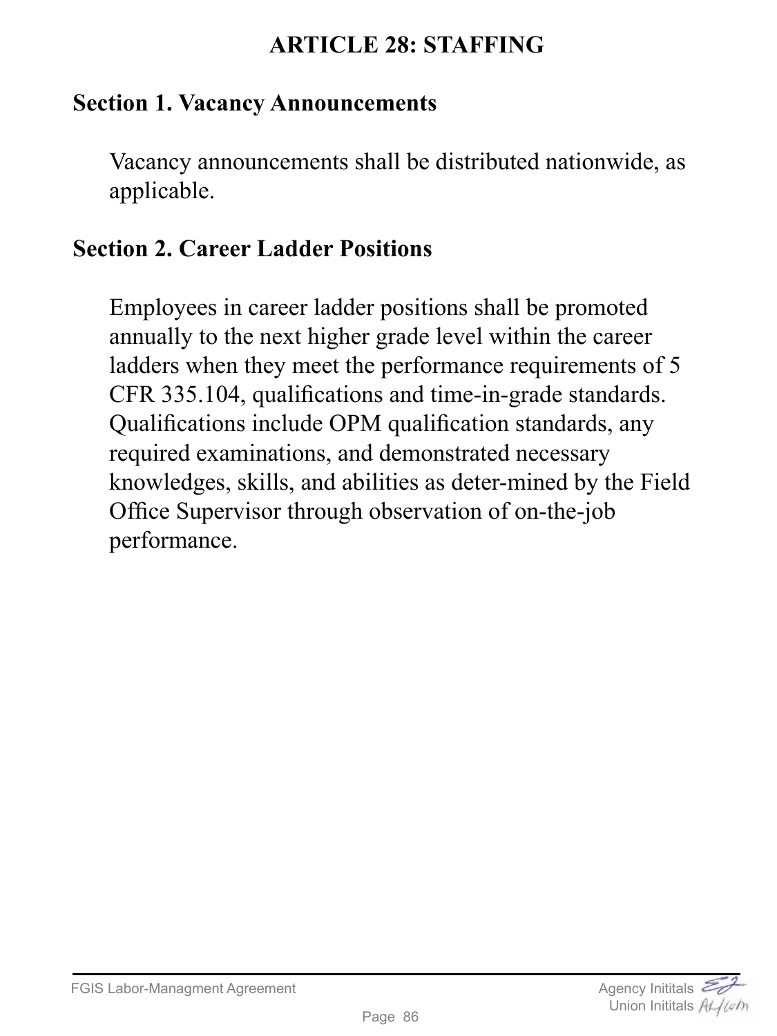# ARTICLE 28: STAFFING

## Section 1. Vacancy Announcements

Vacancy announcements shall be distributed nationwide, as applicable.

## Section 2. Career Ladder Positions

Employees in career ladder positions shall be promoted annually to the next higher grade level within the career ladders when they meet the performance requirements of 5 CFR 335.104, qualifications and time-in-grade standards. Qualifications include OPM qualification standards, any required examinations, and demonstrated necessary knowledges, skills, and abilities as deter-mined by the Field Office Supervisor through observation of on-the-job performance.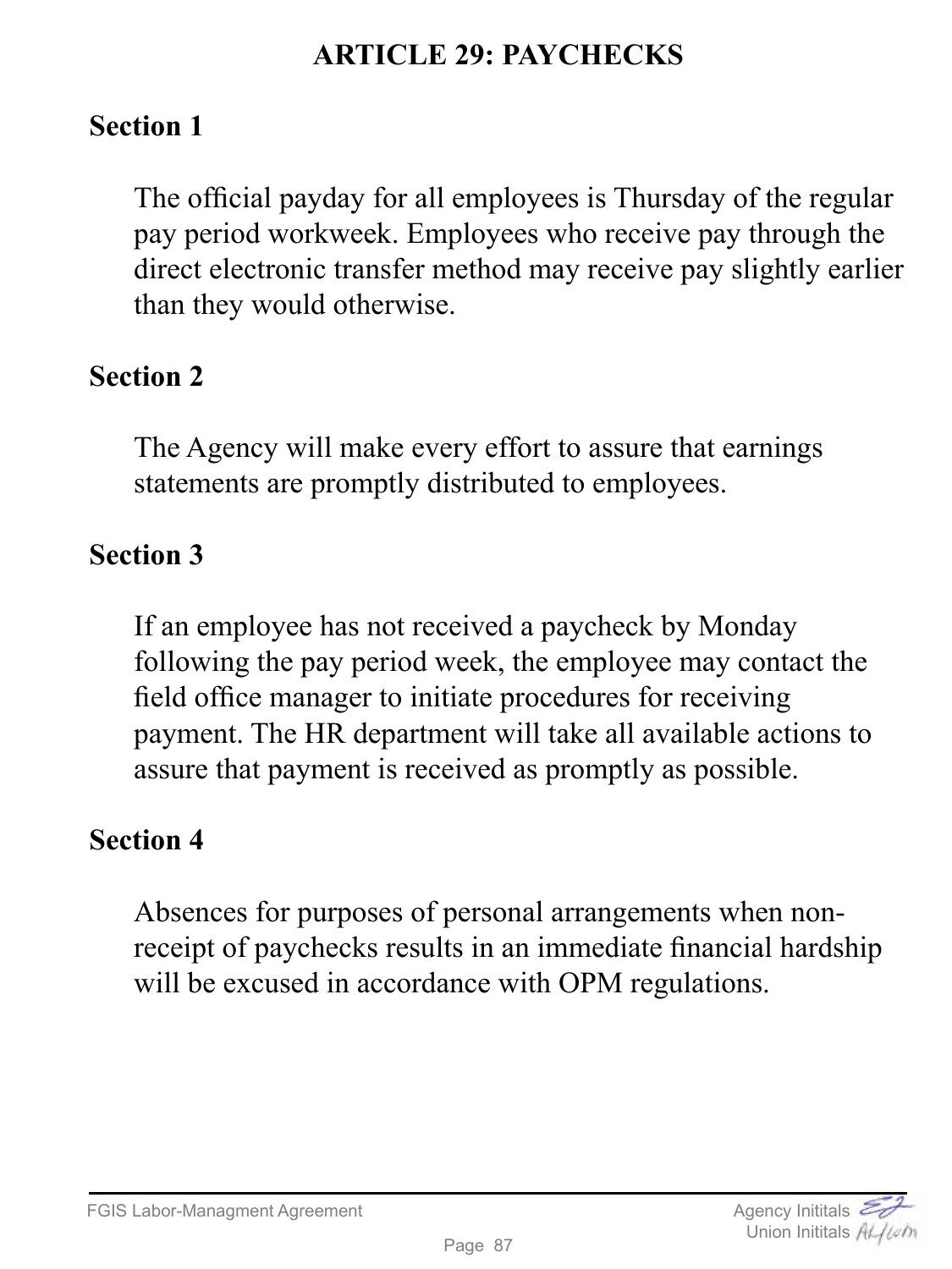# ARTICLE 29: PAYCHECKS

## Section 1

The official payday for all employees is Thursday of the regular pay period workweek. Employees who receive pay through the direct electronic transfer method may receive pay slightly earlier than they would otherwise.

## Section 2

The Agency will make every effort to assure that earnings statements are promptly distributed to employees.

## Section 3

If an employee has not received a paycheck by Monday following the pay period week, the employee may contact the field office manager to initiate procedures for receiving payment. The HR department will take all available actions to assure that payment is received as promptly as possible.

## Section 4

Absences for purposes of personal arrangements when non-receipt of paychecks results in an immediate financial hardship will be excused in accordance with OPM regulations.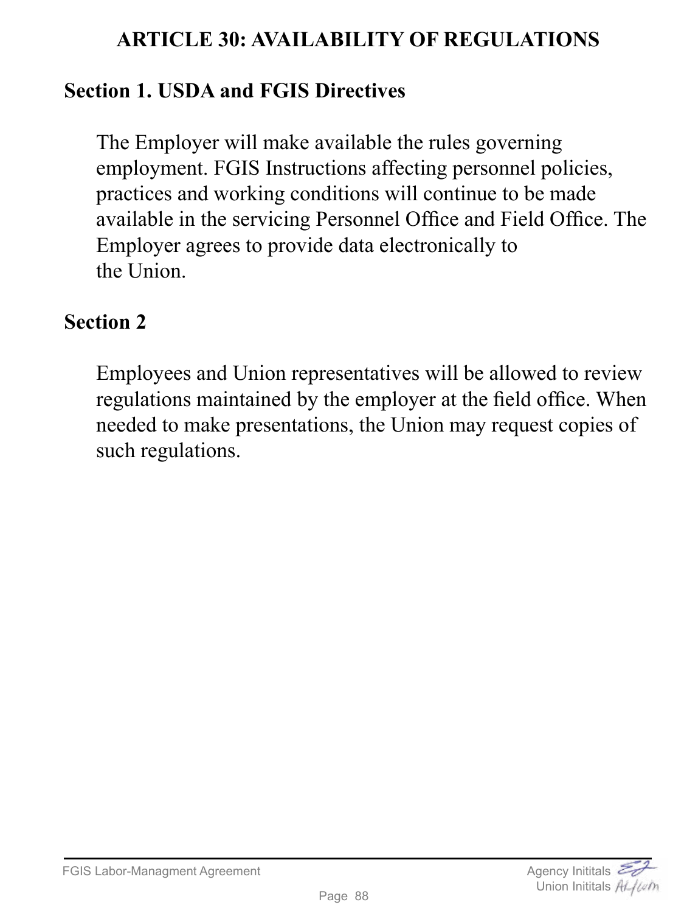# ARTICLE 30: AVAILABILITY OF REGULATIONS

## Section 1. USDA and FGIS Directives

The Employer will make available the rules governing employment. FGIS Instructions affecting personnel policies, practices and working conditions will continue to be made available in the servicing Personnel Office and Field Office. The Employer agrees to provide data electronically to the Union.

## Section 2

Employees and Union representatives will be allowed to review regulations maintained by the employer at the field office. When needed to make presentations, the Union may request copies of such regulations.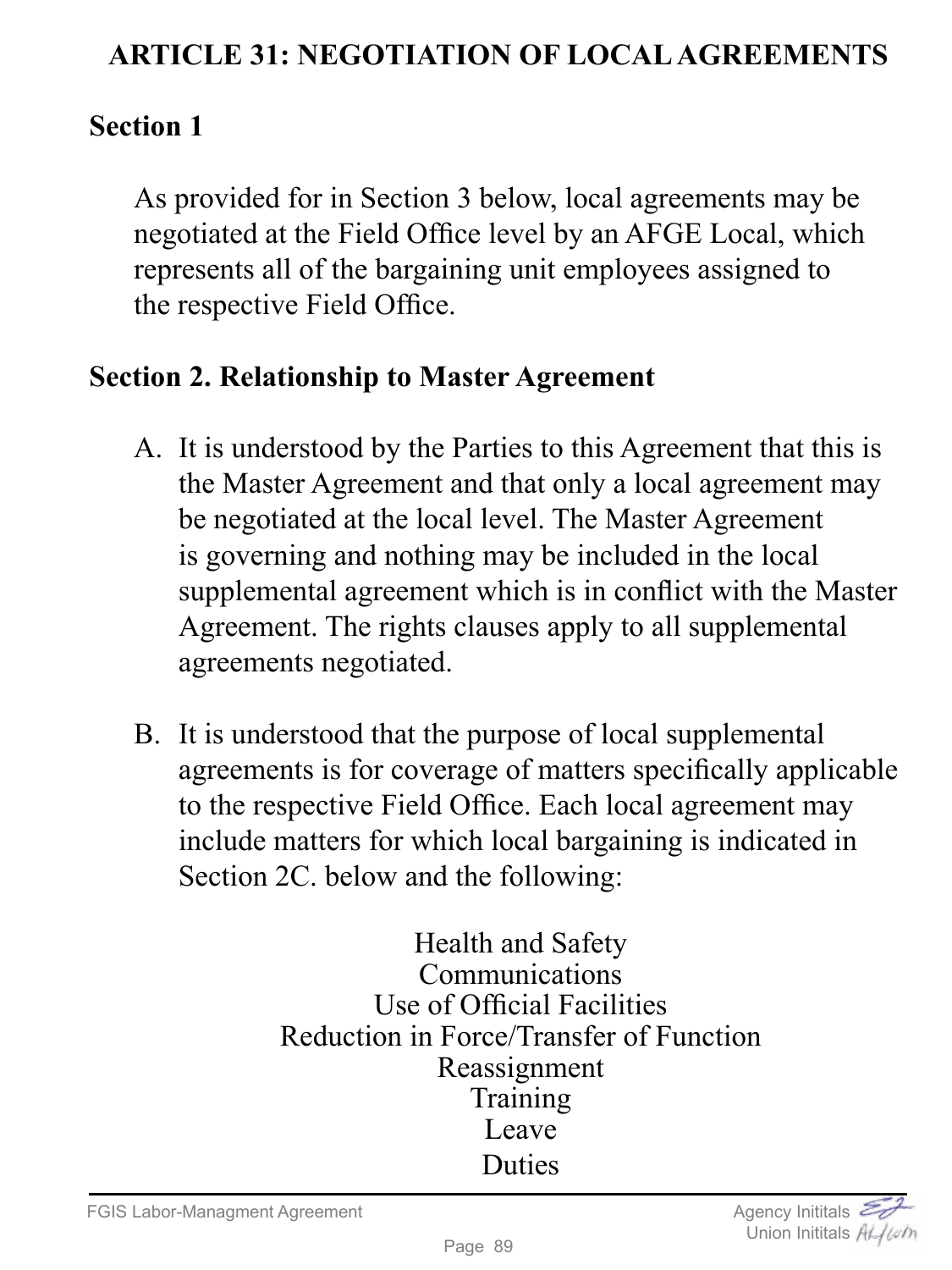# ARTICLE 31: NEGOTIATION OF LOCAL AGREEMENTS

## Section 1

As provided for in Section 3 below, local agreements may be negotiated at the Field Office level by an AFGE Local, which represents all of the bargaining unit employees assigned to the respective Field Office.

## Section 2. Relationship to Master Agreement

A. It is understood by the Parties to this Agreement that this is the Master Agreement and that only a local agreement may be negotiated at the local level. The Master Agreement is governing and nothing may be included in the local supplemental agreement which is in conflict with the Master Agreement. The rights clauses apply to all supplemental agreements negotiated.

B. It is understood that the purpose of local supplemental agreements is for coverage of matters specifically applicable to the respective Field Office. Each local agreement may include matters for which local bargaining is indicated in Section 2C. below and the following:

Health and Safety
Communications
Use of Official Facilities
Reduction in Force/Transfer of Function
Reassignment
Training
Leave
Duties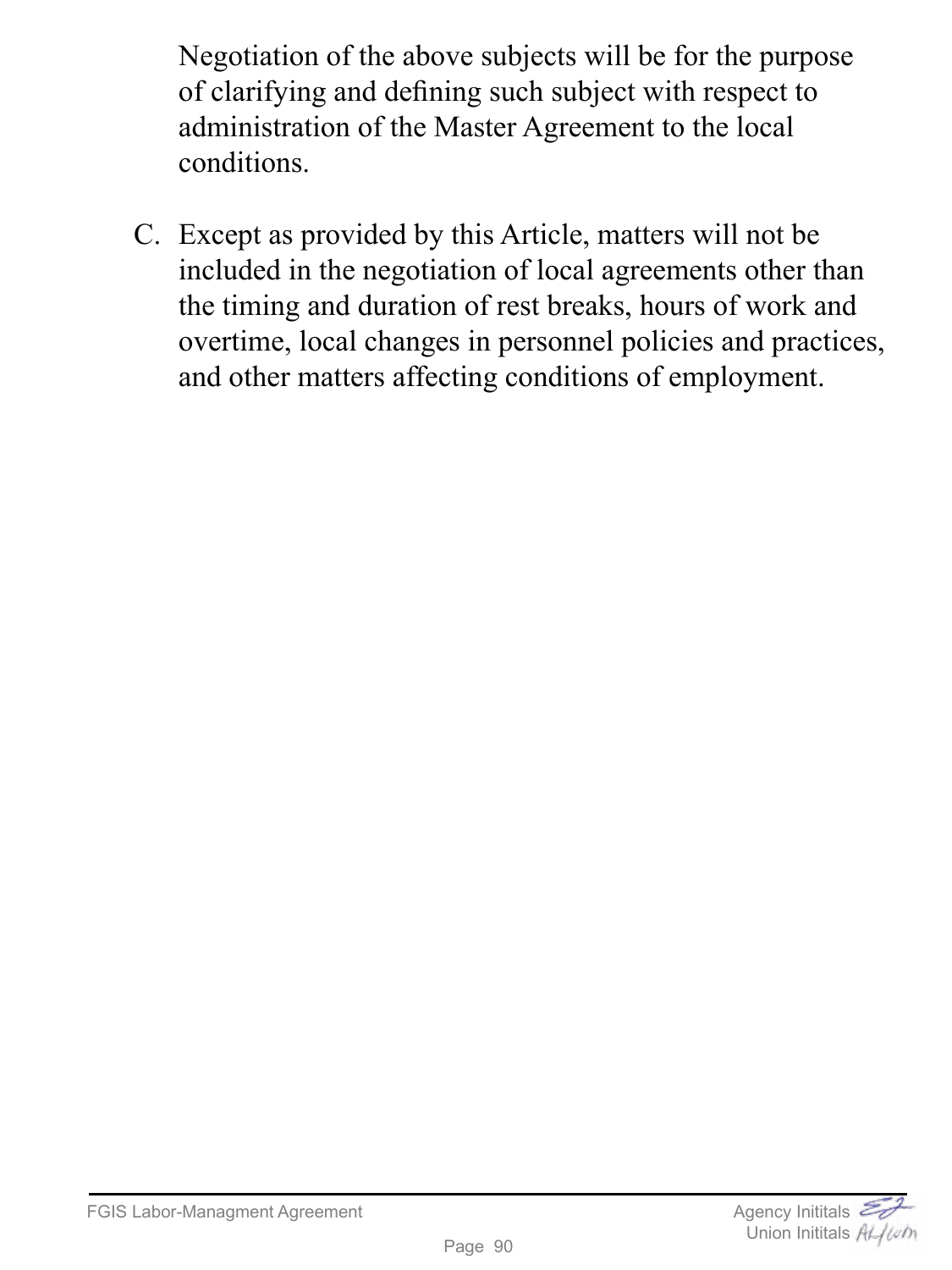Negotiation of the above subjects will be for the purpose of clarifying and defining such subject with respect to administration of the Master Agreement to the local conditions.

C. Except as provided by this Article, matters will not be included in the negotiation of local agreements other than the timing and duration of rest breaks, hours of work and overtime, local changes in personnel policies and practices, and other matters affecting conditions of employment.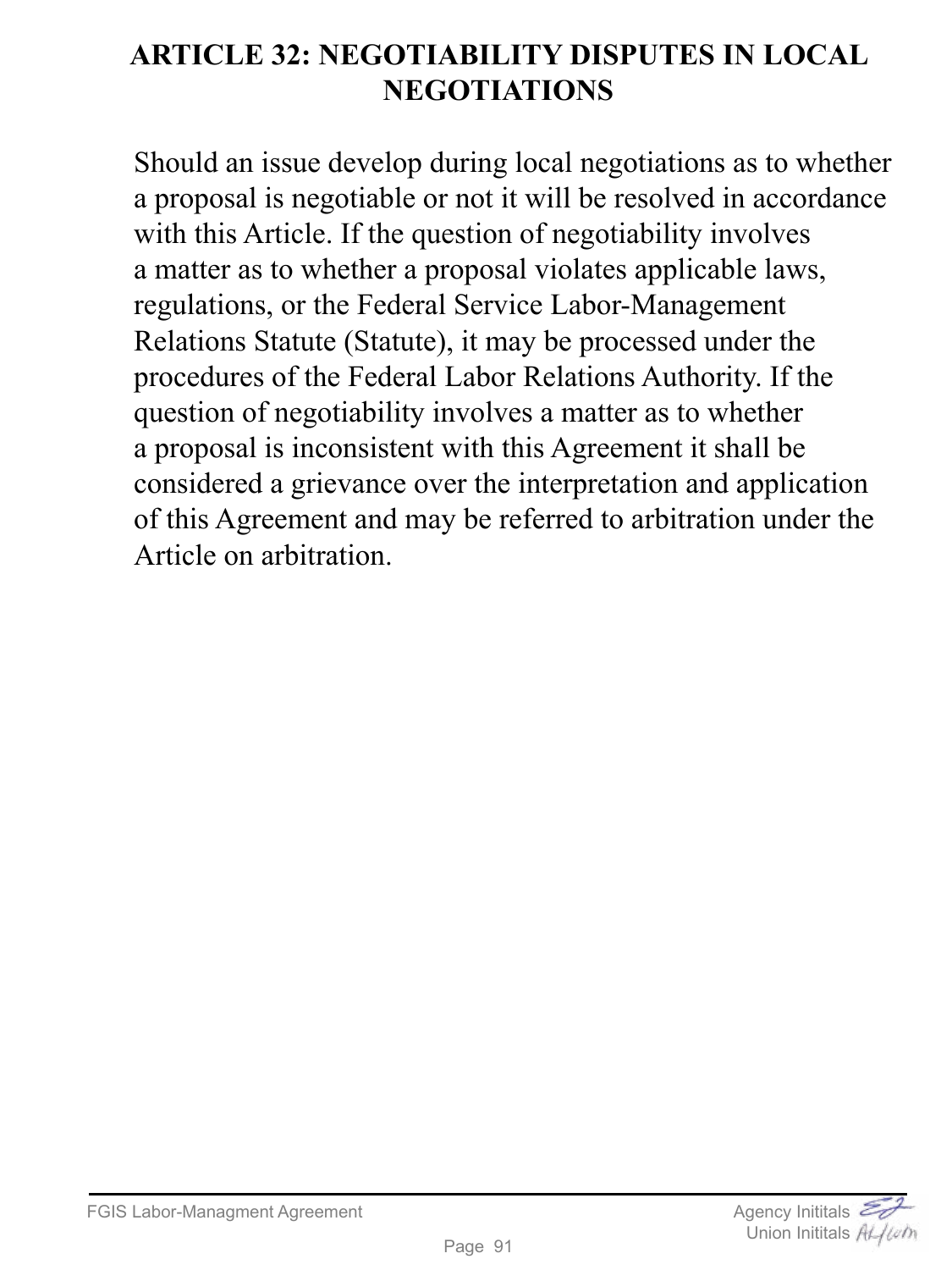# ARTICLE 32: NEGOTIABILITY DISPUTES IN LOCAL NEGOTIATIONS

Should an issue develop during local negotiations as to whether a proposal is negotiable or not it will be resolved in accordance with this Article. If the question of negotiability involves a matter as to whether a proposal violates applicable laws, regulations, or the Federal Service Labor-Management Relations Statute (Statute), it may be processed under the procedures of the Federal Labor Relations Authority. If the question of negotiability involves a matter as to whether a proposal is inconsistent with this Agreement it shall be considered a grievance over the interpretation and application of this Agreement and may be referred to arbitration under the Article on arbitration.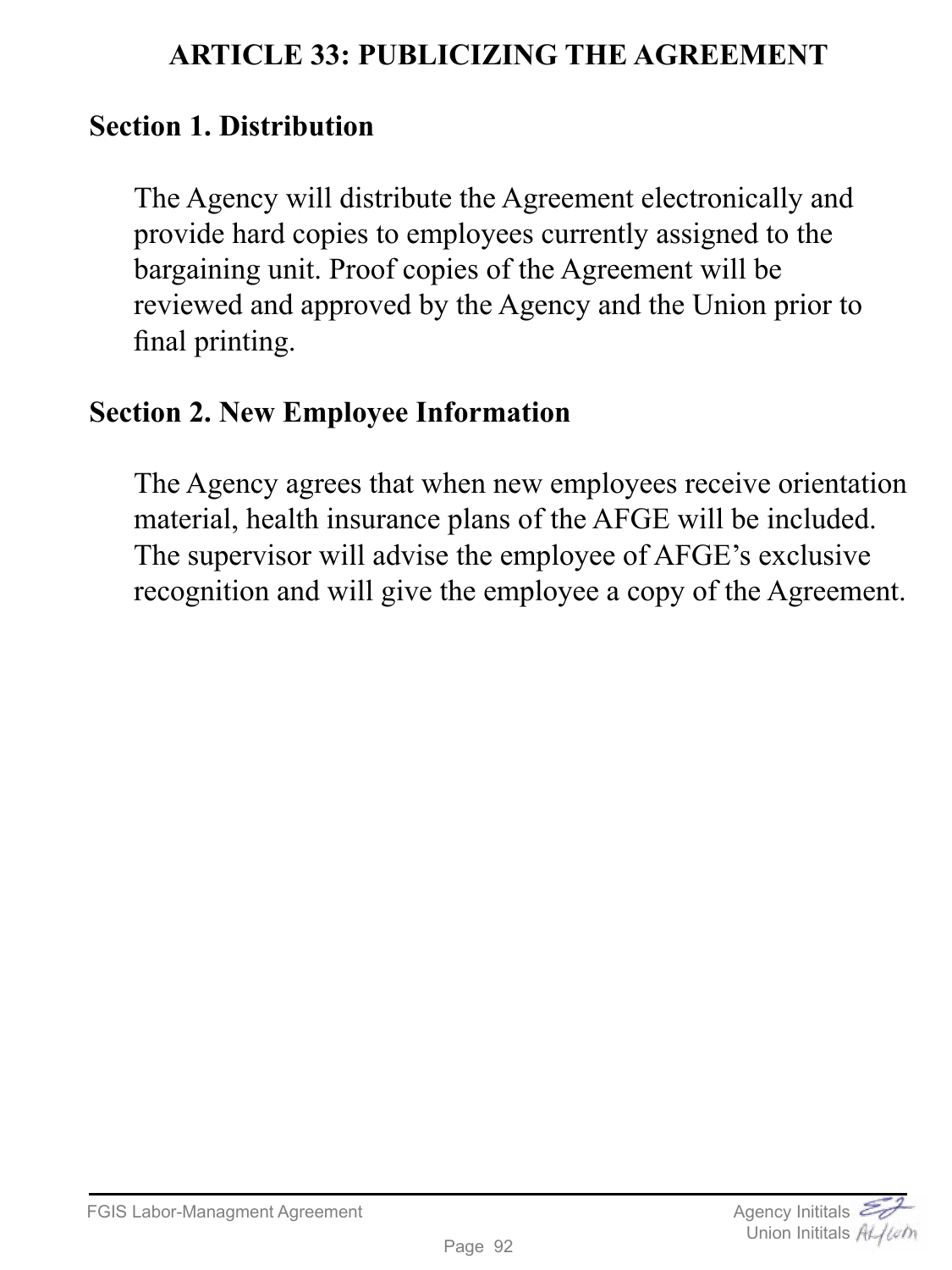# ARTICLE 33: PUBLICIZING THE AGREEMENT

## Section 1. Distribution

The Agency will distribute the Agreement electronically and provide hard copies to employees currently assigned to the bargaining unit. Proof copies of the Agreement will be reviewed and approved by the Agency and the Union prior to final printing.

## Section 2. New Employee Information

The Agency agrees that when new employees receive orientation material, health insurance plans of the AFGE will be included. The supervisor will advise the employee of AFGE's exclusive recognition and will give the employee a copy of the Agreement.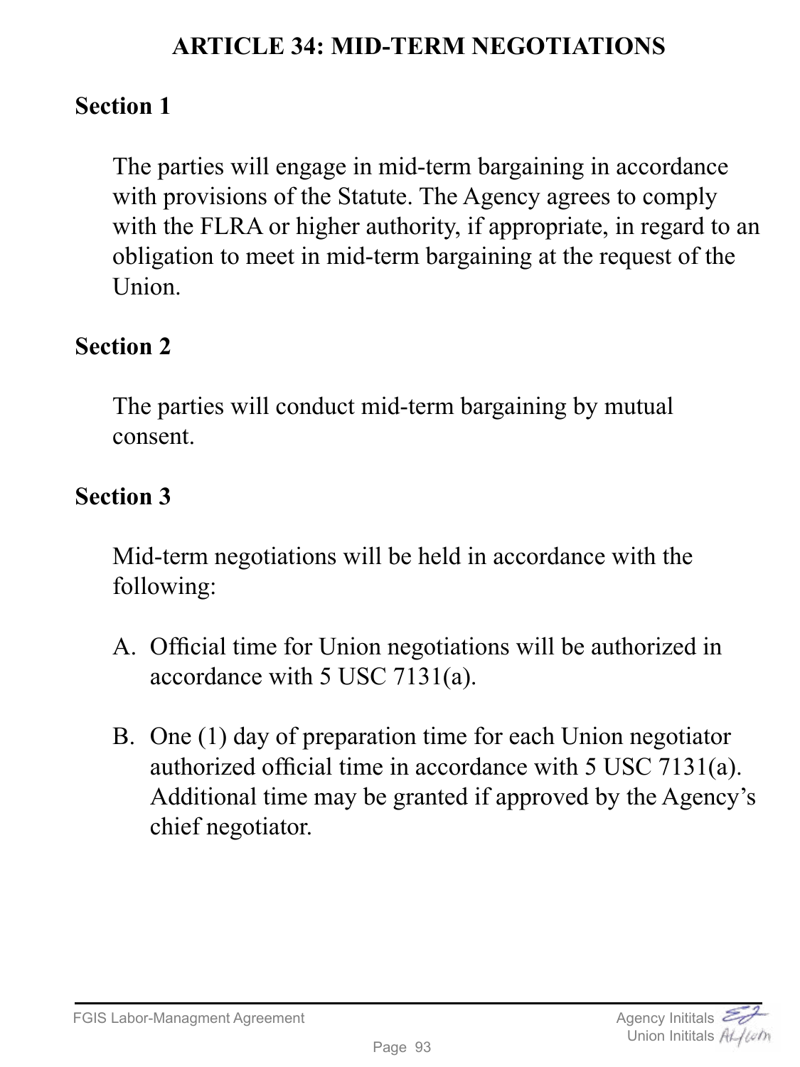# ARTICLE 34: MID-TERM NEGOTIATIONS

## Section 1

The parties will engage in mid-term bargaining in accordance with provisions of the Statute. The Agency agrees to comply with the FLRA or higher authority, if appropriate, in regard to an obligation to meet in mid-term bargaining at the request of the Union.

## Section 2

The parties will conduct mid-term bargaining by mutual consent.

## Section 3

Mid-term negotiations will be held in accordance with the following:

A. Official time for Union negotiations will be authorized in accordance with 5 USC 7131(a).

B. One (1) day of preparation time for each Union negotiator authorized official time in accordance with 5 USC 7131(a). Additional time may be granted if approved by the Agency's chief negotiator.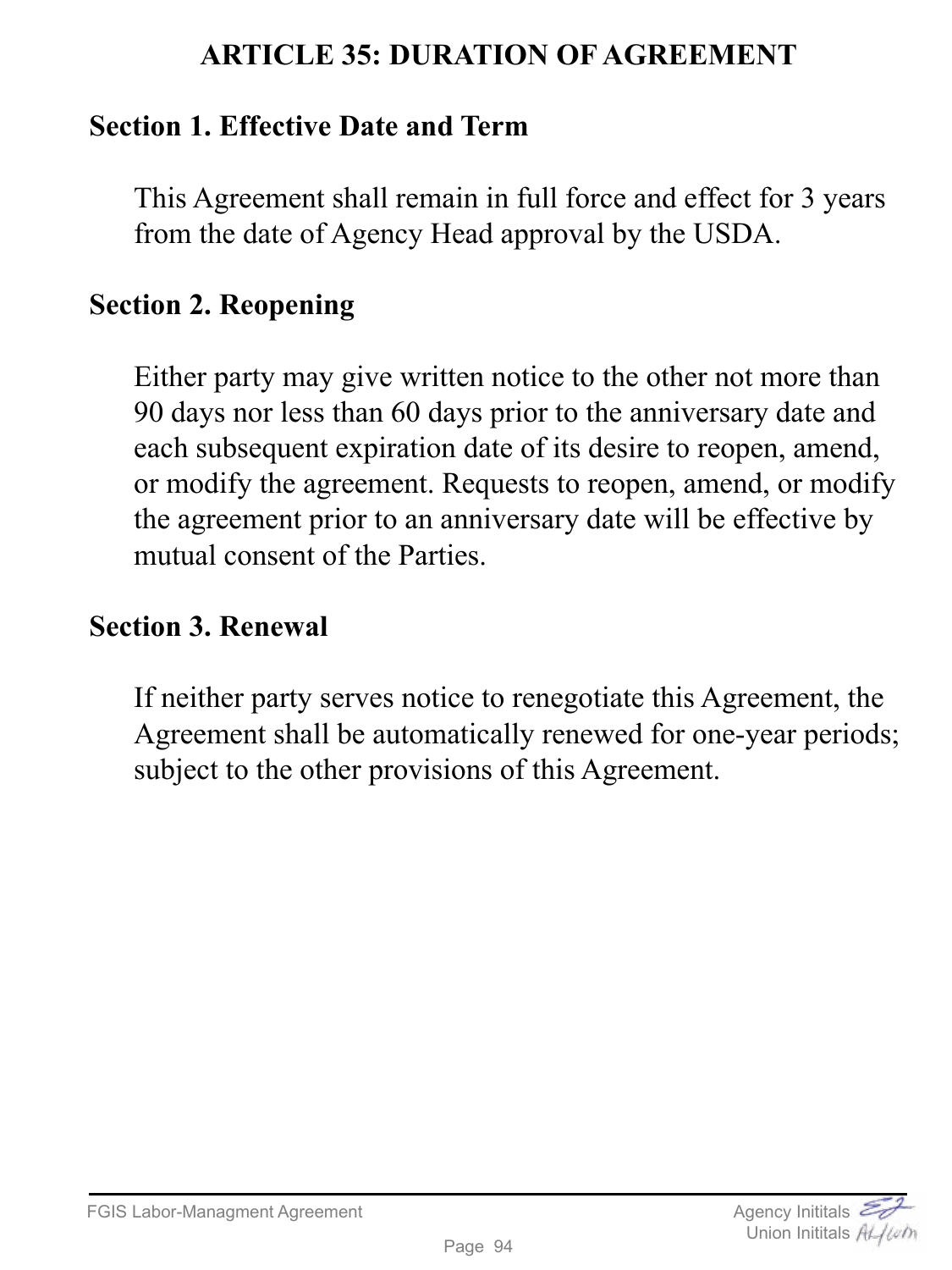# ARTICLE 35: DURATION OF AGREEMENT

## Section 1. Effective Date and Term

This Agreement shall remain in full force and effect for 3 years from the date of Agency Head approval by the USDA.

## Section 2. Reopening

Either party may give written notice to the other not more than 90 days nor less than 60 days prior to the anniversary date and each subsequent expiration date of its desire to reopen, amend, or modify the agreement. Requests to reopen, amend, or modify the agreement prior to an anniversary date will be effective by mutual consent of the Parties.

## Section 3. Renewal

If neither party serves notice to renegotiate this Agreement, the Agreement shall be automatically renewed for one-year periods; subject to the other provisions of this Agreement.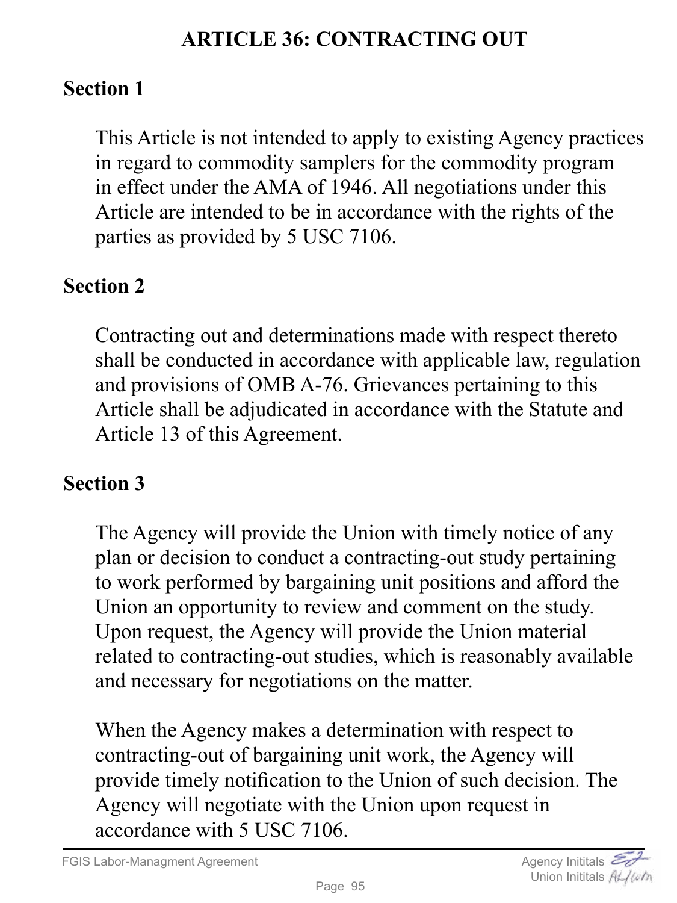# ARTICLE 36: CONTRACTING OUT

## Section 1

This Article is not intended to apply to existing Agency practices in regard to commodity samplers for the commodity program in effect under the AMA of 1946. All negotiations under this Article are intended to be in accordance with the rights of the parties as provided by 5 USC 7106.

## Section 2

Contracting out and determinations made with respect thereto shall be conducted in accordance with applicable law, regulation and provisions of OMB A-76. Grievances pertaining to this Article shall be adjudicated in accordance with the Statute and Article 13 of this Agreement.

## Section 3

The Agency will provide the Union with timely notice of any plan or decision to conduct a contracting-out study pertaining to work performed by bargaining unit positions and afford the Union an opportunity to review and comment on the study. Upon request, the Agency will provide the Union material related to contracting-out studies, which is reasonably available and necessary for negotiations on the matter.

When the Agency makes a determination with respect to contracting-out of bargaining unit work, the Agency will provide timely notification to the Union of such decision. The Agency will negotiate with the Union upon request in accordance with 5 USC 7106.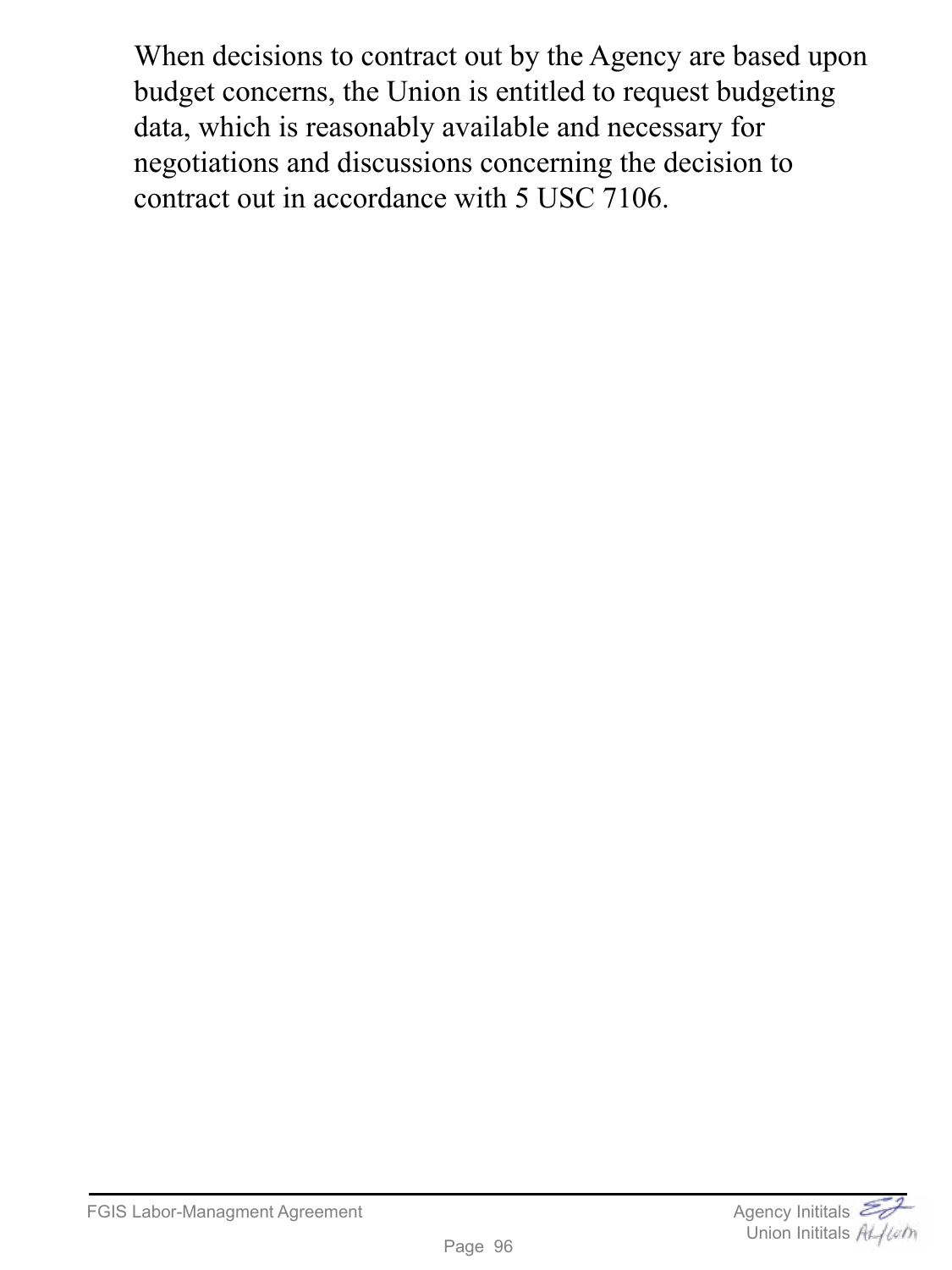When decisions to contract out by the Agency are based upon budget concerns, the Union is entitled to request budgeting data, which is reasonably available and necessary for negotiations and discussions concerning the decision to contract out in accordance with 5 USC 7106.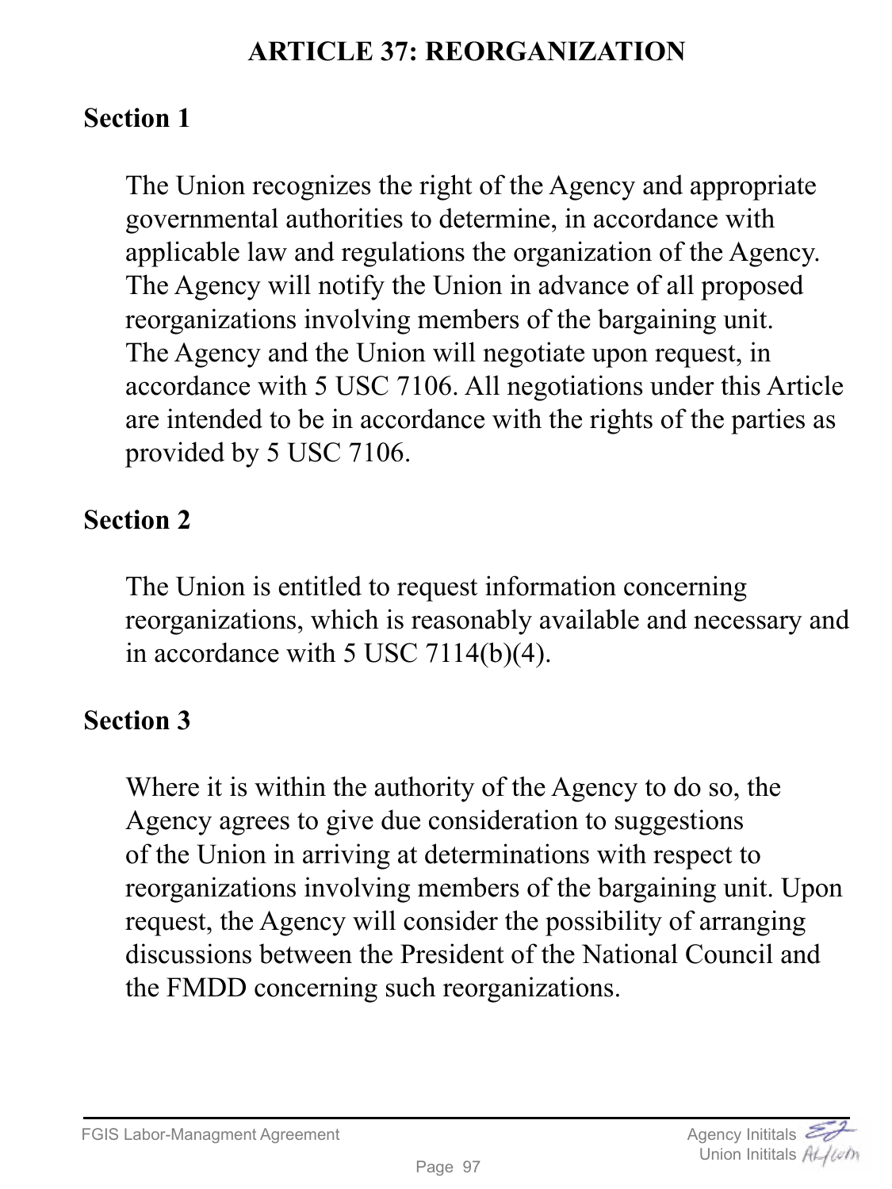# ARTICLE 37: REORGANIZATION

## Section 1

The Union recognizes the right of the Agency and appropriate governmental authorities to determine, in accordance with applicable law and regulations the organization of the Agency. The Agency will notify the Union in advance of all proposed reorganizations involving members of the bargaining unit. The Agency and the Union will negotiate upon request, in accordance with 5 USC 7106. All negotiations under this Article are intended to be in accordance with the rights of the parties as provided by 5 USC 7106.

## Section 2

The Union is entitled to request information concerning reorganizations, which is reasonably available and necessary and in accordance with 5 USC 7114(b)(4).

## Section 3

Where it is within the authority of the Agency to do so, the Agency agrees to give due consideration to suggestions of the Union in arriving at determinations with respect to reorganizations involving members of the bargaining unit. Upon request, the Agency will consider the possibility of arranging discussions between the President of the National Council and the FMDD concerning such reorganizations.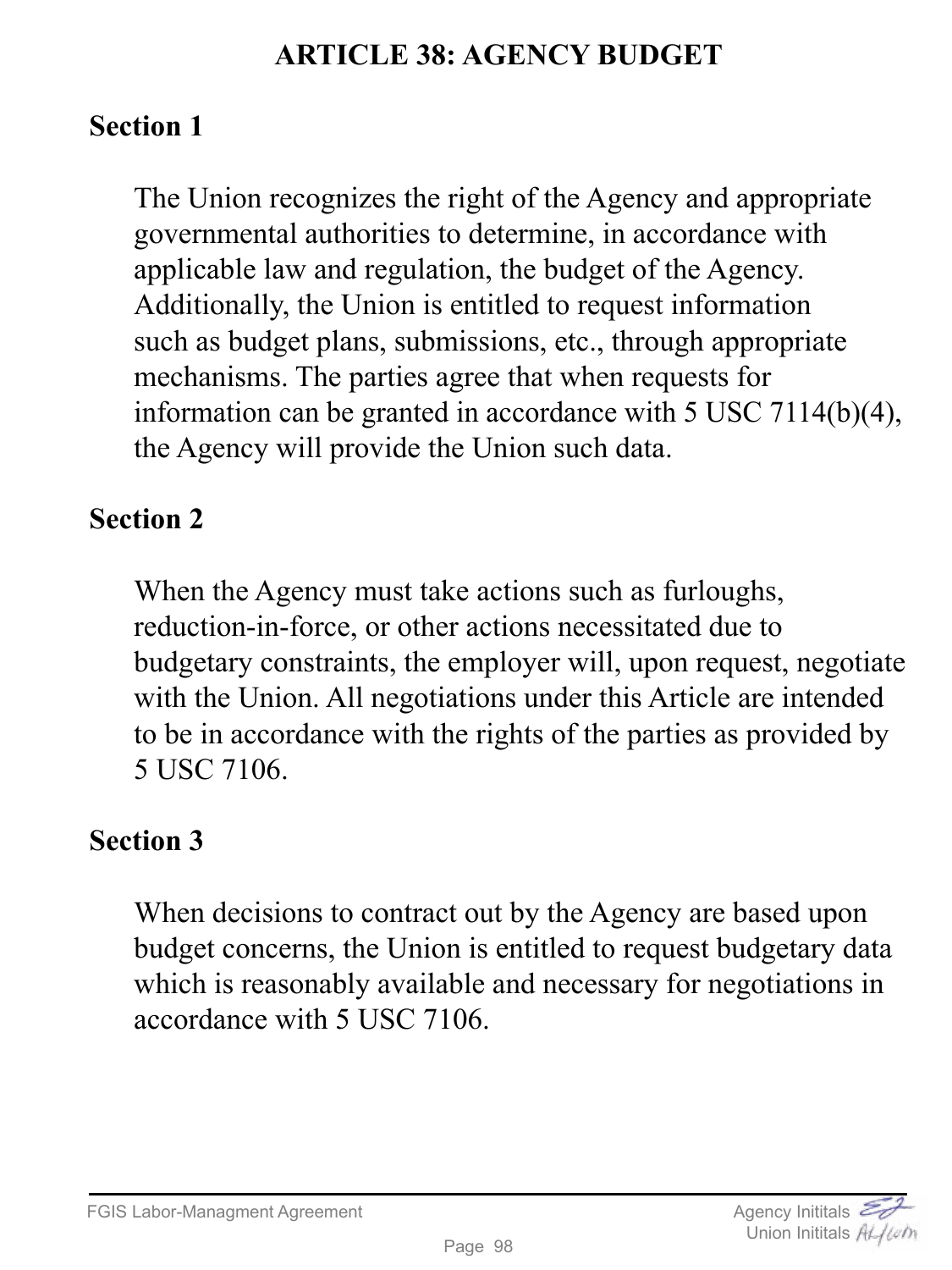# ARTICLE 38: AGENCY BUDGET

## Section 1

The Union recognizes the right of the Agency and appropriate governmental authorities to determine, in accordance with applicable law and regulation, the budget of the Agency. Additionally, the Union is entitled to request information such as budget plans, submissions, etc., through appropriate mechanisms. The parties agree that when requests for information can be granted in accordance with 5 USC 7114(b)(4), the Agency will provide the Union such data.

## Section 2

When the Agency must take actions such as furloughs, reduction-in-force, or other actions necessitated due to budgetary constraints, the employer will, upon request, negotiate with the Union. All negotiations under this Article are intended to be in accordance with the rights of the parties as provided by 5 USC 7106.

## Section 3

When decisions to contract out by the Agency are based upon budget concerns, the Union is entitled to request budgetary data which is reasonably available and necessary for negotiations in accordance with 5 USC 7106.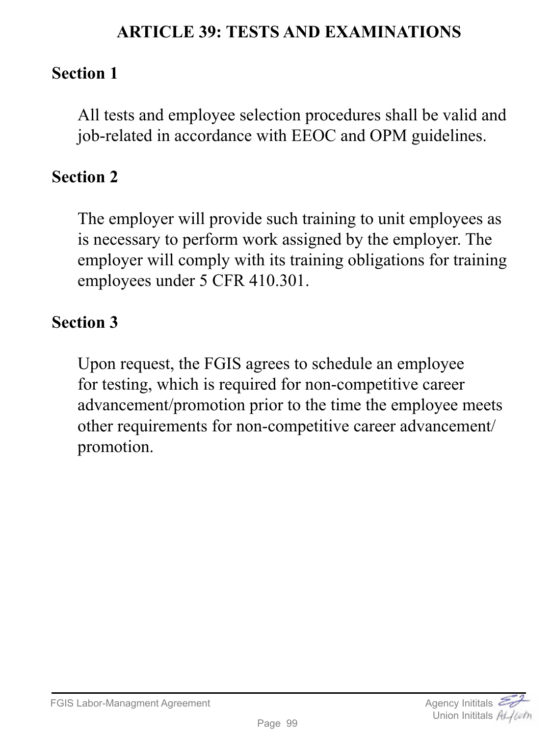# ARTICLE 39: TESTS AND EXAMINATIONS

## Section 1

All tests and employee selection procedures shall be valid and job-related in accordance with EEOC and OPM guidelines.

## Section 2

The employer will provide such training to unit employees as is necessary to perform work assigned by the employer. The employer will comply with its training obligations for training employees under 5 CFR 410.301.

## Section 3

Upon request, the FGIS agrees to schedule an employee for testing, which is required for non-competitive career advancement/promotion prior to the time the employee meets other requirements for non-competitive career advancement/ promotion.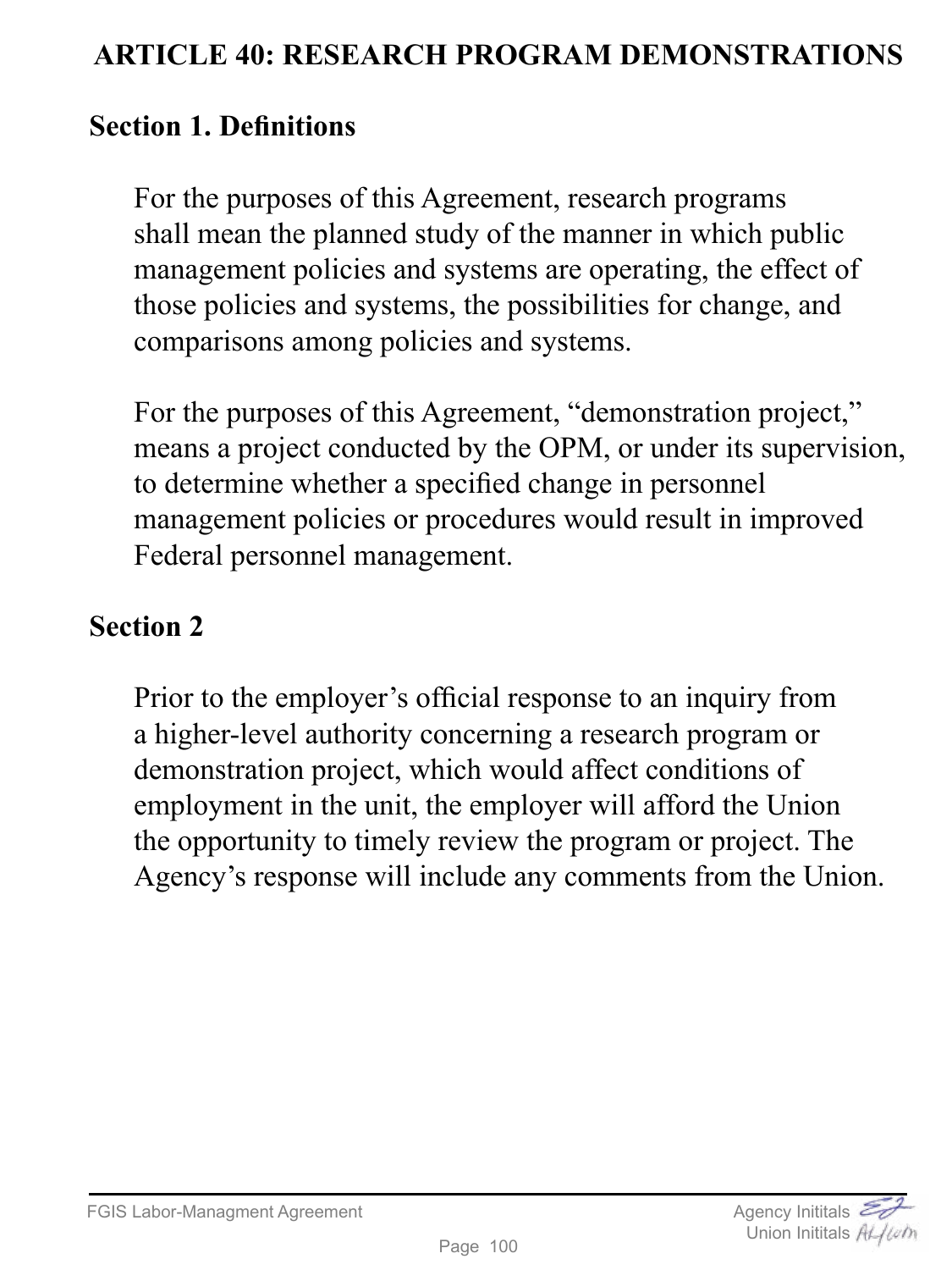# ARTICLE 40: RESEARCH PROGRAM DEMONSTRATIONS

## Section 1. Definitions

For the purposes of this Agreement, research programs shall mean the planned study of the manner in which public management policies and systems are operating, the effect of those policies and systems, the possibilities for change, and comparisons among policies and systems.

For the purposes of this Agreement, "demonstration project," means a project conducted by the OPM, or under its supervision, to determine whether a specified change in personnel management policies or procedures would result in improved Federal personnel management.

## Section 2

Prior to the employer's official response to an inquiry from a higher-level authority concerning a research program or demonstration project, which would affect conditions of employment in the unit, the employer will afford the Union the opportunity to timely review the program or project. The Agency's response will include any comments from the Union.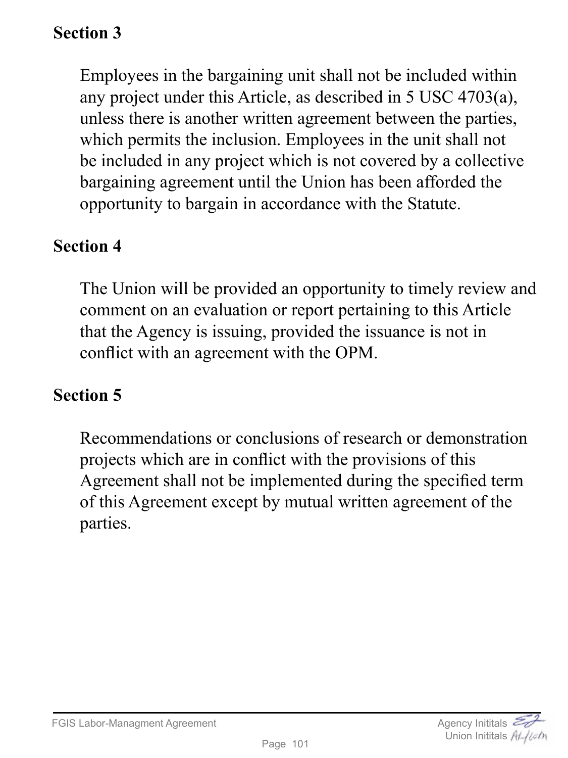## Section 3

Employees in the bargaining unit shall not be included within any project under this Article, as described in 5 USC 4703(a), unless there is another written agreement between the parties, which permits the inclusion. Employees in the unit shall not be included in any project which is not covered by a collective bargaining agreement until the Union has been afforded the opportunity to bargain in accordance with the Statute.

## Section 4

The Union will be provided an opportunity to timely review and comment on an evaluation or report pertaining to this Article that the Agency is issuing, provided the issuance is not in conflict with an agreement with the OPM.

## Section 5

Recommendations or conclusions of research or demonstration projects which are in conflict with the provisions of this Agreement shall not be implemented during the specified term of this Agreement except by mutual written agreement of the parties.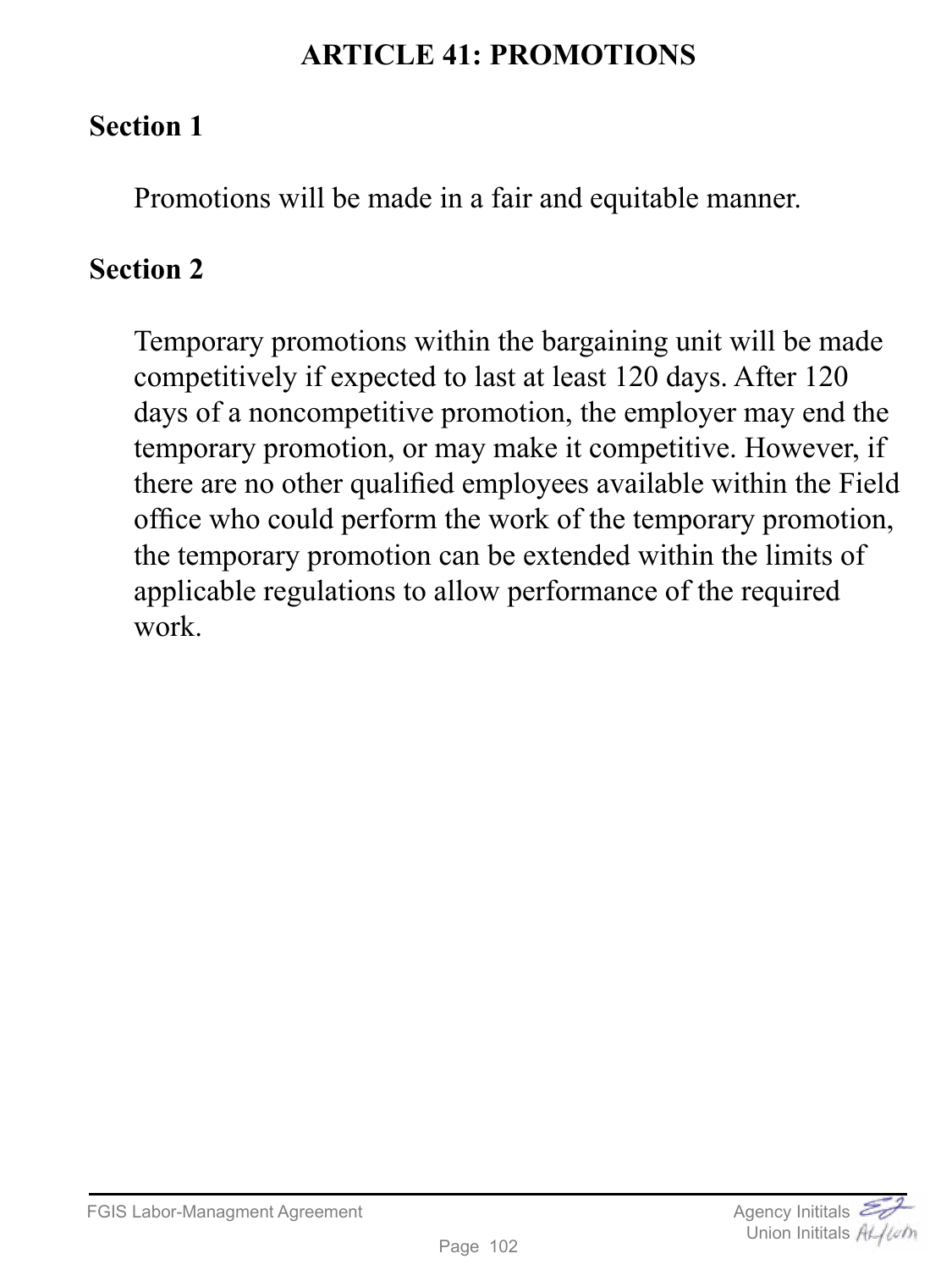# ARTICLE 41: PROMOTIONS

## Section 1

Promotions will be made in a fair and equitable manner.

## Section 2

Temporary promotions within the bargaining unit will be made competitively if expected to last at least 120 days. After 120 days of a noncompetitive promotion, the employer may end the temporary promotion, or may make it competitive. However, if there are no other qualified employees available within the Field office who could perform the work of the temporary promotion, the temporary promotion can be extended within the limits of applicable regulations to allow performance of the required work.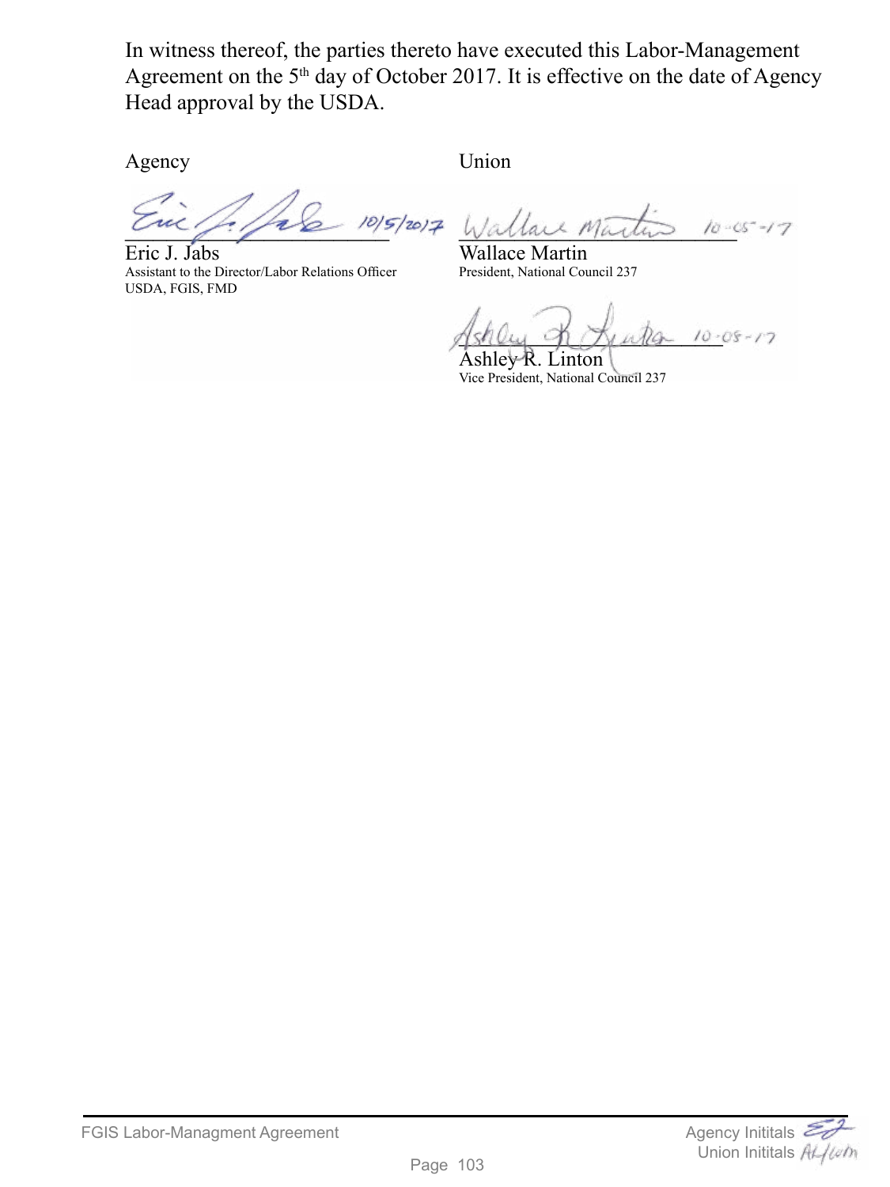In witness thereof, the parties thereto have executed this Labor-Management Agreement on the 5th day of October 2017. It is effective on the date of Agency Head approval by the USDA.

| Agency | Union |
|---|---|
| 10/5/2017 | 10-05-17 |
| Eric J. Jabs | Wallace Martin |
| Assistant to the Director/Labor Relations Officer | President, National Council 237 |
| USDA, FGIS, FMD | |
| | 10-05-17 |
| | Ashley R. Linton |
| | Vice President, National Council 237 |